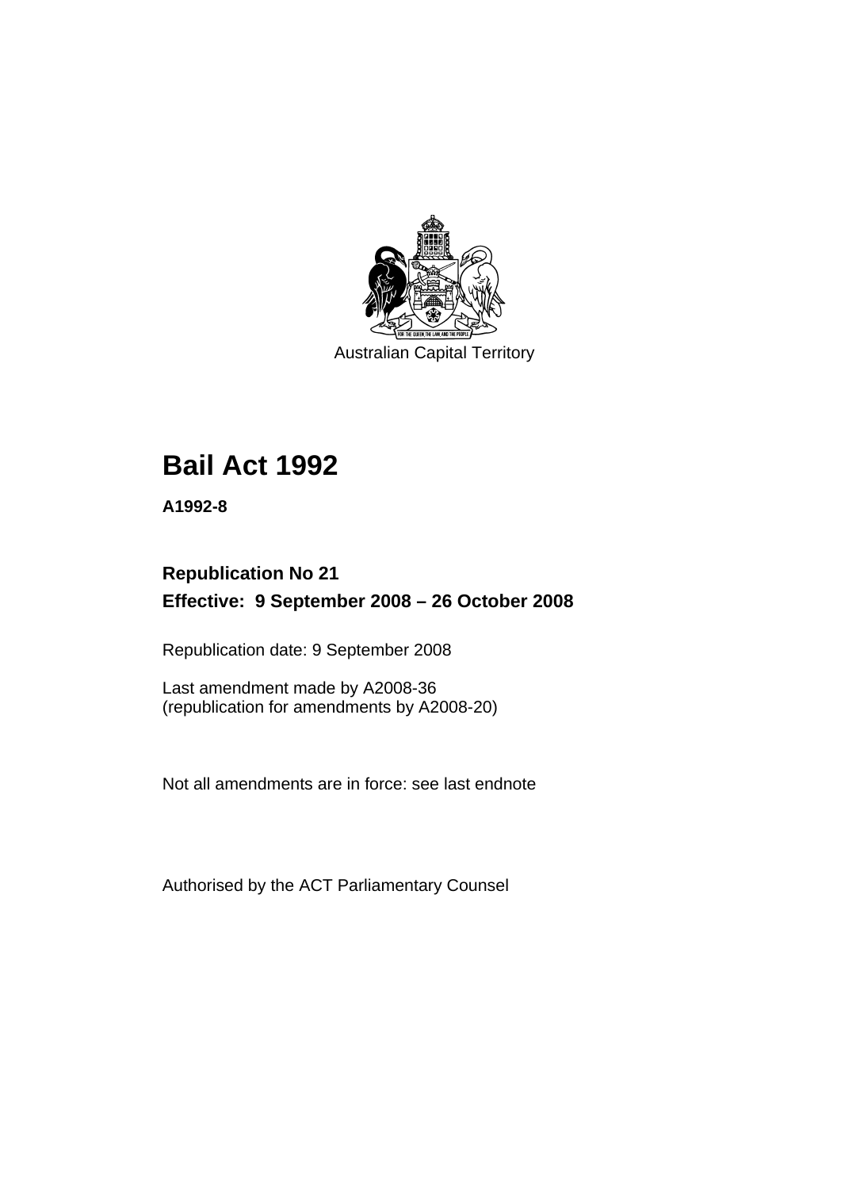Australian Capital Territory

# Bail Act 1992

**A1992-8**

**Republication No 21**

**Effective: 9 September 2008 – 26 October 2008**

Republication date: 9 September 2008

Last amendment made by A2008-36
(republication for amendments by A2008-20)

Not all amendments are in force: see last endnote

Authorised by the ACT Parliamentary Counsel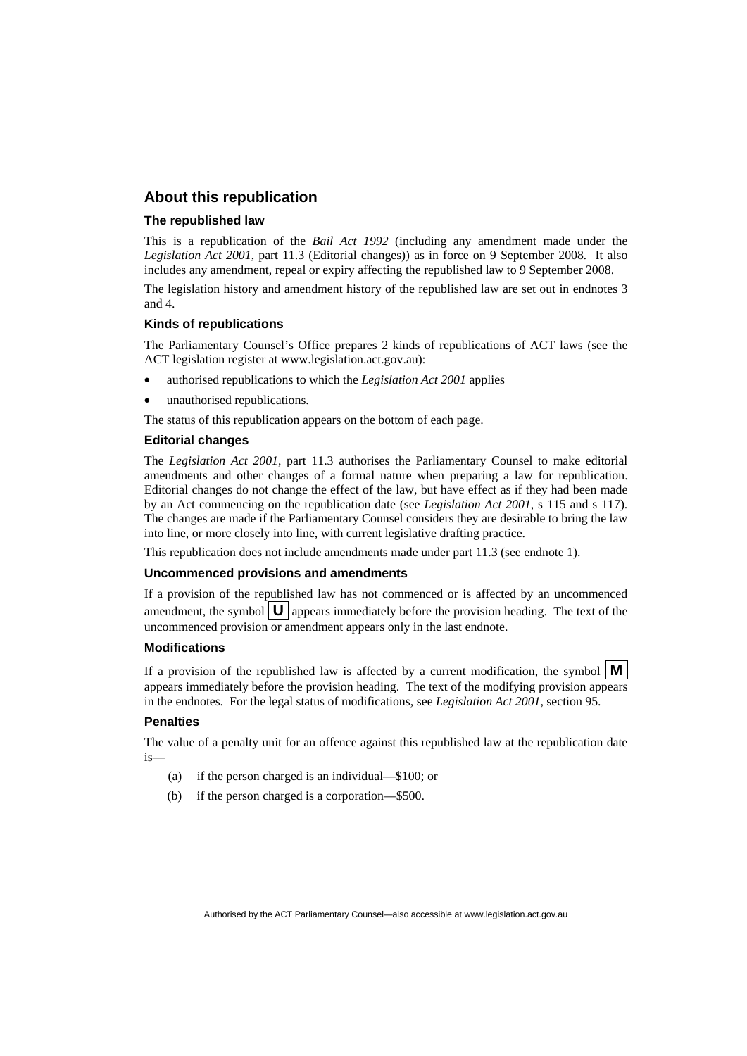## About this republication

### The republished law

This is a republication of the *Bail Act 1992* (including any amendment made under the *Legislation Act 2001*, part 11.3 (Editorial changes)) as in force on 9 September 2008*.* It also includes any amendment, repeal or expiry affecting the republished law to 9 September 2008.

The legislation history and amendment history of the republished law are set out in endnotes 3 and 4.

### Kinds of republications

The Parliamentary Counsel's Office prepares 2 kinds of republications of ACT laws (see the ACT legislation register at www.legislation.act.gov.au):

- authorised republications to which the *Legislation Act 2001* applies
- unauthorised republications.

The status of this republication appears on the bottom of each page.

### Editorial changes

The *Legislation Act 2001*, part 11.3 authorises the Parliamentary Counsel to make editorial amendments and other changes of a formal nature when preparing a law for republication. Editorial changes do not change the effect of the law, but have effect as if they had been made by an Act commencing on the republication date (see *Legislation Act 2001*, s 115 and s 117). The changes are made if the Parliamentary Counsel considers they are desirable to bring the law into line, or more closely into line, with current legislative drafting practice.

This republication does not include amendments made under part 11.3 (see endnote 1).

### Uncommenced provisions and amendments

If a provision of the republished law has not commenced or is affected by an uncommenced amendment, the symbol **U** appears immediately before the provision heading. The text of the uncommenced provision or amendment appears only in the last endnote.

### Modifications

If a provision of the republished law is affected by a current modification, the symbol **M** appears immediately before the provision heading. The text of the modifying provision appears in the endnotes. For the legal status of modifications, see *Legislation Act 2001*, section 95.

### Penalties

The value of a penalty unit for an offence against this republished law at the republication date is—

(a) if the person charged is an individual—$100; or

(b) if the person charged is a corporation—$500.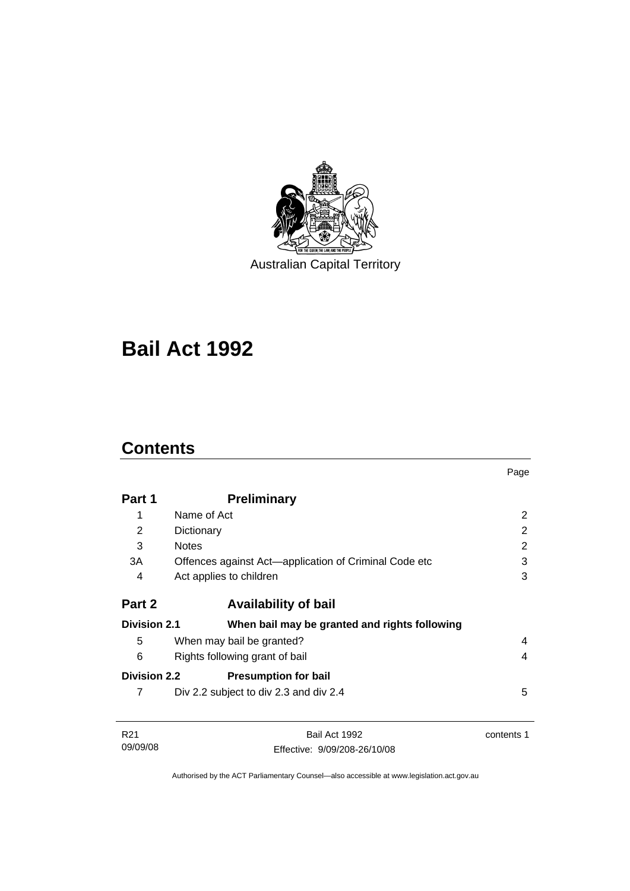Australian Capital Territory

# Bail Act 1992

## Contents

| | | Page |
|---|---|---|
| **Part 1** | **Preliminary** | |
| 1 | Name of Act | 2 |
| 2 | Dictionary | 2 |
| 3 | Notes | 2 |
| 3A | Offences against Act—application of Criminal Code etc | 3 |
| 4 | Act applies to children | 3 |
| **Part 2** | **Availability of bail** | |
| **Division 2.1** | **When bail may be granted and rights following** | |
| 5 | When may bail be granted? | 4 |
| 6 | Rights following grant of bail | 4 |
| **Division 2.2** | **Presumption for bail** | |
| 7 | Div 2.2 subject to div 2.3 and div 2.4 | 5 |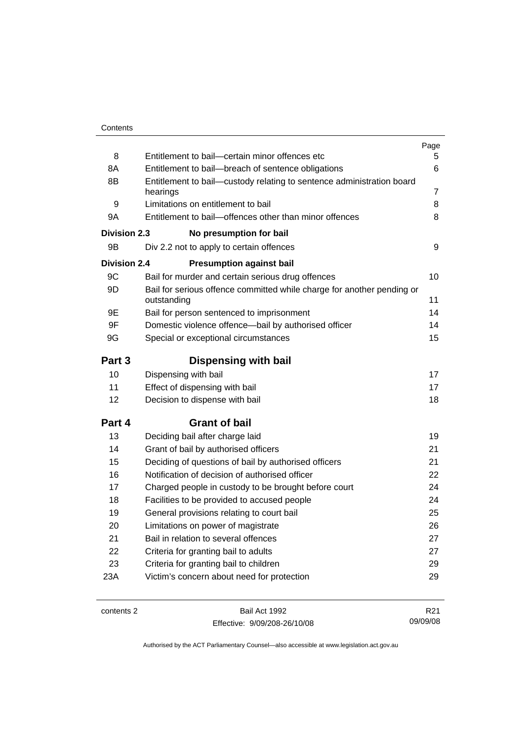| | | Page |
|---|---|---|
| 8 | Entitlement to bail—certain minor offences etc | 5 |
| 8A | Entitlement to bail—breach of sentence obligations | 6 |
| 8B | Entitlement to bail—custody relating to sentence administration board hearings | 7 |
| 9 | Limitations on entitlement to bail | 8 |
| 9A | Entitlement to bail—offences other than minor offences | 8 |
| **Division 2.3** | **No presumption for bail** | |
| 9B | Div 2.2 not to apply to certain offences | 9 |
| **Division 2.4** | **Presumption against bail** | |
| 9C | Bail for murder and certain serious drug offences | 10 |
| 9D | Bail for serious offence committed while charge for another pending or outstanding | 11 |
| 9E | Bail for person sentenced to imprisonment | 14 |
| 9F | Domestic violence offence—bail by authorised officer | 14 |
| 9G | Special or exceptional circumstances | 15 |
| **Part 3** | **Dispensing with bail** | |
| 10 | Dispensing with bail | 17 |
| 11 | Effect of dispensing with bail | 17 |
| 12 | Decision to dispense with bail | 18 |
| **Part 4** | **Grant of bail** | |
| 13 | Deciding bail after charge laid | 19 |
| 14 | Grant of bail by authorised officers | 21 |
| 15 | Deciding of questions of bail by authorised officers | 21 |
| 16 | Notification of decision of authorised officer | 22 |
| 17 | Charged people in custody to be brought before court | 24 |
| 18 | Facilities to be provided to accused people | 24 |
| 19 | General provisions relating to court bail | 25 |
| 20 | Limitations on power of magistrate | 26 |
| 21 | Bail in relation to several offences | 27 |
| 22 | Criteria for granting bail to adults | 27 |
| 23 | Criteria for granting bail to children | 29 |
| 23A | Victim's concern about need for protection | 29 |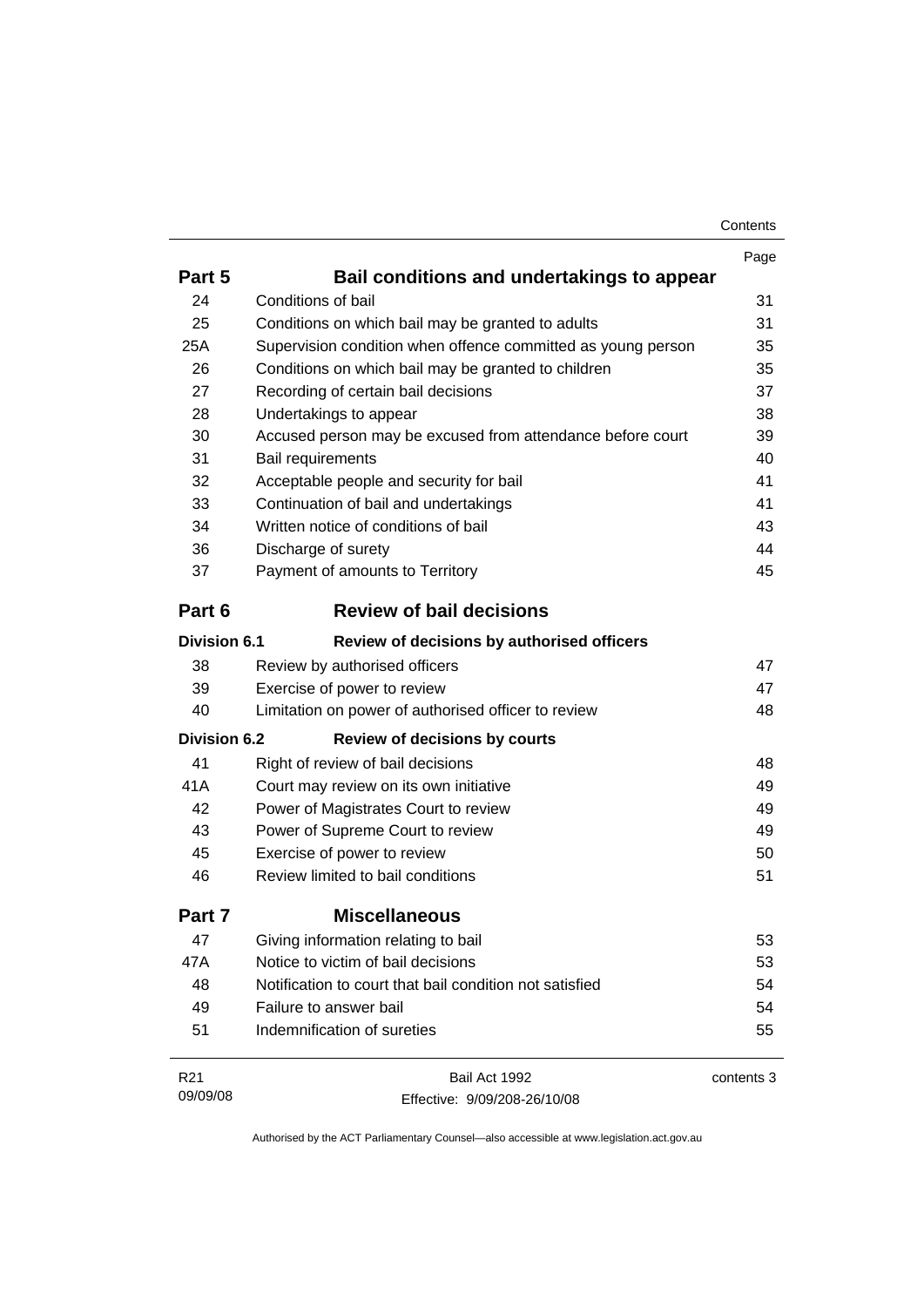| | | Page |
|---|---|---|
| **Part 5** | **Bail conditions and undertakings to appear** | |
| 24 | Conditions of bail | 31 |
| 25 | Conditions on which bail may be granted to adults | 31 |
| 25A | Supervision condition when offence committed as young person | 35 |
| 26 | Conditions on which bail may be granted to children | 35 |
| 27 | Recording of certain bail decisions | 37 |
| 28 | Undertakings to appear | 38 |
| 30 | Accused person may be excused from attendance before court | 39 |
| 31 | Bail requirements | 40 |
| 32 | Acceptable people and security for bail | 41 |
| 33 | Continuation of bail and undertakings | 41 |
| 34 | Written notice of conditions of bail | 43 |
| 36 | Discharge of surety | 44 |
| 37 | Payment of amounts to Territory | 45 |
| **Part 6** | **Review of bail decisions** | |
| **Division 6.1** | **Review of decisions by authorised officers** | |
| 38 | Review by authorised officers | 47 |
| 39 | Exercise of power to review | 47 |
| 40 | Limitation on power of authorised officer to review | 48 |
| **Division 6.2** | **Review of decisions by courts** | |
| 41 | Right of review of bail decisions | 48 |
| 41A | Court may review on its own initiative | 49 |
| 42 | Power of Magistrates Court to review | 49 |
| 43 | Power of Supreme Court to review | 49 |
| 45 | Exercise of power to review | 50 |
| 46 | Review limited to bail conditions | 51 |
| **Part 7** | **Miscellaneous** | |
| 47 | Giving information relating to bail | 53 |
| 47A | Notice to victim of bail decisions | 53 |
| 48 | Notification to court that bail condition not satisfied | 54 |
| 49 | Failure to answer bail | 54 |
| 51 | Indemnification of sureties | 55 |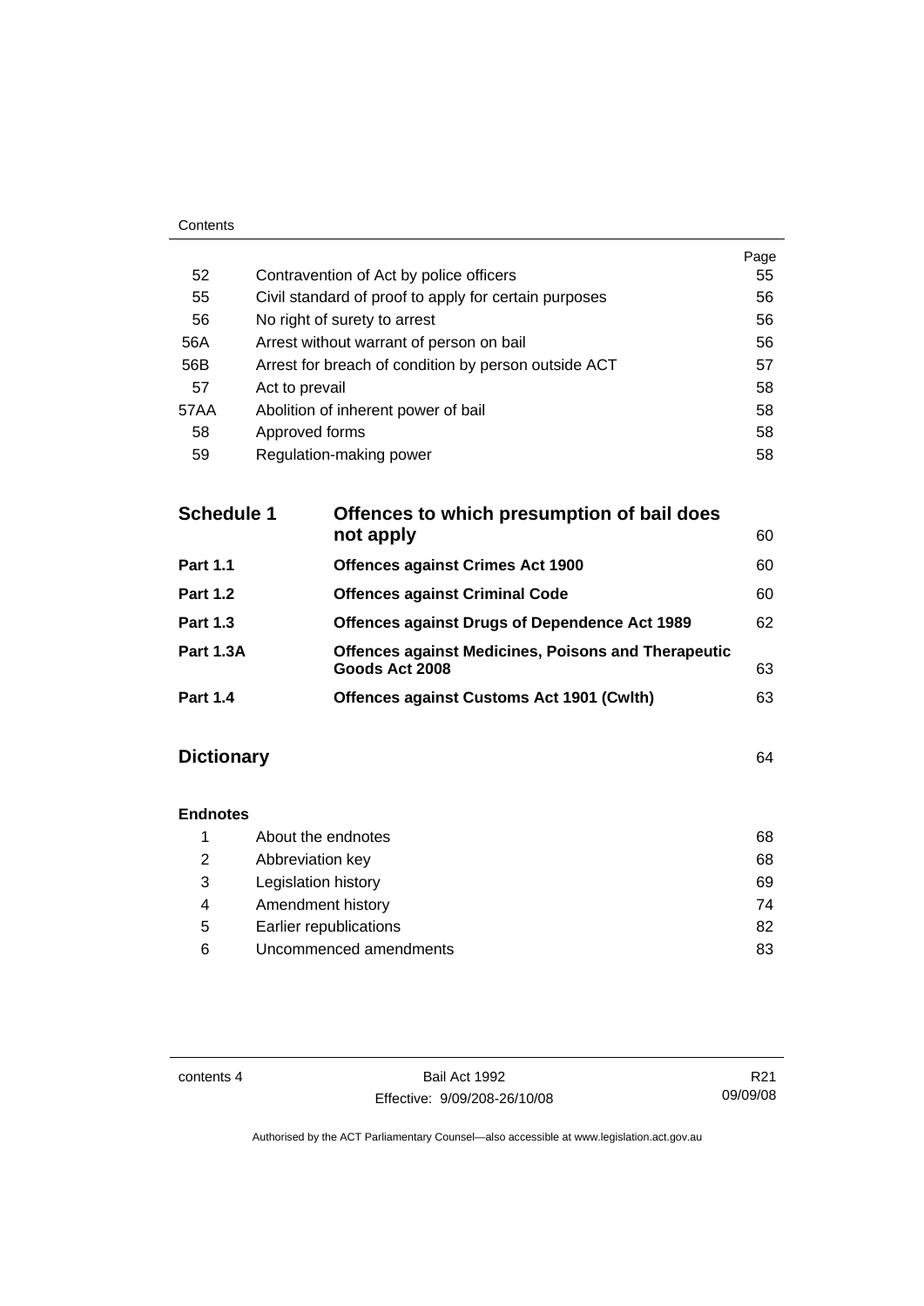| | | Page |
|---|---|---|
| 52 | Contravention of Act by police officers | 55 |
| 55 | Civil standard of proof to apply for certain purposes | 56 |
| 56 | No right of surety to arrest | 56 |
| 56A | Arrest without warrant of person on bail | 56 |
| 56B | Arrest for breach of condition by person outside ACT | 57 |
| 57 | Act to prevail | 58 |
| 57AA | Abolition of inherent power of bail | 58 |
| 58 | Approved forms | 58 |
| 59 | Regulation-making power | 58 |

| | | |
|---|---|---|
| **Schedule 1** | **Offences to which presumption of bail does not apply** | 60 |
| **Part 1.1** | **Offences against Crimes Act 1900** | 60 |
| **Part 1.2** | **Offences against Criminal Code** | 60 |
| **Part 1.3** | **Offences against Drugs of Dependence Act 1989** | 62 |
| **Part 1.3A** | **Offences against Medicines, Poisons and Therapeutic Goods Act 2008** | 63 |
| **Part 1.4** | **Offences against Customs Act 1901 (Cwlth)** | 63 |

**Dictionary** 64

**Endnotes**

| | | |
|---|---|---|
| 1 | About the endnotes | 68 |
| 2 | Abbreviation key | 68 |
| 3 | Legislation history | 69 |
| 4 | Amendment history | 74 |
| 5 | Earlier republications | 82 |
| 6 | Uncommenced amendments | 83 |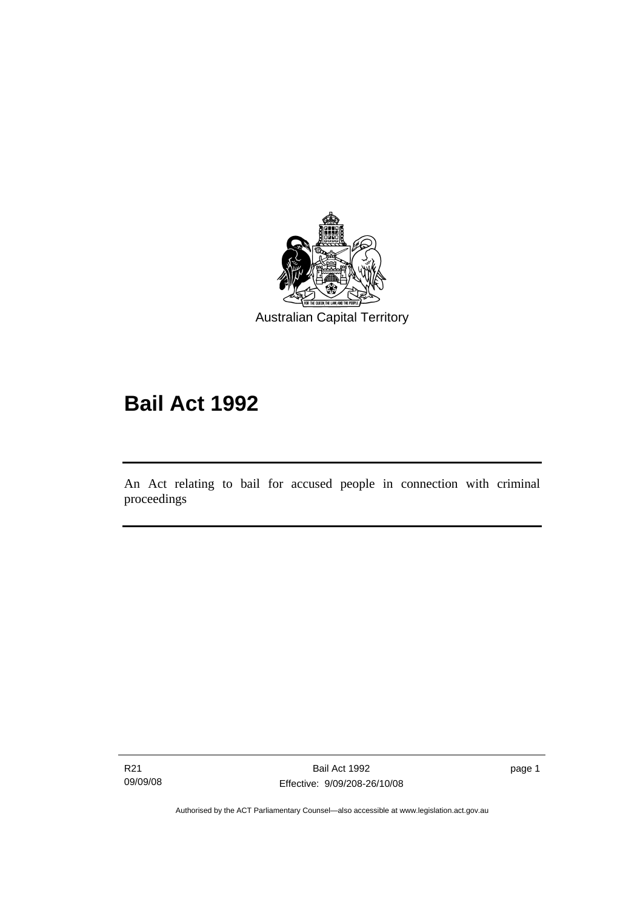Australian Capital Territory

# Bail Act 1992

An Act relating to bail for accused people in connection with criminal proceedings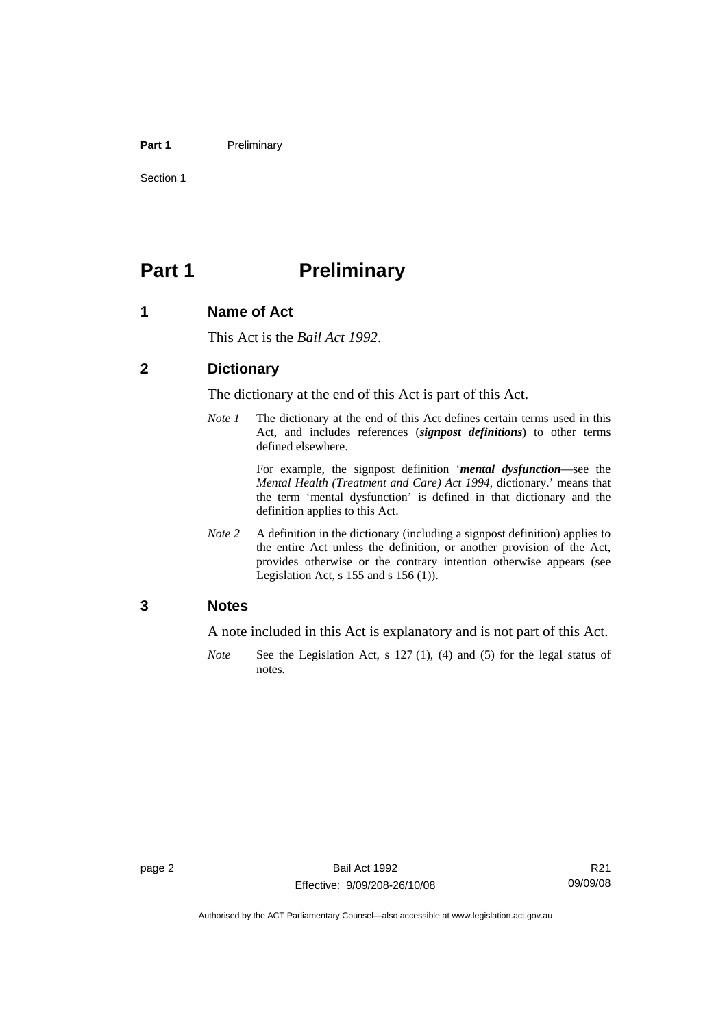# Part 1 Preliminary

## 1 Name of Act

This Act is the *Bail Act 1992*.

## 2 Dictionary

The dictionary at the end of this Act is part of this Act.

*Note 1* The dictionary at the end of this Act defines certain terms used in this Act, and includes references (***signpost definitions***) to other terms defined elsewhere.

For example, the signpost definition '***mental dysfunction***—see the *Mental Health (Treatment and Care) Act 1994*, dictionary.' means that the term 'mental dysfunction' is defined in that dictionary and the definition applies to this Act.

*Note 2* A definition in the dictionary (including a signpost definition) applies to the entire Act unless the definition, or another provision of the Act, provides otherwise or the contrary intention otherwise appears (see Legislation Act, s 155 and s 156 (1)).

## 3 Notes

A note included in this Act is explanatory and is not part of this Act.

*Note* See the Legislation Act, s 127 (1), (4) and (5) for the legal status of notes.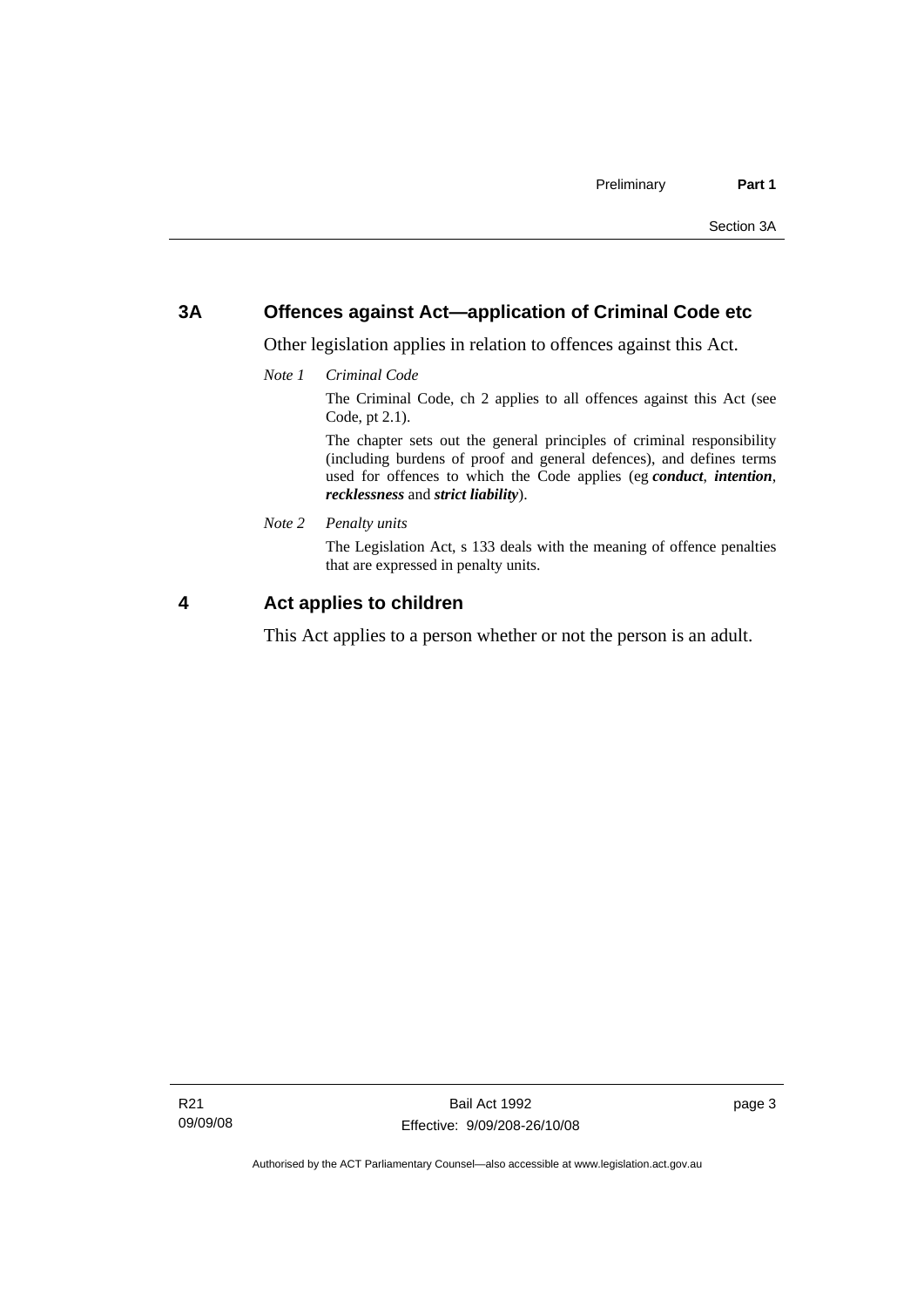## 3A Offences against Act—application of Criminal Code etc

Other legislation applies in relation to offences against this Act.

*Note 1 Criminal Code*

The Criminal Code, ch 2 applies to all offences against this Act (see Code, pt 2.1).

The chapter sets out the general principles of criminal responsibility (including burdens of proof and general defences), and defines terms used for offences to which the Code applies (eg ***conduct***, ***intention***, ***recklessness*** and ***strict liability***).

*Note 2 Penalty units*

The Legislation Act, s 133 deals with the meaning of offence penalties that are expressed in penalty units.

## 4 Act applies to children

This Act applies to a person whether or not the person is an adult.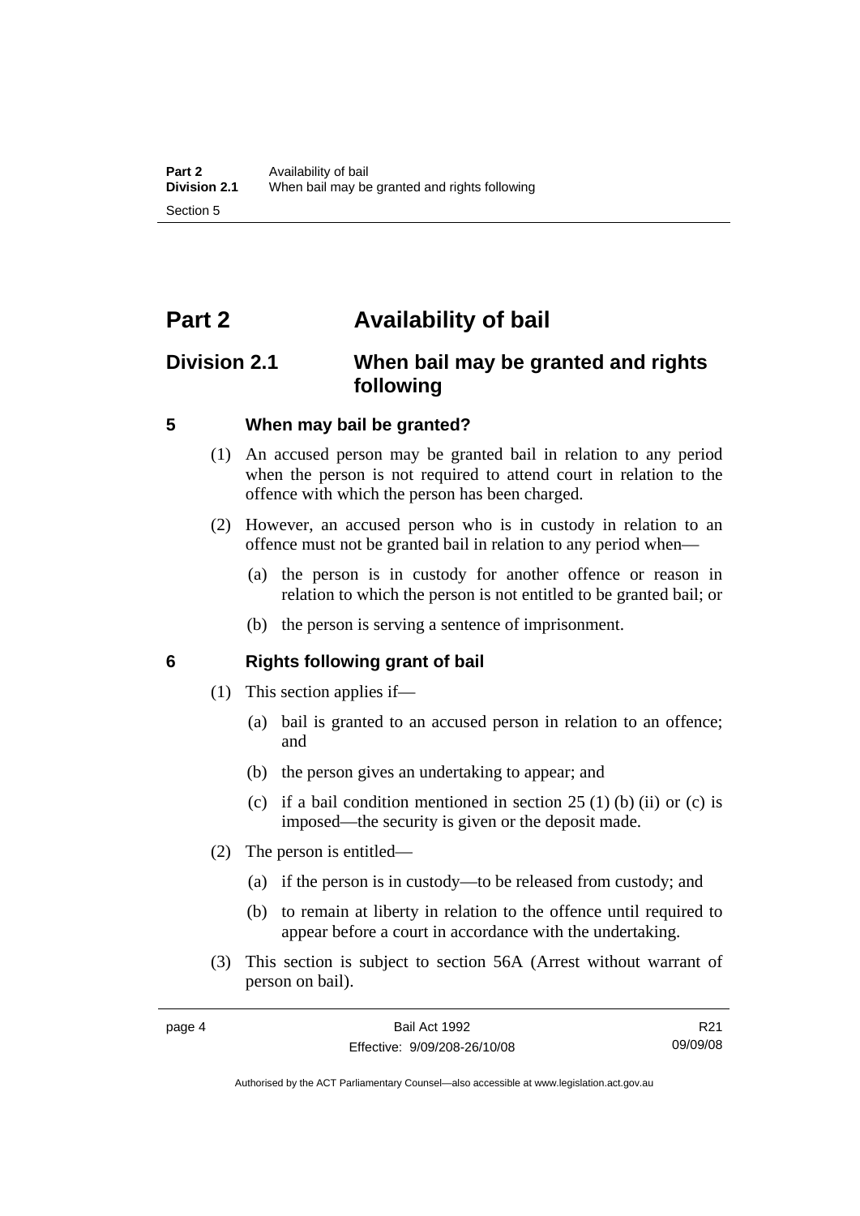# Part 2 Availability of bail

## Division 2.1 When bail may be granted and rights following

### 5 When may bail be granted?

(1) An accused person may be granted bail in relation to any period when the person is not required to attend court in relation to the offence with which the person has been charged.

(2) However, an accused person who is in custody in relation to an offence must not be granted bail in relation to any period when—

(a) the person is in custody for another offence or reason in relation to which the person is not entitled to be granted bail; or

(b) the person is serving a sentence of imprisonment.

### 6 Rights following grant of bail

(1) This section applies if—

(a) bail is granted to an accused person in relation to an offence; and

(b) the person gives an undertaking to appear; and

(c) if a bail condition mentioned in section 25 (1) (b) (ii) or (c) is imposed—the security is given or the deposit made.

(2) The person is entitled—

(a) if the person is in custody—to be released from custody; and

(b) to remain at liberty in relation to the offence until required to appear before a court in accordance with the undertaking.

(3) This section is subject to section 56A (Arrest without warrant of person on bail).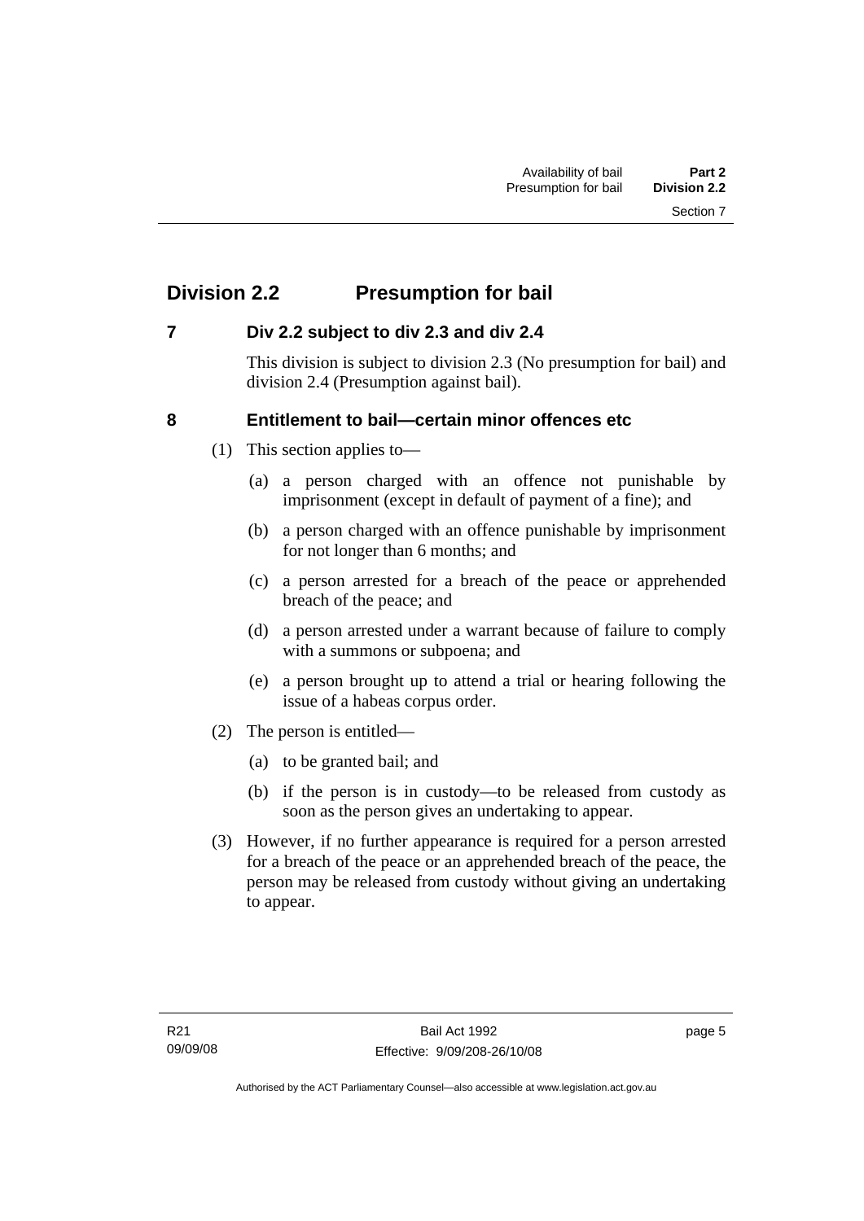## Division 2.2 Presumption for bail

### 7 Div 2.2 subject to div 2.3 and div 2.4

This division is subject to division 2.3 (No presumption for bail) and division 2.4 (Presumption against bail).

### 8 Entitlement to bail—certain minor offences etc

(1) This section applies to—

(a) a person charged with an offence not punishable by imprisonment (except in default of payment of a fine); and

(b) a person charged with an offence punishable by imprisonment for not longer than 6 months; and

(c) a person arrested for a breach of the peace or apprehended breach of the peace; and

(d) a person arrested under a warrant because of failure to comply with a summons or subpoena; and

(e) a person brought up to attend a trial or hearing following the issue of a habeas corpus order.

(2) The person is entitled—

(a) to be granted bail; and

(b) if the person is in custody—to be released from custody as soon as the person gives an undertaking to appear.

(3) However, if no further appearance is required for a person arrested for a breach of the peace or an apprehended breach of the peace, the person may be released from custody without giving an undertaking to appear.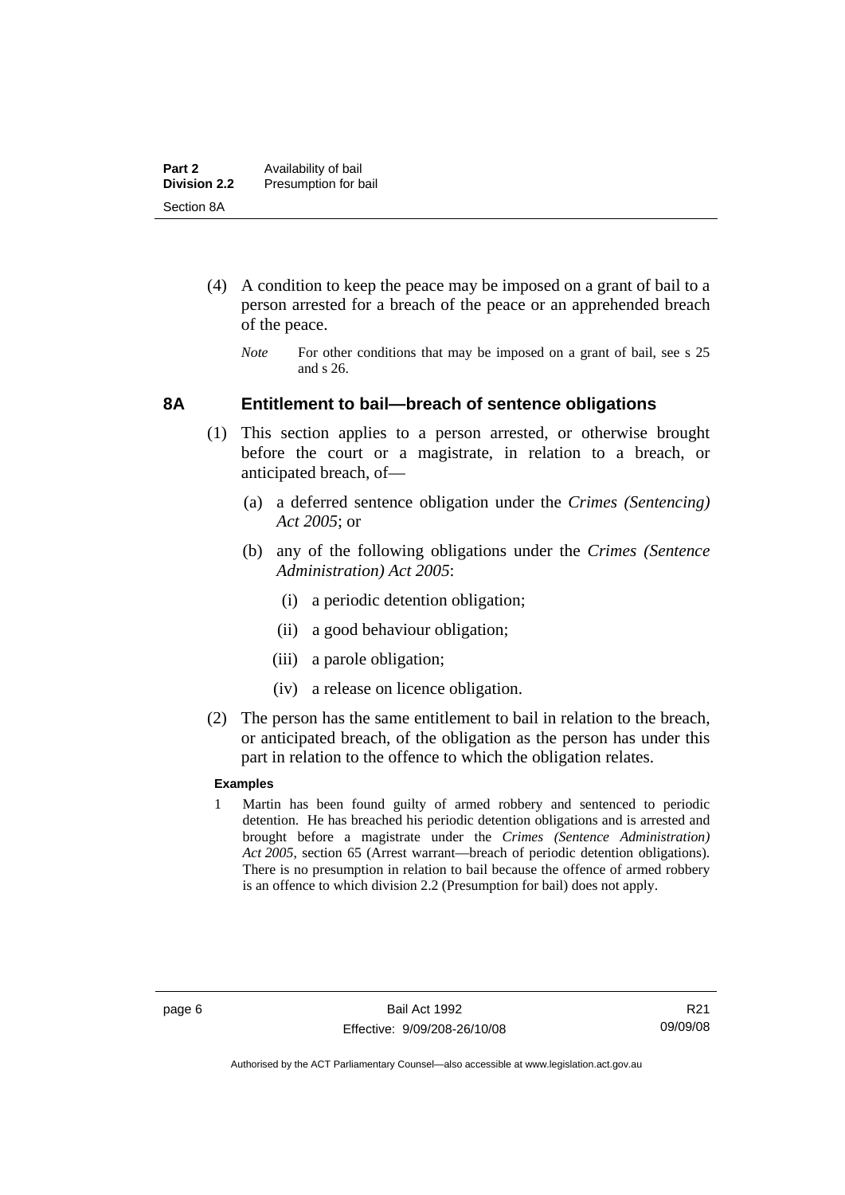(4) A condition to keep the peace may be imposed on a grant of bail to a person arrested for a breach of the peace or an apprehended breach of the peace.

*Note* For other conditions that may be imposed on a grant of bail, see s 25 and s 26.

## 8A Entitlement to bail—breach of sentence obligations

(1) This section applies to a person arrested, or otherwise brought before the court or a magistrate, in relation to a breach, or anticipated breach, of—

(a) a deferred sentence obligation under the *Crimes (Sentencing) Act 2005*; or

(b) any of the following obligations under the *Crimes (Sentence Administration) Act 2005*:

(i) a periodic detention obligation;

(ii) a good behaviour obligation;

(iii) a parole obligation;

(iv) a release on licence obligation.

(2) The person has the same entitlement to bail in relation to the breach, or anticipated breach, of the obligation as the person has under this part in relation to the offence to which the obligation relates.

**Examples**

1 Martin has been found guilty of armed robbery and sentenced to periodic detention. He has breached his periodic detention obligations and is arrested and brought before a magistrate under the *Crimes (Sentence Administration) Act 2005*, section 65 (Arrest warrant—breach of periodic detention obligations). There is no presumption in relation to bail because the offence of armed robbery is an offence to which division 2.2 (Presumption for bail) does not apply.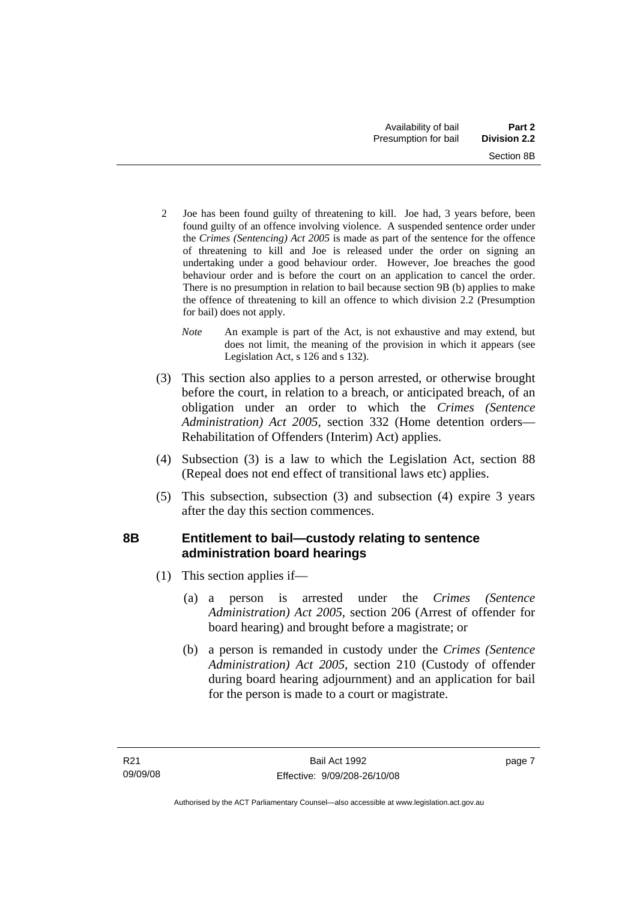2 Joe has been found guilty of threatening to kill. Joe had, 3 years before, been found guilty of an offence involving violence. A suspended sentence order under the *Crimes (Sentencing) Act 2005* is made as part of the sentence for the offence of threatening to kill and Joe is released under the order on signing an undertaking under a good behaviour order. However, Joe breaches the good behaviour order and is before the court on an application to cancel the order. There is no presumption in relation to bail because section 9B (b) applies to make the offence of threatening to kill an offence to which division 2.2 (Presumption for bail) does not apply.

*Note* An example is part of the Act, is not exhaustive and may extend, but does not limit, the meaning of the provision in which it appears (see Legislation Act, s 126 and s 132).

(3) This section also applies to a person arrested, or otherwise brought before the court, in relation to a breach, or anticipated breach, of an obligation under an order to which the *Crimes (Sentence Administration) Act 2005*, section 332 (Home detention orders—Rehabilitation of Offenders (Interim) Act) applies.

(4) Subsection (3) is a law to which the Legislation Act, section 88 (Repeal does not end effect of transitional laws etc) applies.

(5) This subsection, subsection (3) and subsection (4) expire 3 years after the day this section commences.

## 8B Entitlement to bail—custody relating to sentence administration board hearings

(1) This section applies if—

(a) a person is arrested under the *Crimes (Sentence Administration) Act 2005*, section 206 (Arrest of offender for board hearing) and brought before a magistrate; or

(b) a person is remanded in custody under the *Crimes (Sentence Administration) Act 2005*, section 210 (Custody of offender during board hearing adjournment) and an application for bail for the person is made to a court or magistrate.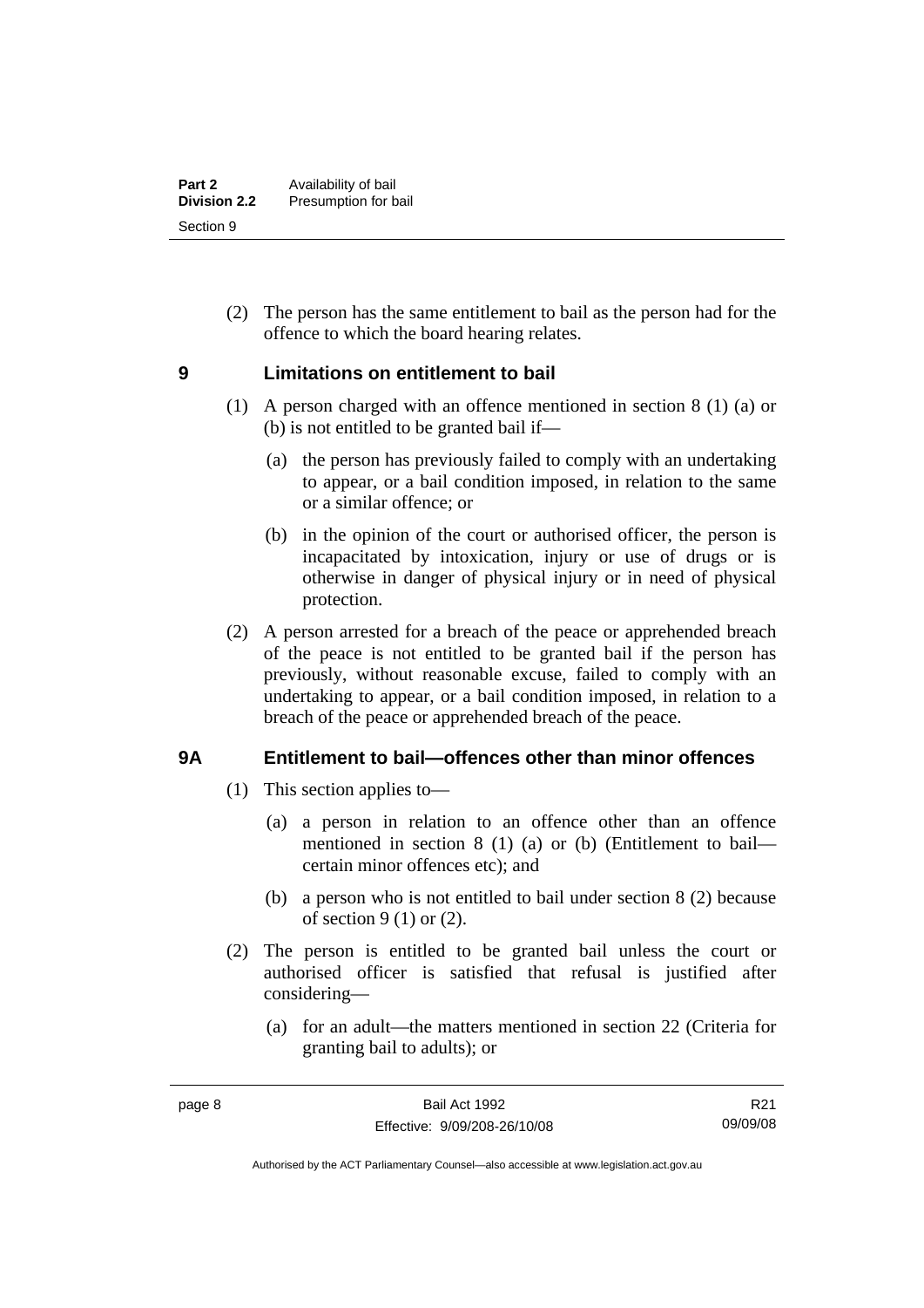(2) The person has the same entitlement to bail as the person had for the offence to which the board hearing relates.

## 9 Limitations on entitlement to bail

(1) A person charged with an offence mentioned in section 8 (1) (a) or (b) is not entitled to be granted bail if—

(a) the person has previously failed to comply with an undertaking to appear, or a bail condition imposed, in relation to the same or a similar offence; or

(b) in the opinion of the court or authorised officer, the person is incapacitated by intoxication, injury or use of drugs or is otherwise in danger of physical injury or in need of physical protection.

(2) A person arrested for a breach of the peace or apprehended breach of the peace is not entitled to be granted bail if the person has previously, without reasonable excuse, failed to comply with an undertaking to appear, or a bail condition imposed, in relation to a breach of the peace or apprehended breach of the peace.

## 9A Entitlement to bail—offences other than minor offences

(1) This section applies to—

(a) a person in relation to an offence other than an offence mentioned in section 8 (1) (a) or (b) (Entitlement to bail—certain minor offences etc); and

(b) a person who is not entitled to bail under section 8 (2) because of section 9 (1) or (2).

(2) The person is entitled to be granted bail unless the court or authorised officer is satisfied that refusal is justified after considering—

(a) for an adult—the matters mentioned in section 22 (Criteria for granting bail to adults); or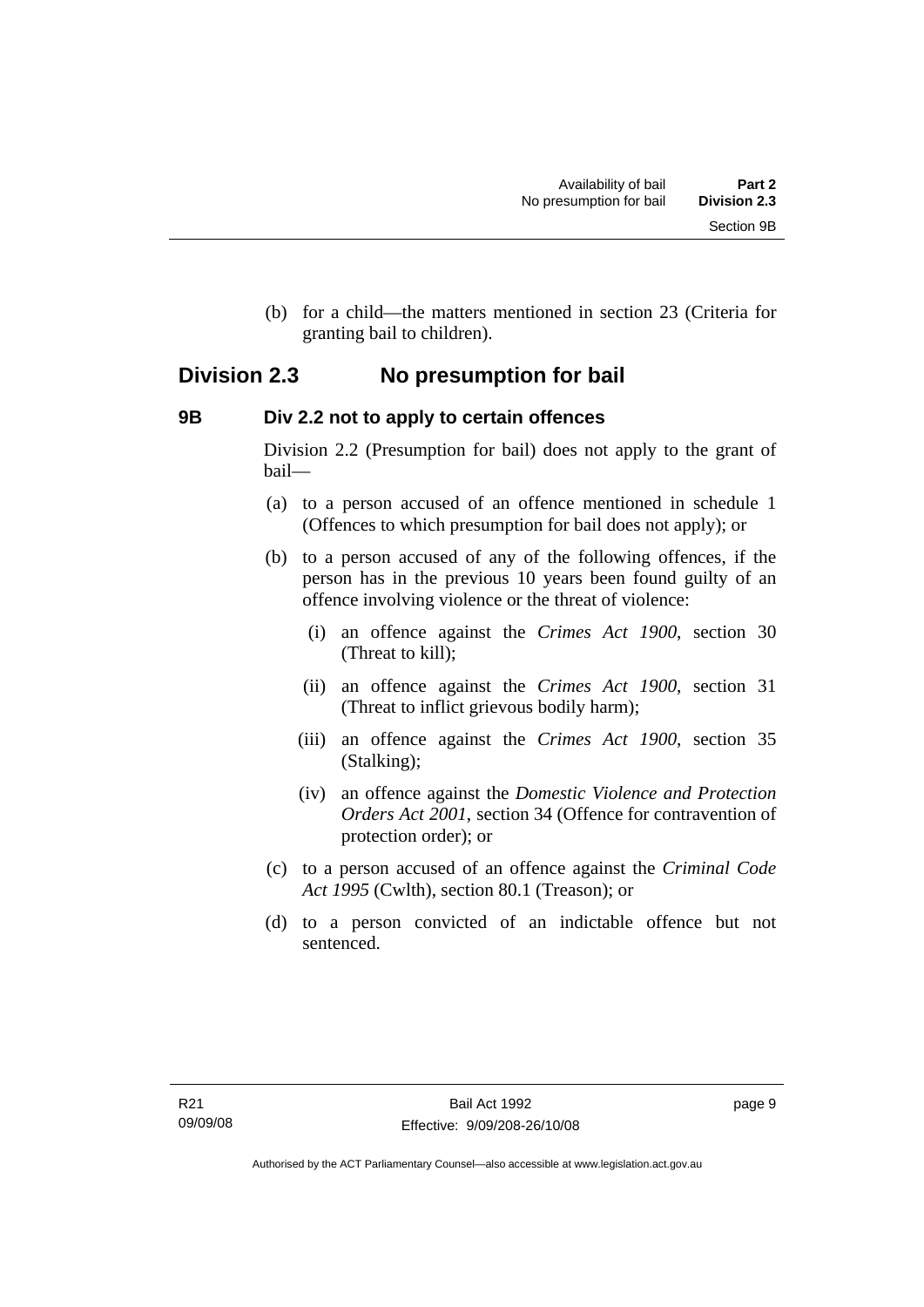(b) for a child—the matters mentioned in section 23 (Criteria for granting bail to children).

## Division 2.3 No presumption for bail

### 9B Div 2.2 not to apply to certain offences

Division 2.2 (Presumption for bail) does not apply to the grant of bail—

(a) to a person accused of an offence mentioned in schedule 1 (Offences to which presumption for bail does not apply); or

(b) to a person accused of any of the following offences, if the person has in the previous 10 years been found guilty of an offence involving violence or the threat of violence:

(i) an offence against the *Crimes Act 1900*, section 30 (Threat to kill);

(ii) an offence against the *Crimes Act 1900*, section 31 (Threat to inflict grievous bodily harm);

(iii) an offence against the *Crimes Act 1900*, section 35 (Stalking);

(iv) an offence against the *Domestic Violence and Protection Orders Act 2001*, section 34 (Offence for contravention of protection order); or

(c) to a person accused of an offence against the *Criminal Code Act 1995* (Cwlth), section 80.1 (Treason); or

(d) to a person convicted of an indictable offence but not sentenced.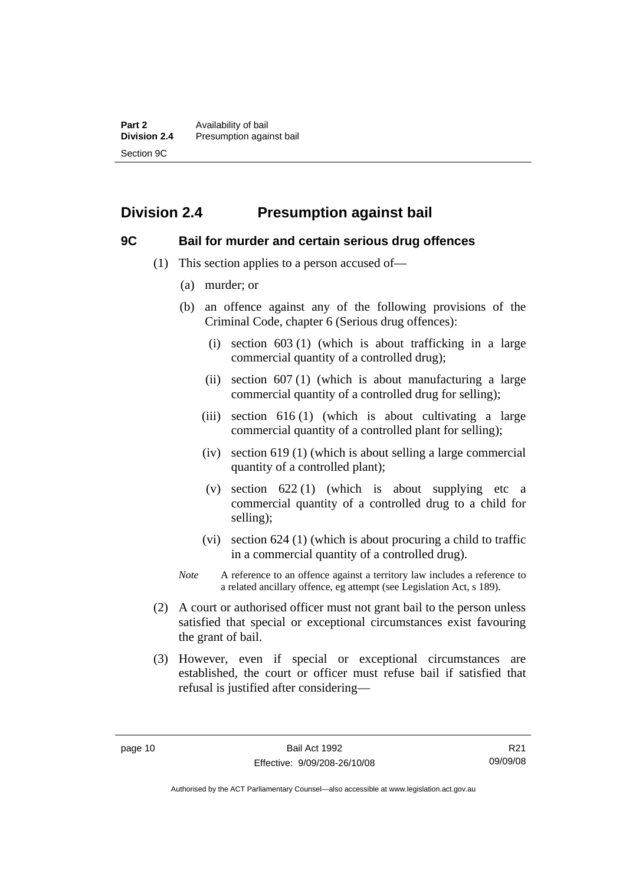# Division 2.4 Presumption against bail

## 9C Bail for murder and certain serious drug offences

(1) This section applies to a person accused of—

(a) murder; or

(b) an offence against any of the following provisions of the Criminal Code, chapter 6 (Serious drug offences):

(i) section 603 (1) (which is about trafficking in a large commercial quantity of a controlled drug);

(ii) section 607 (1) (which is about manufacturing a large commercial quantity of a controlled drug for selling);

(iii) section 616 (1) (which is about cultivating a large commercial quantity of a controlled plant for selling);

(iv) section 619 (1) (which is about selling a large commercial quantity of a controlled plant);

(v) section 622 (1) (which is about supplying etc a commercial quantity of a controlled drug to a child for selling);

(vi) section 624 (1) (which is about procuring a child to traffic in a commercial quantity of a controlled drug).

*Note* A reference to an offence against a territory law includes a reference to a related ancillary offence, eg attempt (see Legislation Act, s 189).

(2) A court or authorised officer must not grant bail to the person unless satisfied that special or exceptional circumstances exist favouring the grant of bail.

(3) However, even if special or exceptional circumstances are established, the court or officer must refuse bail if satisfied that refusal is justified after considering—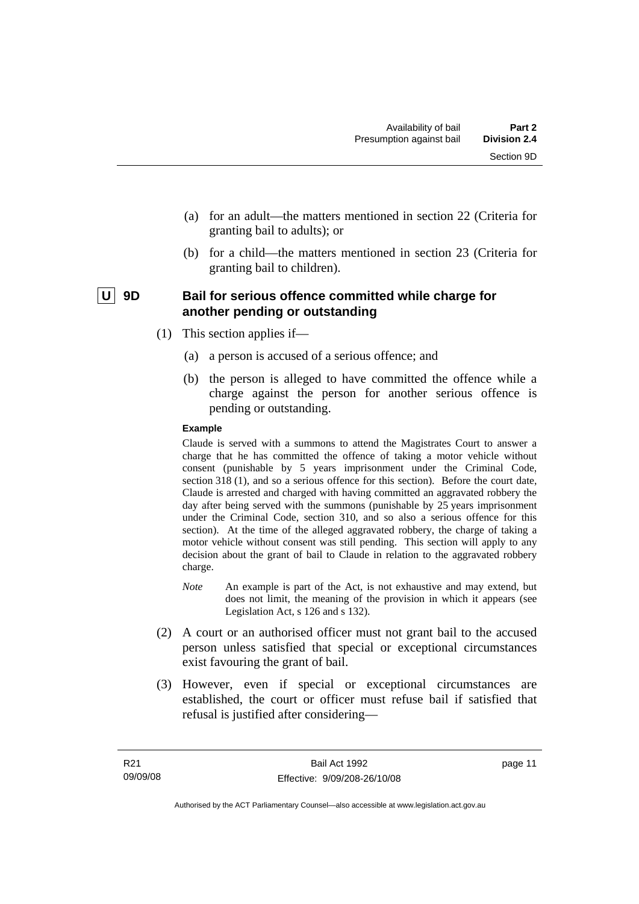(a) for an adult—the matters mentioned in section 22 (Criteria for granting bail to adults); or

(b) for a child—the matters mentioned in section 23 (Criteria for granting bail to children).

### U 9D Bail for serious offence committed while charge for another pending or outstanding

(1) This section applies if—

(a) a person is accused of a serious offence; and

(b) the person is alleged to have committed the offence while a charge against the person for another serious offence is pending or outstanding.

**Example**

Claude is served with a summons to attend the Magistrates Court to answer a charge that he has committed the offence of taking a motor vehicle without consent (punishable by 5 years imprisonment under the Criminal Code, section 318 (1), and so a serious offence for this section). Before the court date, Claude is arrested and charged with having committed an aggravated robbery the day after being served with the summons (punishable by 25 years imprisonment under the Criminal Code, section 310, and so also a serious offence for this section). At the time of the alleged aggravated robbery, the charge of taking a motor vehicle without consent was still pending. This section will apply to any decision about the grant of bail to Claude in relation to the aggravated robbery charge.

*Note* An example is part of the Act, is not exhaustive and may extend, but does not limit, the meaning of the provision in which it appears (see Legislation Act, s 126 and s 132).

(2) A court or an authorised officer must not grant bail to the accused person unless satisfied that special or exceptional circumstances exist favouring the grant of bail.

(3) However, even if special or exceptional circumstances are established, the court or officer must refuse bail if satisfied that refusal is justified after considering—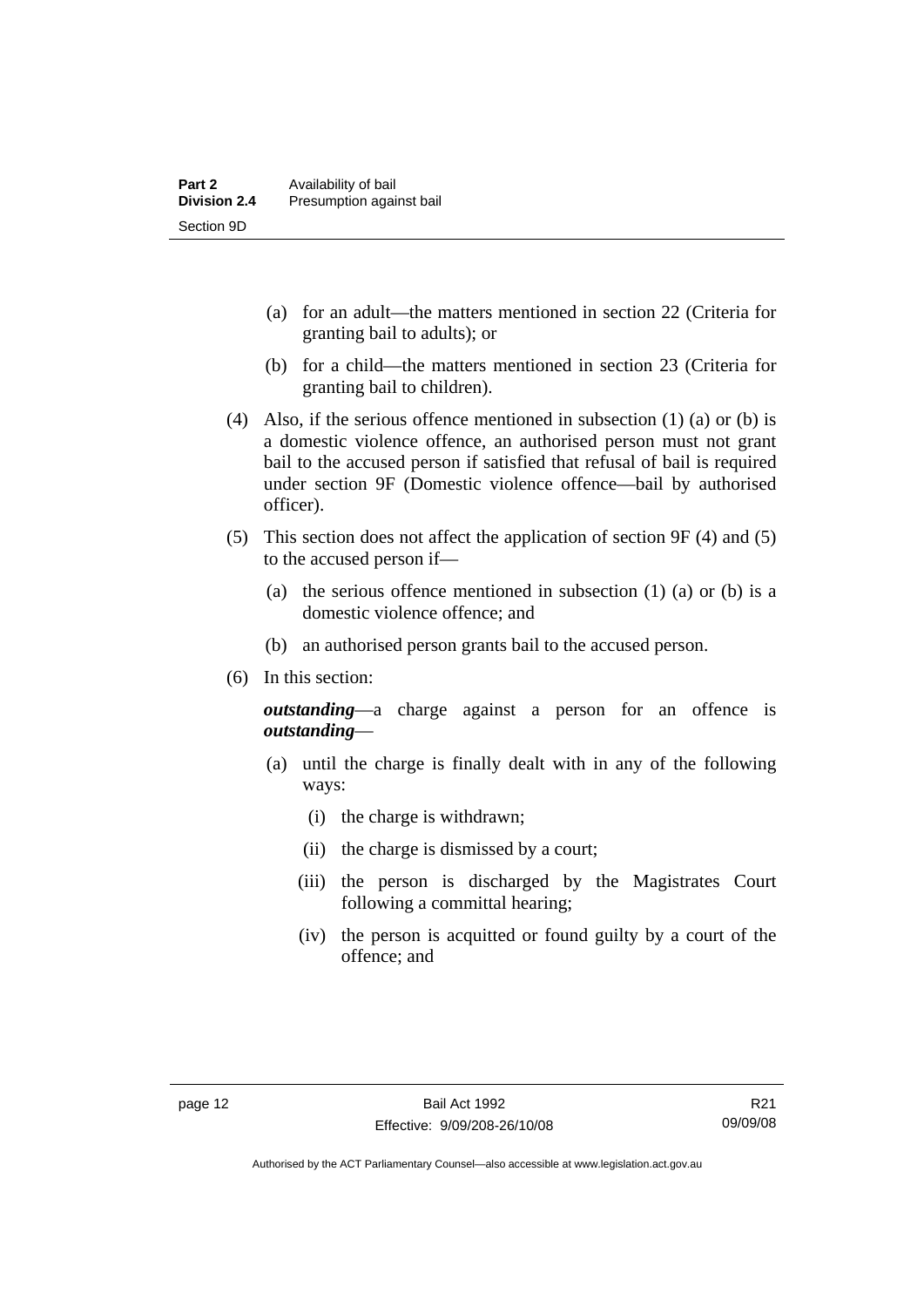(a) for an adult—the matters mentioned in section 22 (Criteria for granting bail to adults); or

(b) for a child—the matters mentioned in section 23 (Criteria for granting bail to children).

(4) Also, if the serious offence mentioned in subsection (1) (a) or (b) is a domestic violence offence, an authorised person must not grant bail to the accused person if satisfied that refusal of bail is required under section 9F (Domestic violence offence—bail by authorised officer).

(5) This section does not affect the application of section 9F (4) and (5) to the accused person if—

(a) the serious offence mentioned in subsection (1) (a) or (b) is a domestic violence offence; and

(b) an authorised person grants bail to the accused person.

(6) In this section:

***outstanding***—a charge against a person for an offence is ***outstanding***—

(a) until the charge is finally dealt with in any of the following ways:

(i) the charge is withdrawn;

(ii) the charge is dismissed by a court;

(iii) the person is discharged by the Magistrates Court following a committal hearing;

(iv) the person is acquitted or found guilty by a court of the offence; and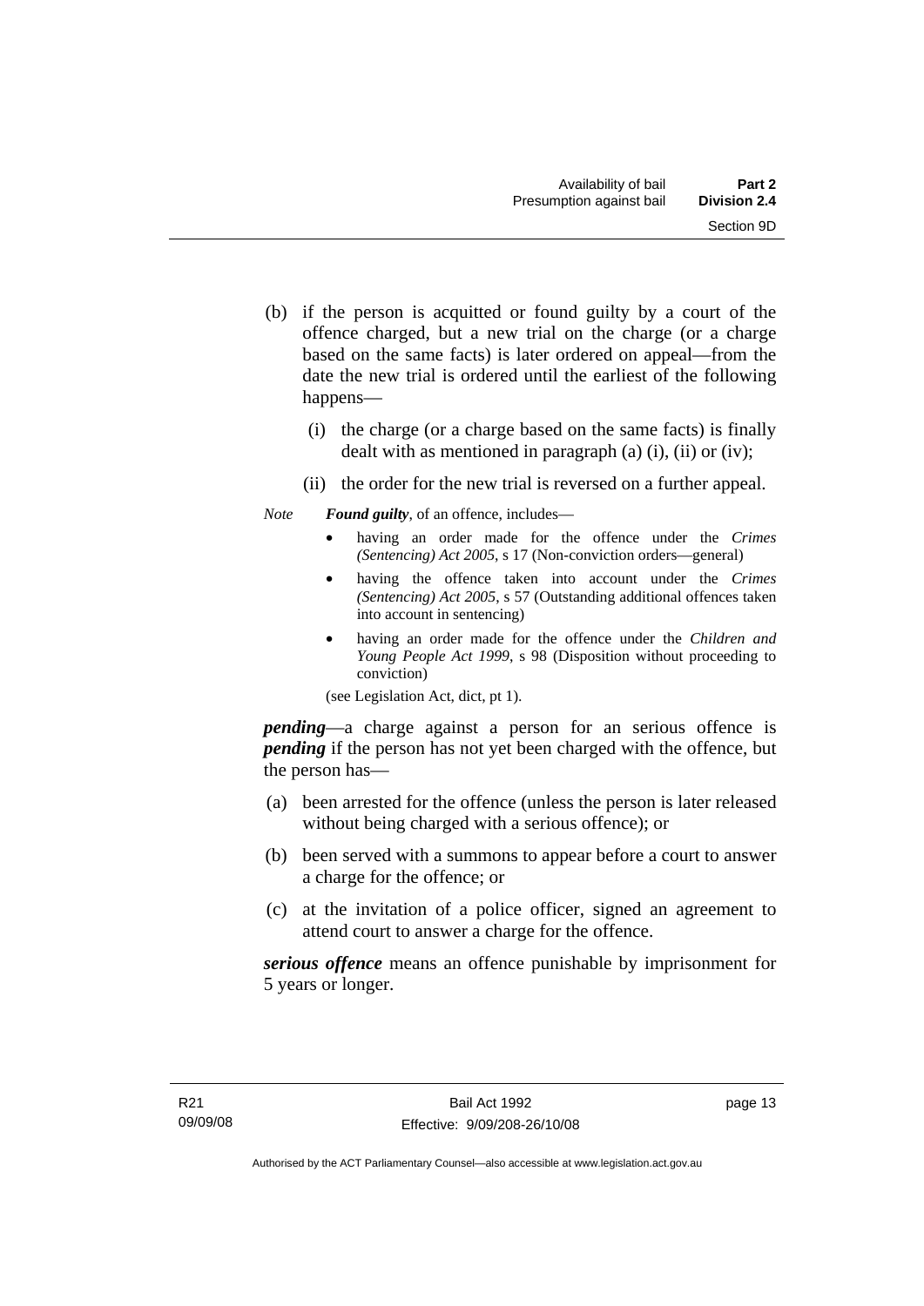(b) if the person is acquitted or found guilty by a court of the offence charged, but a new trial on the charge (or a charge based on the same facts) is later ordered on appeal—from the date the new trial is ordered until the earliest of the following happens—

  (i) the charge (or a charge based on the same facts) is finally dealt with as mentioned in paragraph (a) (i), (ii) or (iv);

  (ii) the order for the new trial is reversed on a further appeal.

*Note* ***Found guilty***, of an offence, includes—

- having an order made for the offence under the *Crimes (Sentencing) Act 2005*, s 17 (Non-conviction orders—general)
- having the offence taken into account under the *Crimes (Sentencing) Act 2005*, s 57 (Outstanding additional offences taken into account in sentencing)
- having an order made for the offence under the *Children and Young People Act 1999*, s 98 (Disposition without proceeding to conviction)

(see Legislation Act, dict, pt 1).

***pending***—a charge against a person for an serious offence is ***pending*** if the person has not yet been charged with the offence, but the person has—

(a) been arrested for the offence (unless the person is later released without being charged with a serious offence); or

(b) been served with a summons to appear before a court to answer a charge for the offence; or

(c) at the invitation of a police officer, signed an agreement to attend court to answer a charge for the offence.

***serious offence*** means an offence punishable by imprisonment for 5 years or longer.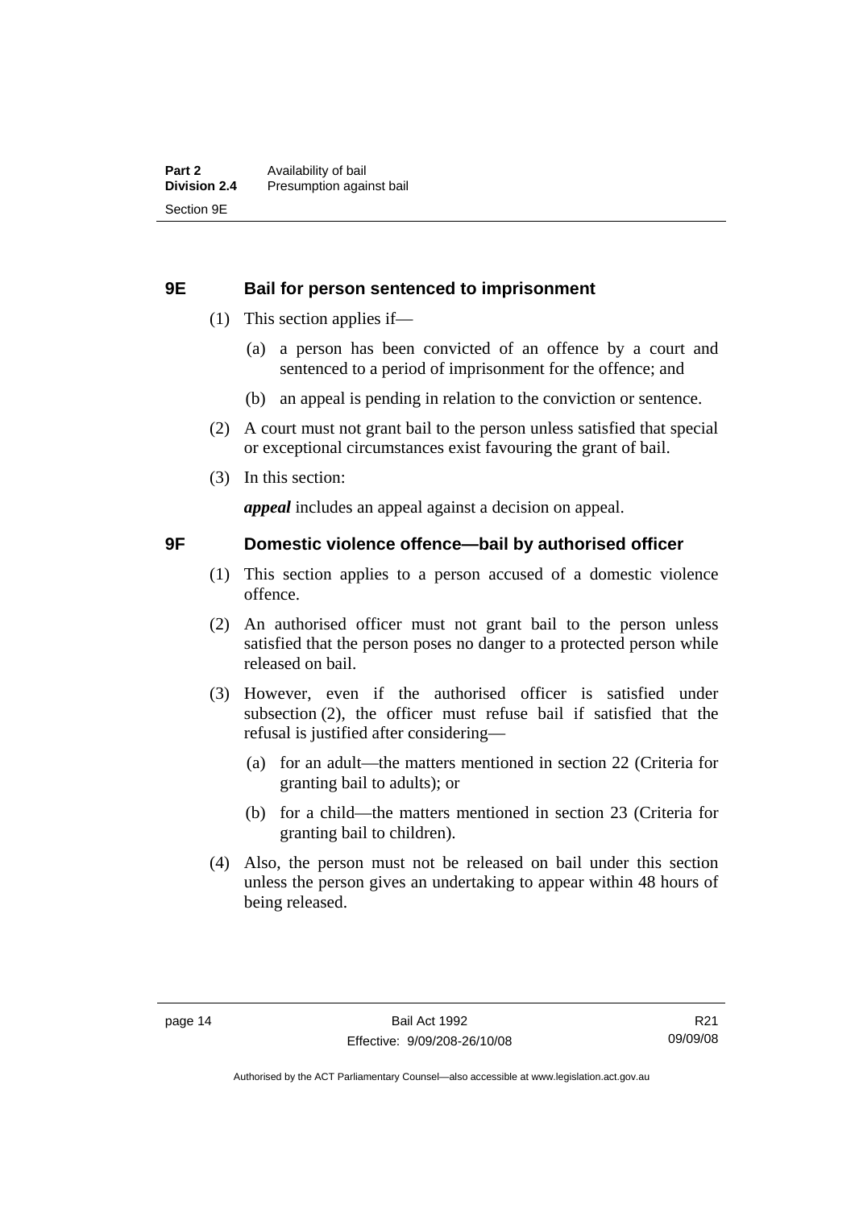## 9E Bail for person sentenced to imprisonment

(1) This section applies if—

(a) a person has been convicted of an offence by a court and sentenced to a period of imprisonment for the offence; and

(b) an appeal is pending in relation to the conviction or sentence.

(2) A court must not grant bail to the person unless satisfied that special or exceptional circumstances exist favouring the grant of bail.

(3) In this section:

***appeal*** includes an appeal against a decision on appeal.

## 9F Domestic violence offence—bail by authorised officer

(1) This section applies to a person accused of a domestic violence offence.

(2) An authorised officer must not grant bail to the person unless satisfied that the person poses no danger to a protected person while released on bail.

(3) However, even if the authorised officer is satisfied under subsection (2), the officer must refuse bail if satisfied that the refusal is justified after considering—

(a) for an adult—the matters mentioned in section 22 (Criteria for granting bail to adults); or

(b) for a child—the matters mentioned in section 23 (Criteria for granting bail to children).

(4) Also, the person must not be released on bail under this section unless the person gives an undertaking to appear within 48 hours of being released.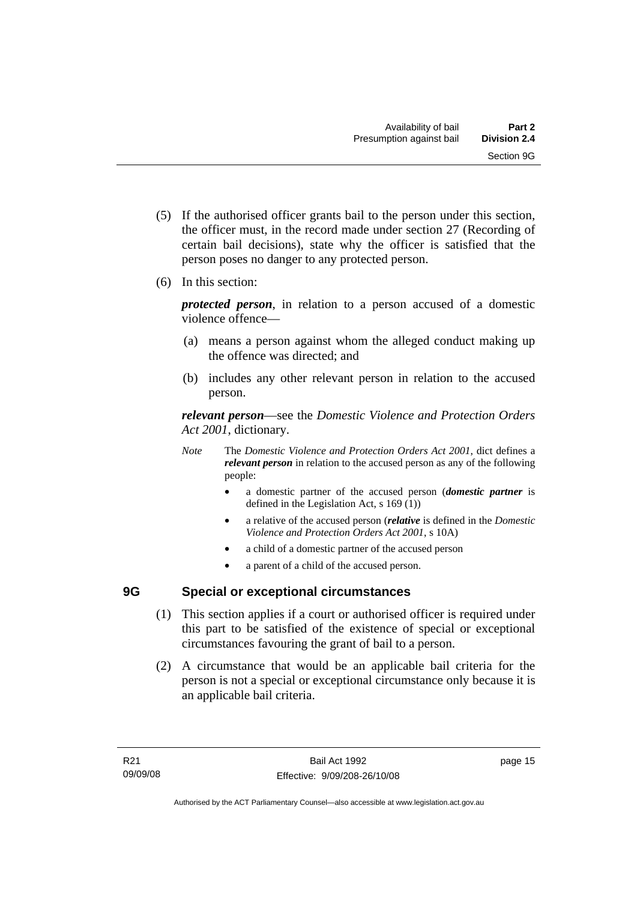(5) If the authorised officer grants bail to the person under this section, the officer must, in the record made under section 27 (Recording of certain bail decisions), state why the officer is satisfied that the person poses no danger to any protected person.

(6) In this section:

***protected person***, in relation to a person accused of a domestic violence offence—

(a) means a person against whom the alleged conduct making up the offence was directed; and

(b) includes any other relevant person in relation to the accused person.

***relevant person***—see the *Domestic Violence and Protection Orders Act 2001*, dictionary.

*Note* The *Domestic Violence and Protection Orders Act 2001*, dict defines a ***relevant person*** in relation to the accused person as any of the following people:

- a domestic partner of the accused person (***domestic partner*** is defined in the Legislation Act, s 169 (1))
- a relative of the accused person (***relative*** is defined in the *Domestic Violence and Protection Orders Act 2001*, s 10A)
- a child of a domestic partner of the accused person
- a parent of a child of the accused person.

## 9G Special or exceptional circumstances

(1) This section applies if a court or authorised officer is required under this part to be satisfied of the existence of special or exceptional circumstances favouring the grant of bail to a person.

(2) A circumstance that would be an applicable bail criteria for the person is not a special or exceptional circumstance only because it is an applicable bail criteria.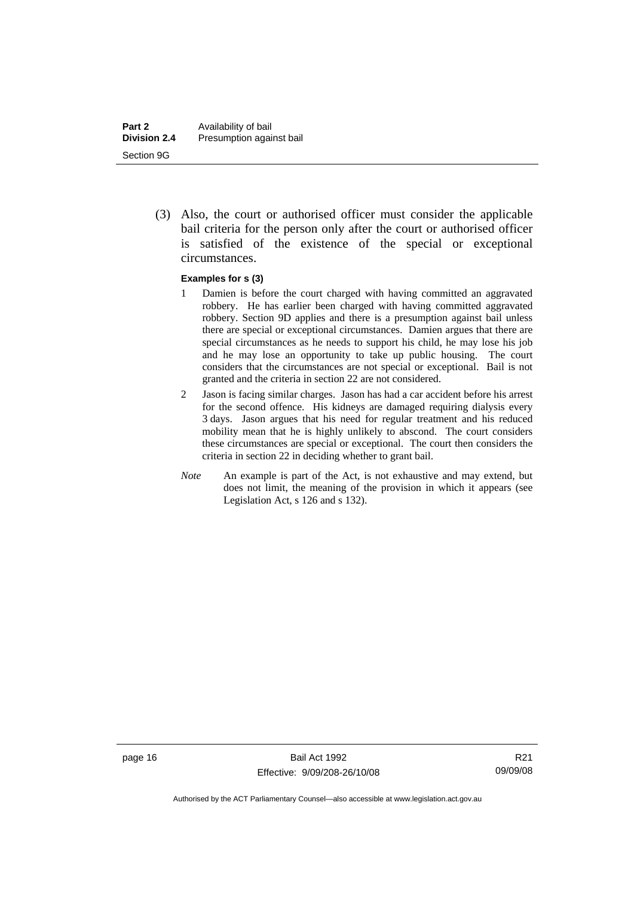(3) Also, the court or authorised officer must consider the applicable bail criteria for the person only after the court or authorised officer is satisfied of the existence of the special or exceptional circumstances.

**Examples for s (3)**

1. Damien is before the court charged with having committed an aggravated robbery. He has earlier been charged with having committed aggravated robbery. Section 9D applies and there is a presumption against bail unless there are special or exceptional circumstances. Damien argues that there are special circumstances as he needs to support his child, he may lose his job and he may lose an opportunity to take up public housing. The court considers that the circumstances are not special or exceptional. Bail is not granted and the criteria in section 22 are not considered.
2. Jason is facing similar charges. Jason has had a car accident before his arrest for the second offence. His kidneys are damaged requiring dialysis every 3 days. Jason argues that his need for regular treatment and his reduced mobility mean that he is highly unlikely to abscond. The court considers these circumstances are special or exceptional. The court then considers the criteria in section 22 in deciding whether to grant bail.

*Note* An example is part of the Act, is not exhaustive and may extend, but does not limit, the meaning of the provision in which it appears (see Legislation Act, s 126 and s 132).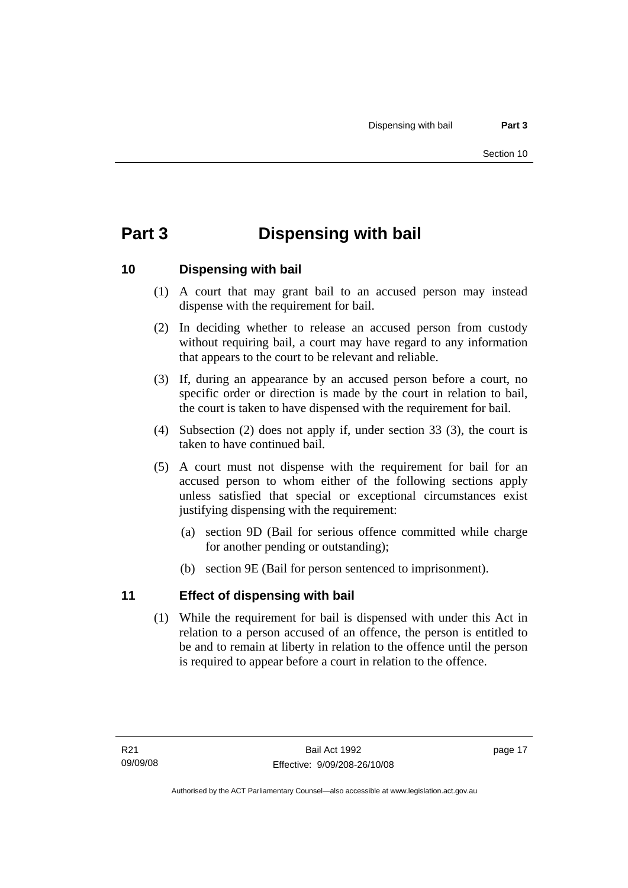# Part 3 Dispensing with bail

## 10 Dispensing with bail

(1) A court that may grant bail to an accused person may instead dispense with the requirement for bail.

(2) In deciding whether to release an accused person from custody without requiring bail, a court may have regard to any information that appears to the court to be relevant and reliable.

(3) If, during an appearance by an accused person before a court, no specific order or direction is made by the court in relation to bail, the court is taken to have dispensed with the requirement for bail.

(4) Subsection (2) does not apply if, under section 33 (3), the court is taken to have continued bail.

(5) A court must not dispense with the requirement for bail for an accused person to whom either of the following sections apply unless satisfied that special or exceptional circumstances exist justifying dispensing with the requirement:

(a) section 9D (Bail for serious offence committed while charge for another pending or outstanding);

(b) section 9E (Bail for person sentenced to imprisonment).

## 11 Effect of dispensing with bail

(1) While the requirement for bail is dispensed with under this Act in relation to a person accused of an offence, the person is entitled to be and to remain at liberty in relation to the offence until the person is required to appear before a court in relation to the offence.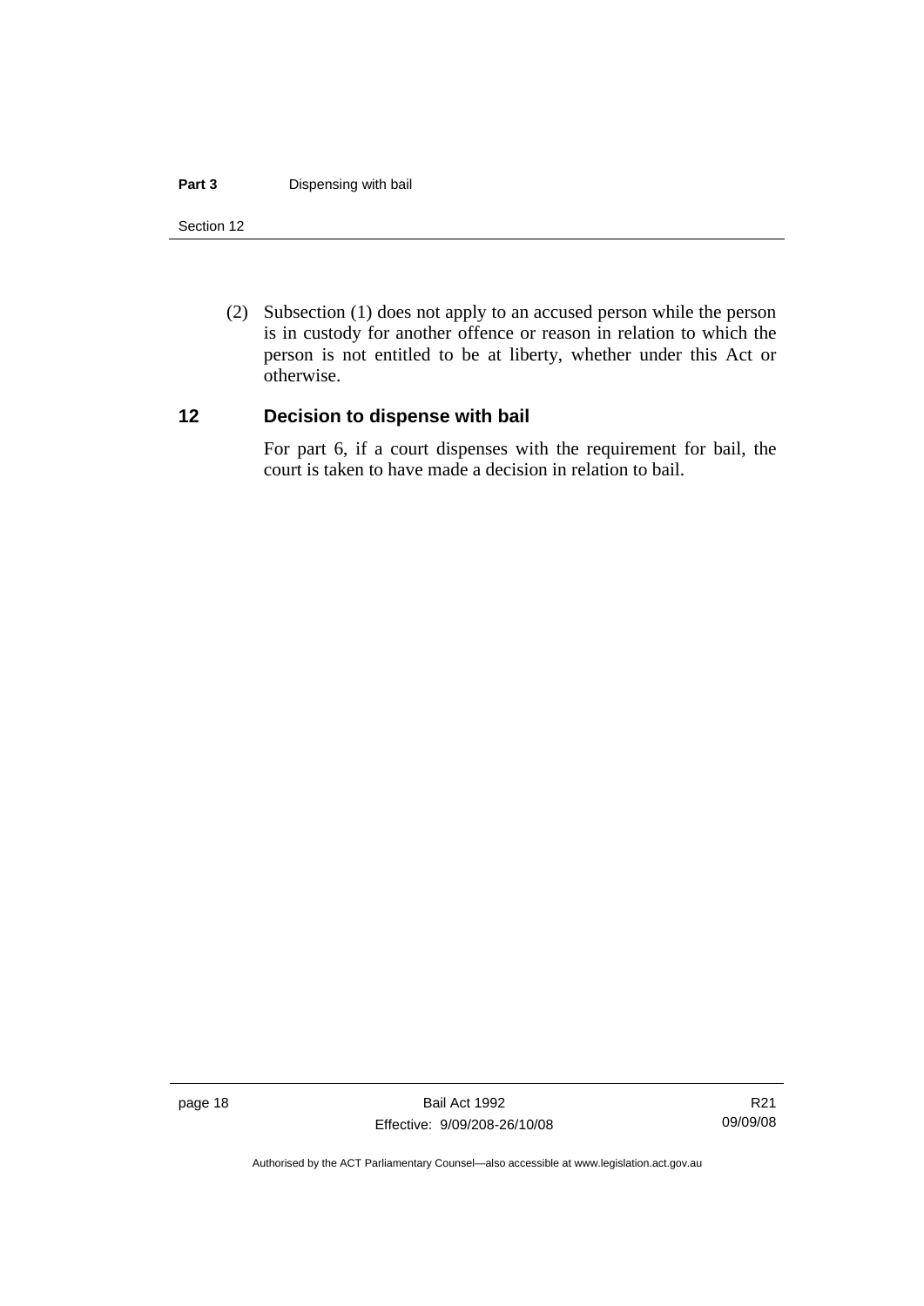(2) Subsection (1) does not apply to an accused person while the person is in custody for another offence or reason in relation to which the person is not entitled to be at liberty, whether under this Act or otherwise.

## 12 Decision to dispense with bail

For part 6, if a court dispenses with the requirement for bail, the court is taken to have made a decision in relation to bail.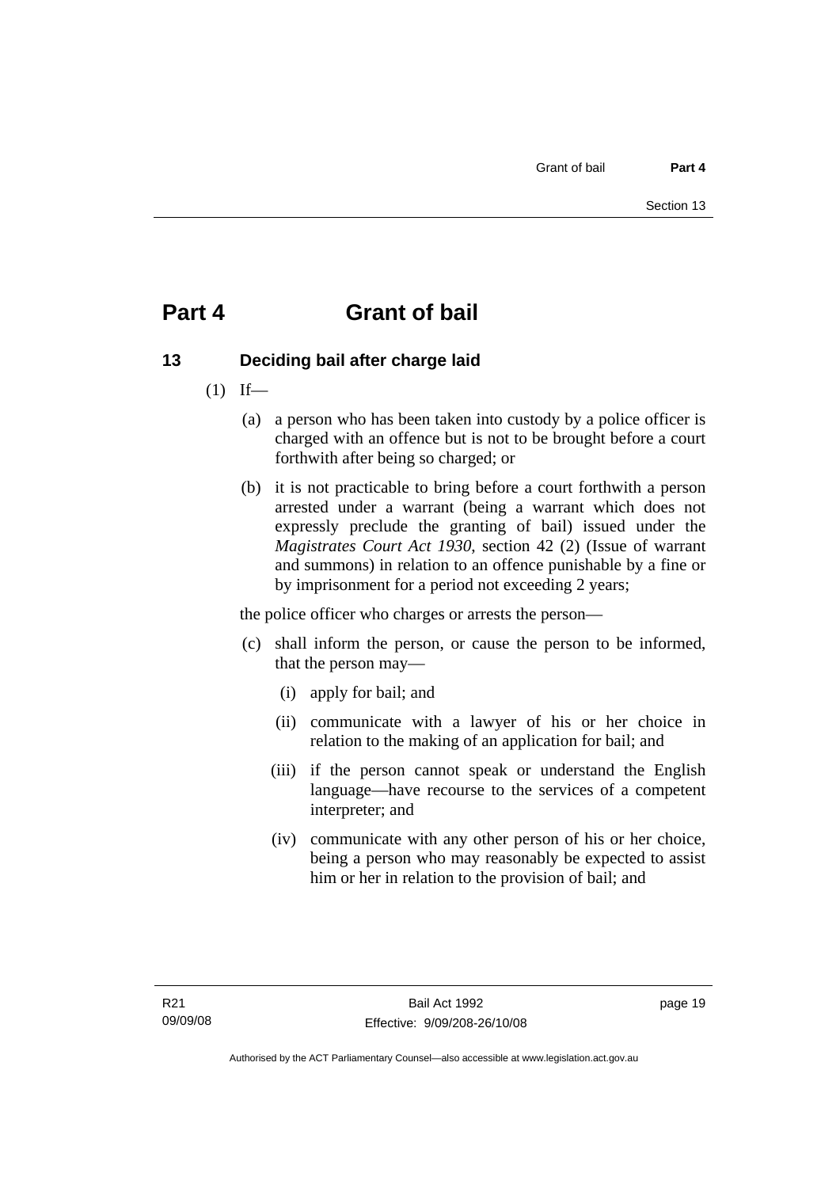# Part 4 Grant of bail

## 13 Deciding bail after charge laid

(1) If—

(a) a person who has been taken into custody by a police officer is charged with an offence but is not to be brought before a court forthwith after being so charged; or

(b) it is not practicable to bring before a court forthwith a person arrested under a warrant (being a warrant which does not expressly preclude the granting of bail) issued under the *Magistrates Court Act 1930*, section 42 (2) (Issue of warrant and summons) in relation to an offence punishable by a fine or by imprisonment for a period not exceeding 2 years;

the police officer who charges or arrests the person—

(c) shall inform the person, or cause the person to be informed, that the person may—

(i) apply for bail; and

(ii) communicate with a lawyer of his or her choice in relation to the making of an application for bail; and

(iii) if the person cannot speak or understand the English language—have recourse to the services of a competent interpreter; and

(iv) communicate with any other person of his or her choice, being a person who may reasonably be expected to assist him or her in relation to the provision of bail; and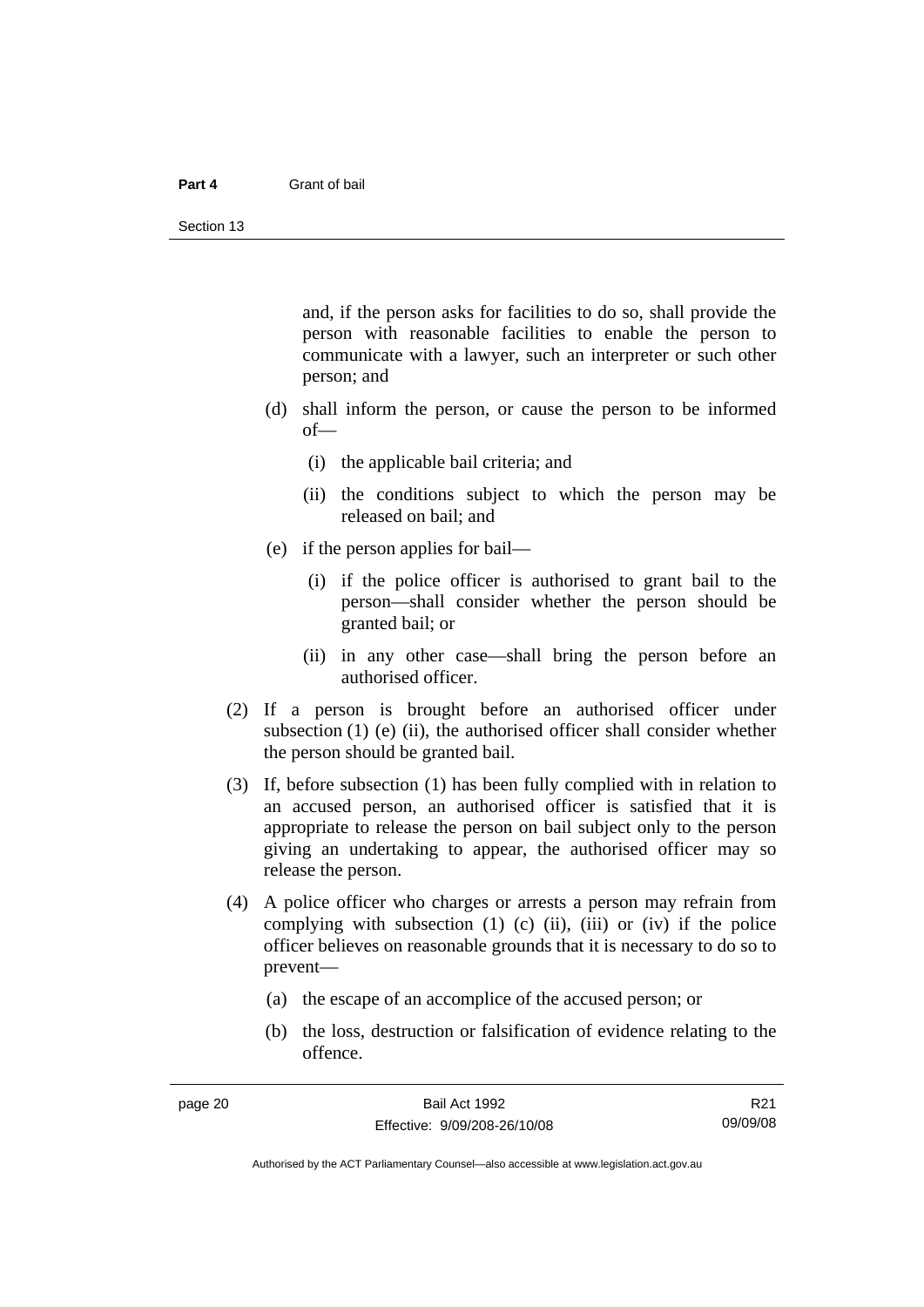and, if the person asks for facilities to do so, shall provide the person with reasonable facilities to enable the person to communicate with a lawyer, such an interpreter or such other person; and

(d) shall inform the person, or cause the person to be informed of—

(i) the applicable bail criteria; and

(ii) the conditions subject to which the person may be released on bail; and

(e) if the person applies for bail—

(i) if the police officer is authorised to grant bail to the person—shall consider whether the person should be granted bail; or

(ii) in any other case—shall bring the person before an authorised officer.

(2) If a person is brought before an authorised officer under subsection (1) (e) (ii), the authorised officer shall consider whether the person should be granted bail.

(3) If, before subsection (1) has been fully complied with in relation to an accused person, an authorised officer is satisfied that it is appropriate to release the person on bail subject only to the person giving an undertaking to appear, the authorised officer may so release the person.

(4) A police officer who charges or arrests a person may refrain from complying with subsection (1) (c) (ii), (iii) or (iv) if the police officer believes on reasonable grounds that it is necessary to do so to prevent—

(a) the escape of an accomplice of the accused person; or

(b) the loss, destruction or falsification of evidence relating to the offence.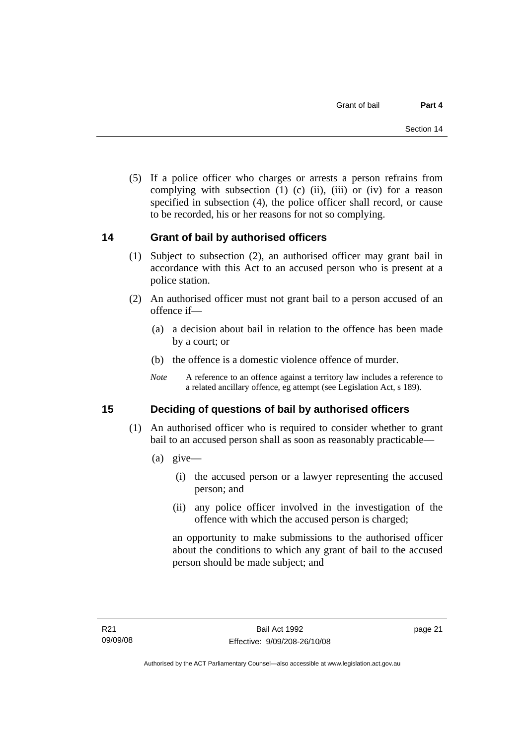(5) If a police officer who charges or arrests a person refrains from complying with subsection (1) (c) (ii), (iii) or (iv) for a reason specified in subsection (4), the police officer shall record, or cause to be recorded, his or her reasons for not so complying.

## 14 Grant of bail by authorised officers

(1) Subject to subsection (2), an authorised officer may grant bail in accordance with this Act to an accused person who is present at a police station.

(2) An authorised officer must not grant bail to a person accused of an offence if—

(a) a decision about bail in relation to the offence has been made by a court; or

(b) the offence is a domestic violence offence of murder.

*Note* A reference to an offence against a territory law includes a reference to a related ancillary offence, eg attempt (see Legislation Act, s 189).

## 15 Deciding of questions of bail by authorised officers

(1) An authorised officer who is required to consider whether to grant bail to an accused person shall as soon as reasonably practicable—

(a) give—

(i) the accused person or a lawyer representing the accused person; and

(ii) any police officer involved in the investigation of the offence with which the accused person is charged;

an opportunity to make submissions to the authorised officer about the conditions to which any grant of bail to the accused person should be made subject; and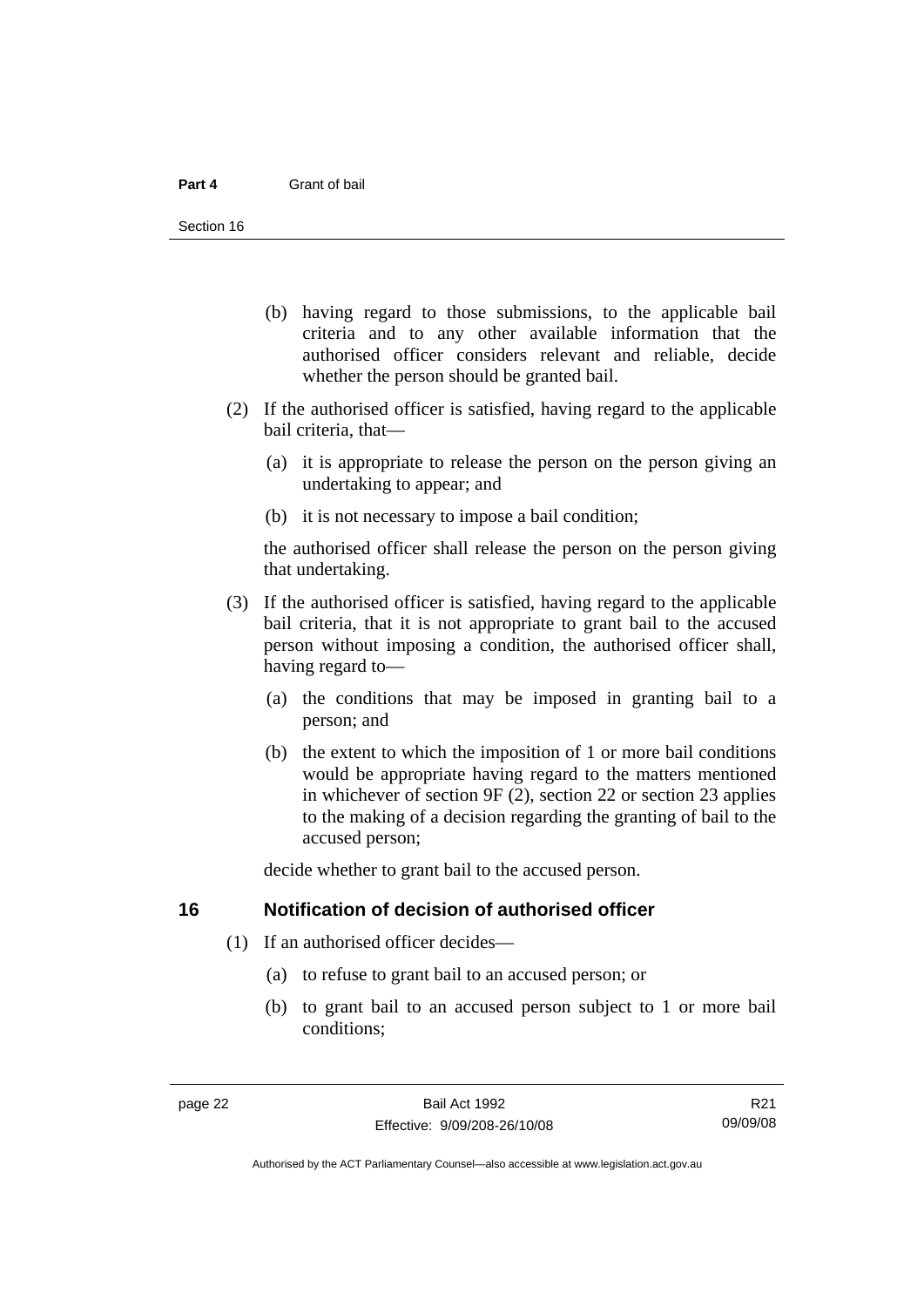(b) having regard to those submissions, to the applicable bail criteria and to any other available information that the authorised officer considers relevant and reliable, decide whether the person should be granted bail.

(2) If the authorised officer is satisfied, having regard to the applicable bail criteria, that—

(a) it is appropriate to release the person on the person giving an undertaking to appear; and

(b) it is not necessary to impose a bail condition;

the authorised officer shall release the person on the person giving that undertaking.

(3) If the authorised officer is satisfied, having regard to the applicable bail criteria, that it is not appropriate to grant bail to the accused person without imposing a condition, the authorised officer shall, having regard to—

(a) the conditions that may be imposed in granting bail to a person; and

(b) the extent to which the imposition of 1 or more bail conditions would be appropriate having regard to the matters mentioned in whichever of section 9F (2), section 22 or section 23 applies to the making of a decision regarding the granting of bail to the accused person;

decide whether to grant bail to the accused person.

## 16 Notification of decision of authorised officer

(1) If an authorised officer decides—

(a) to refuse to grant bail to an accused person; or

(b) to grant bail to an accused person subject to 1 or more bail conditions;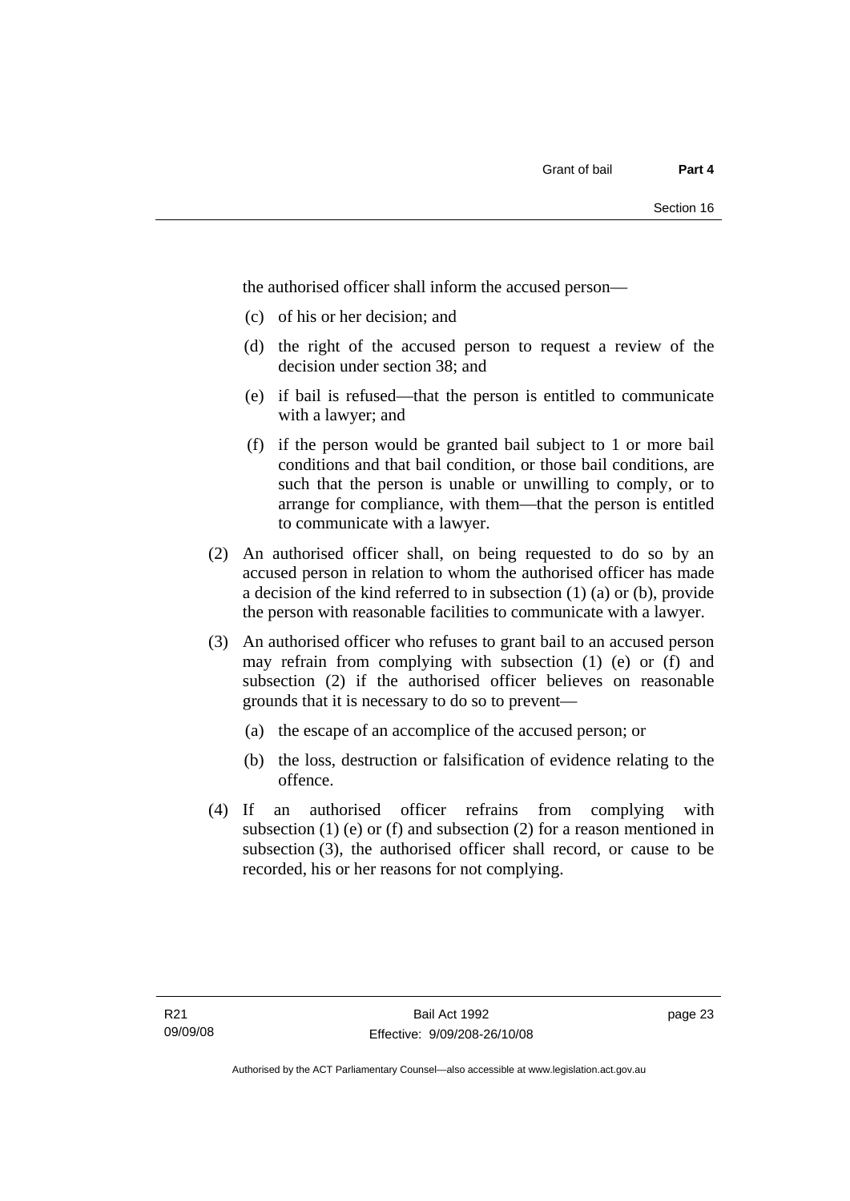the authorised officer shall inform the accused person—

(c) of his or her decision; and

(d) the right of the accused person to request a review of the decision under section 38; and

(e) if bail is refused—that the person is entitled to communicate with a lawyer; and

(f) if the person would be granted bail subject to 1 or more bail conditions and that bail condition, or those bail conditions, are such that the person is unable or unwilling to comply, or to arrange for compliance, with them—that the person is entitled to communicate with a lawyer.

(2) An authorised officer shall, on being requested to do so by an accused person in relation to whom the authorised officer has made a decision of the kind referred to in subsection (1) (a) or (b), provide the person with reasonable facilities to communicate with a lawyer.

(3) An authorised officer who refuses to grant bail to an accused person may refrain from complying with subsection (1) (e) or (f) and subsection (2) if the authorised officer believes on reasonable grounds that it is necessary to do so to prevent—

(a) the escape of an accomplice of the accused person; or

(b) the loss, destruction or falsification of evidence relating to the offence.

(4) If an authorised officer refrains from complying with subsection (1) (e) or (f) and subsection (2) for a reason mentioned in subsection (3), the authorised officer shall record, or cause to be recorded, his or her reasons for not complying.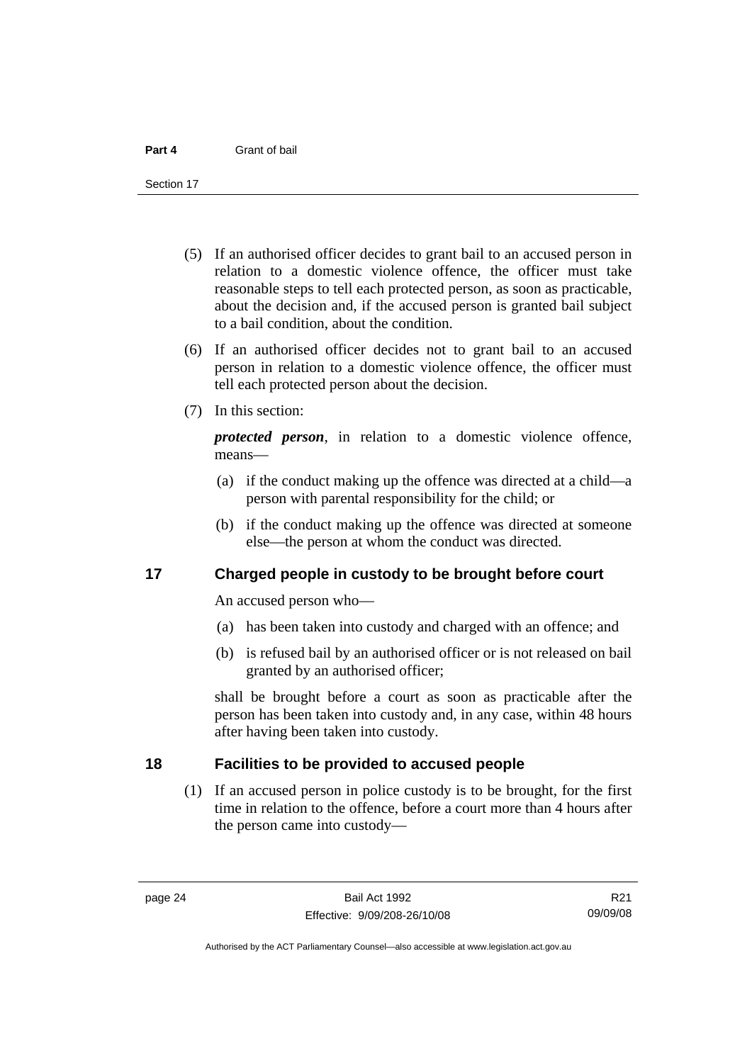(5) If an authorised officer decides to grant bail to an accused person in relation to a domestic violence offence, the officer must take reasonable steps to tell each protected person, as soon as practicable, about the decision and, if the accused person is granted bail subject to a bail condition, about the condition.

(6) If an authorised officer decides not to grant bail to an accused person in relation to a domestic violence offence, the officer must tell each protected person about the decision.

(7) In this section:

***protected person***, in relation to a domestic violence offence, means—

(a) if the conduct making up the offence was directed at a child—a person with parental responsibility for the child; or

(b) if the conduct making up the offence was directed at someone else—the person at whom the conduct was directed.

## 17 Charged people in custody to be brought before court

An accused person who—

(a) has been taken into custody and charged with an offence; and

(b) is refused bail by an authorised officer or is not released on bail granted by an authorised officer;

shall be brought before a court as soon as practicable after the person has been taken into custody and, in any case, within 48 hours after having been taken into custody.

## 18 Facilities to be provided to accused people

(1) If an accused person in police custody is to be brought, for the first time in relation to the offence, before a court more than 4 hours after the person came into custody—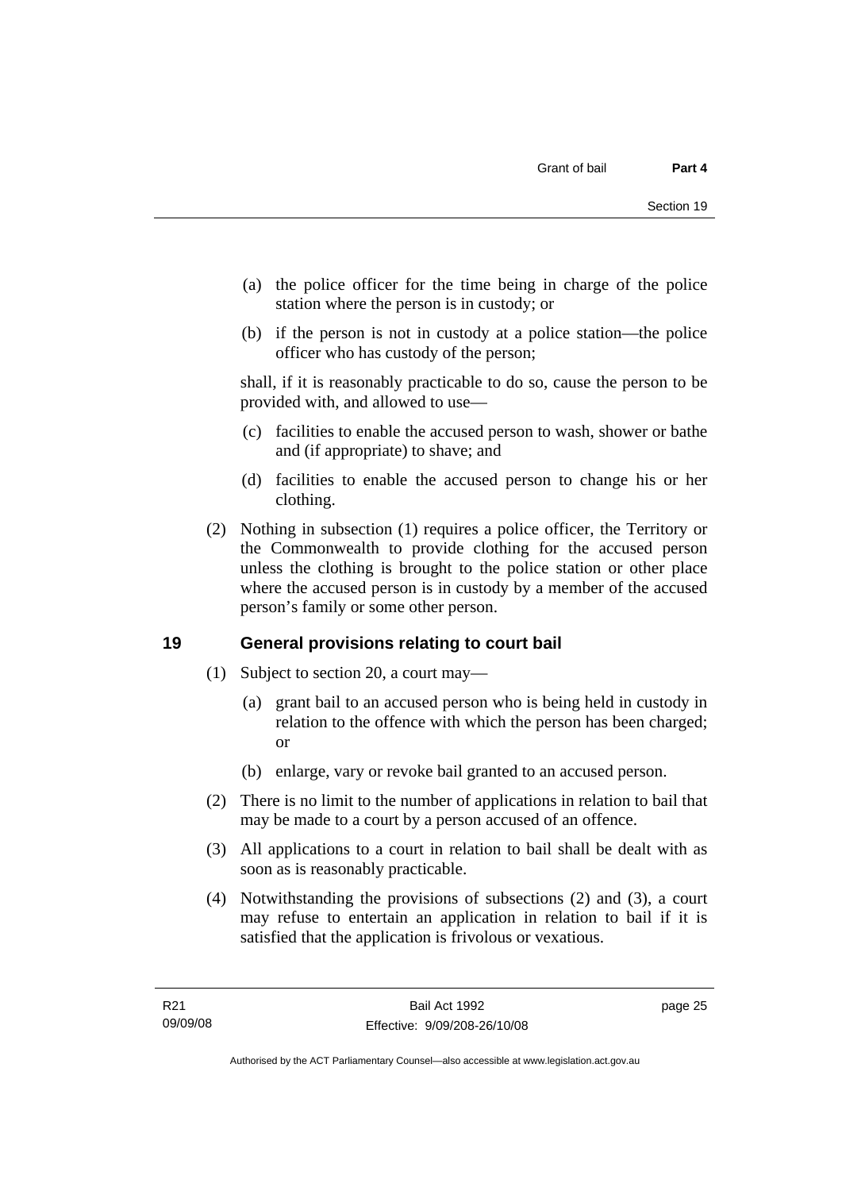(a) the police officer for the time being in charge of the police station where the person is in custody; or

(b) if the person is not in custody at a police station—the police officer who has custody of the person;

shall, if it is reasonably practicable to do so, cause the person to be provided with, and allowed to use—

(c) facilities to enable the accused person to wash, shower or bathe and (if appropriate) to shave; and

(d) facilities to enable the accused person to change his or her clothing.

(2) Nothing in subsection (1) requires a police officer, the Territory or the Commonwealth to provide clothing for the accused person unless the clothing is brought to the police station or other place where the accused person is in custody by a member of the accused person's family or some other person.

## 19 General provisions relating to court bail

(1) Subject to section 20, a court may—

(a) grant bail to an accused person who is being held in custody in relation to the offence with which the person has been charged; or

(b) enlarge, vary or revoke bail granted to an accused person.

(2) There is no limit to the number of applications in relation to bail that may be made to a court by a person accused of an offence.

(3) All applications to a court in relation to bail shall be dealt with as soon as is reasonably practicable.

(4) Notwithstanding the provisions of subsections (2) and (3), a court may refuse to entertain an application in relation to bail if it is satisfied that the application is frivolous or vexatious.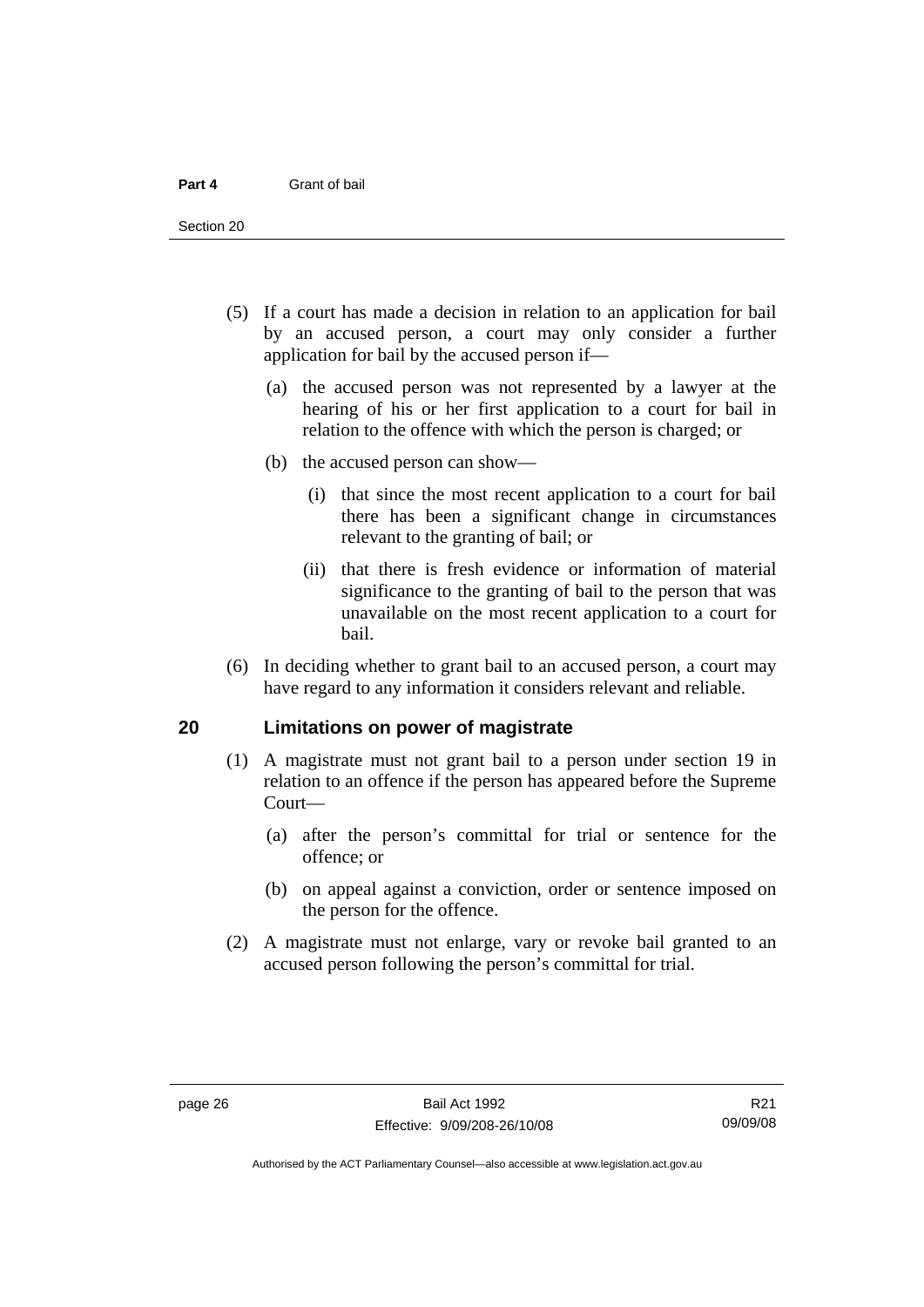(5) If a court has made a decision in relation to an application for bail by an accused person, a court may only consider a further application for bail by the accused person if—

(a) the accused person was not represented by a lawyer at the hearing of his or her first application to a court for bail in relation to the offence with which the person is charged; or

(b) the accused person can show—

(i) that since the most recent application to a court for bail there has been a significant change in circumstances relevant to the granting of bail; or

(ii) that there is fresh evidence or information of material significance to the granting of bail to the person that was unavailable on the most recent application to a court for bail.

(6) In deciding whether to grant bail to an accused person, a court may have regard to any information it considers relevant and reliable.

## 20 Limitations on power of magistrate

(1) A magistrate must not grant bail to a person under section 19 in relation to an offence if the person has appeared before the Supreme Court—

(a) after the person's committal for trial or sentence for the offence; or

(b) on appeal against a conviction, order or sentence imposed on the person for the offence.

(2) A magistrate must not enlarge, vary or revoke bail granted to an accused person following the person's committal for trial.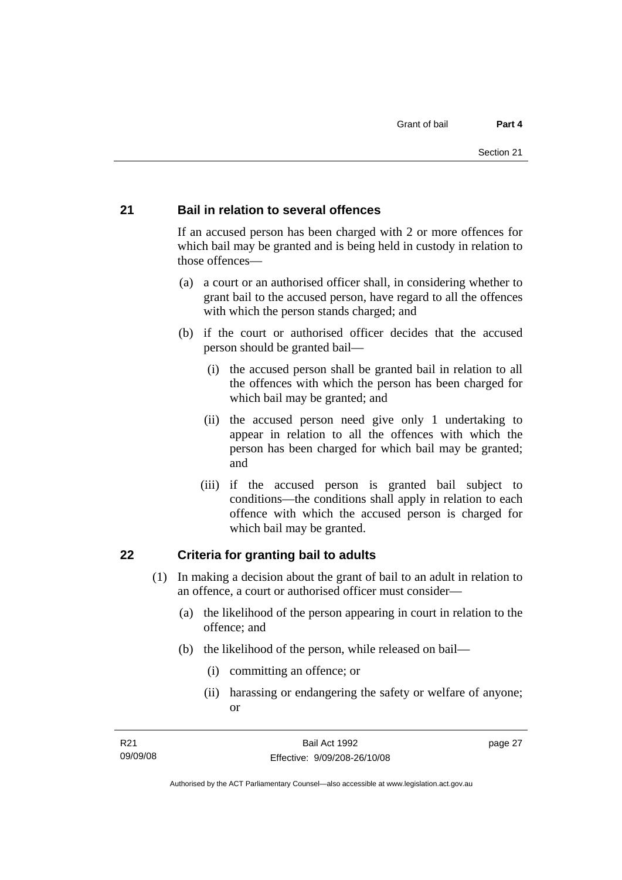## 21 Bail in relation to several offences

If an accused person has been charged with 2 or more offences for which bail may be granted and is being held in custody in relation to those offences—

(a) a court or an authorised officer shall, in considering whether to grant bail to the accused person, have regard to all the offences with which the person stands charged; and

(b) if the court or authorised officer decides that the accused person should be granted bail—

(i) the accused person shall be granted bail in relation to all the offences with which the person has been charged for which bail may be granted; and

(ii) the accused person need give only 1 undertaking to appear in relation to all the offences with which the person has been charged for which bail may be granted; and

(iii) if the accused person is granted bail subject to conditions—the conditions shall apply in relation to each offence with which the accused person is charged for which bail may be granted.

## 22 Criteria for granting bail to adults

(1) In making a decision about the grant of bail to an adult in relation to an offence, a court or authorised officer must consider—

(a) the likelihood of the person appearing in court in relation to the offence; and

(b) the likelihood of the person, while released on bail—

(i) committing an offence; or

(ii) harassing or endangering the safety or welfare of anyone; or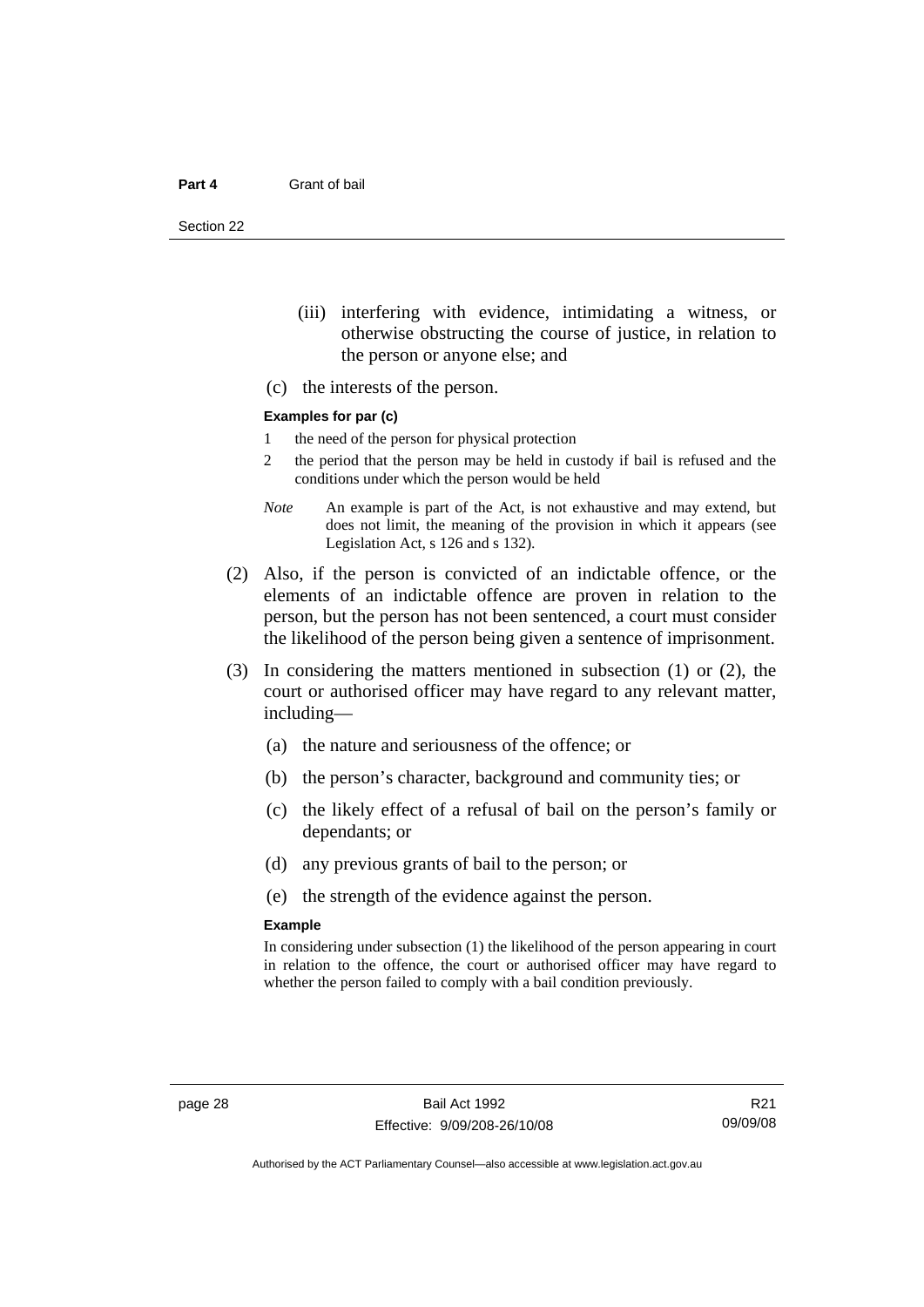(iii) interfering with evidence, intimidating a witness, or otherwise obstructing the course of justice, in relation to the person or anyone else; and

(c) the interests of the person.

**Examples for par (c)**

1 the need of the person for physical protection

2 the period that the person may be held in custody if bail is refused and the conditions under which the person would be held

*Note* An example is part of the Act, is not exhaustive and may extend, but does not limit, the meaning of the provision in which it appears (see Legislation Act, s 126 and s 132).

(2) Also, if the person is convicted of an indictable offence, or the elements of an indictable offence are proven in relation to the person, but the person has not been sentenced, a court must consider the likelihood of the person being given a sentence of imprisonment.

(3) In considering the matters mentioned in subsection (1) or (2), the court or authorised officer may have regard to any relevant matter, including—

(a) the nature and seriousness of the offence; or

(b) the person's character, background and community ties; or

(c) the likely effect of a refusal of bail on the person's family or dependants; or

(d) any previous grants of bail to the person; or

(e) the strength of the evidence against the person.

**Example**

In considering under subsection (1) the likelihood of the person appearing in court in relation to the offence, the court or authorised officer may have regard to whether the person failed to comply with a bail condition previously.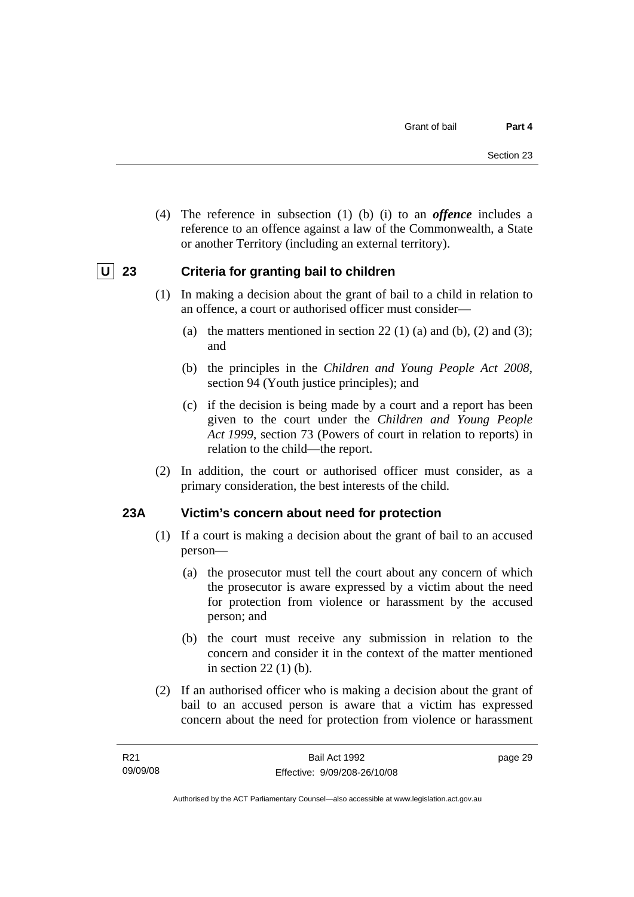(4) The reference in subsection (1) (b) (i) to an ***offence*** includes a reference to an offence against a law of the Commonwealth, a State or another Territory (including an external territory).

### U 23 Criteria for granting bail to children

(1) In making a decision about the grant of bail to a child in relation to an offence, a court or authorised officer must consider—

(a) the matters mentioned in section 22 (1) (a) and (b), (2) and (3); and

(b) the principles in the *Children and Young People Act 2008*, section 94 (Youth justice principles); and

(c) if the decision is being made by a court and a report has been given to the court under the *Children and Young People Act 1999*, section 73 (Powers of court in relation to reports) in relation to the child—the report.

(2) In addition, the court or authorised officer must consider, as a primary consideration, the best interests of the child.

### 23A Victim's concern about need for protection

(1) If a court is making a decision about the grant of bail to an accused person—

(a) the prosecutor must tell the court about any concern of which the prosecutor is aware expressed by a victim about the need for protection from violence or harassment by the accused person; and

(b) the court must receive any submission in relation to the concern and consider it in the context of the matter mentioned in section 22 (1) (b).

(2) If an authorised officer who is making a decision about the grant of bail to an accused person is aware that a victim has expressed concern about the need for protection from violence or harassment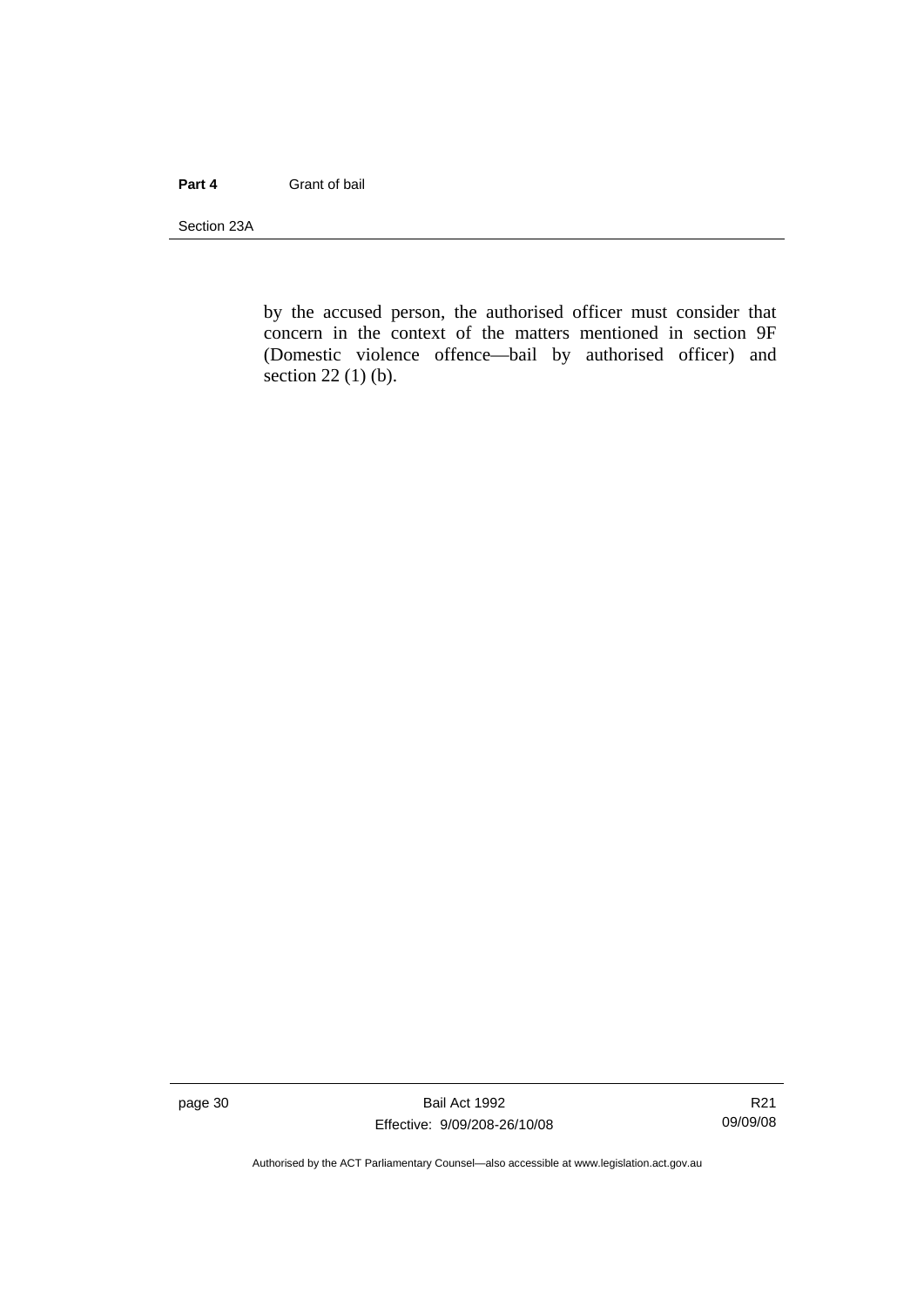by the accused person, the authorised officer must consider that concern in the context of the matters mentioned in section 9F (Domestic violence offence—bail by authorised officer) and section 22 (1) (b).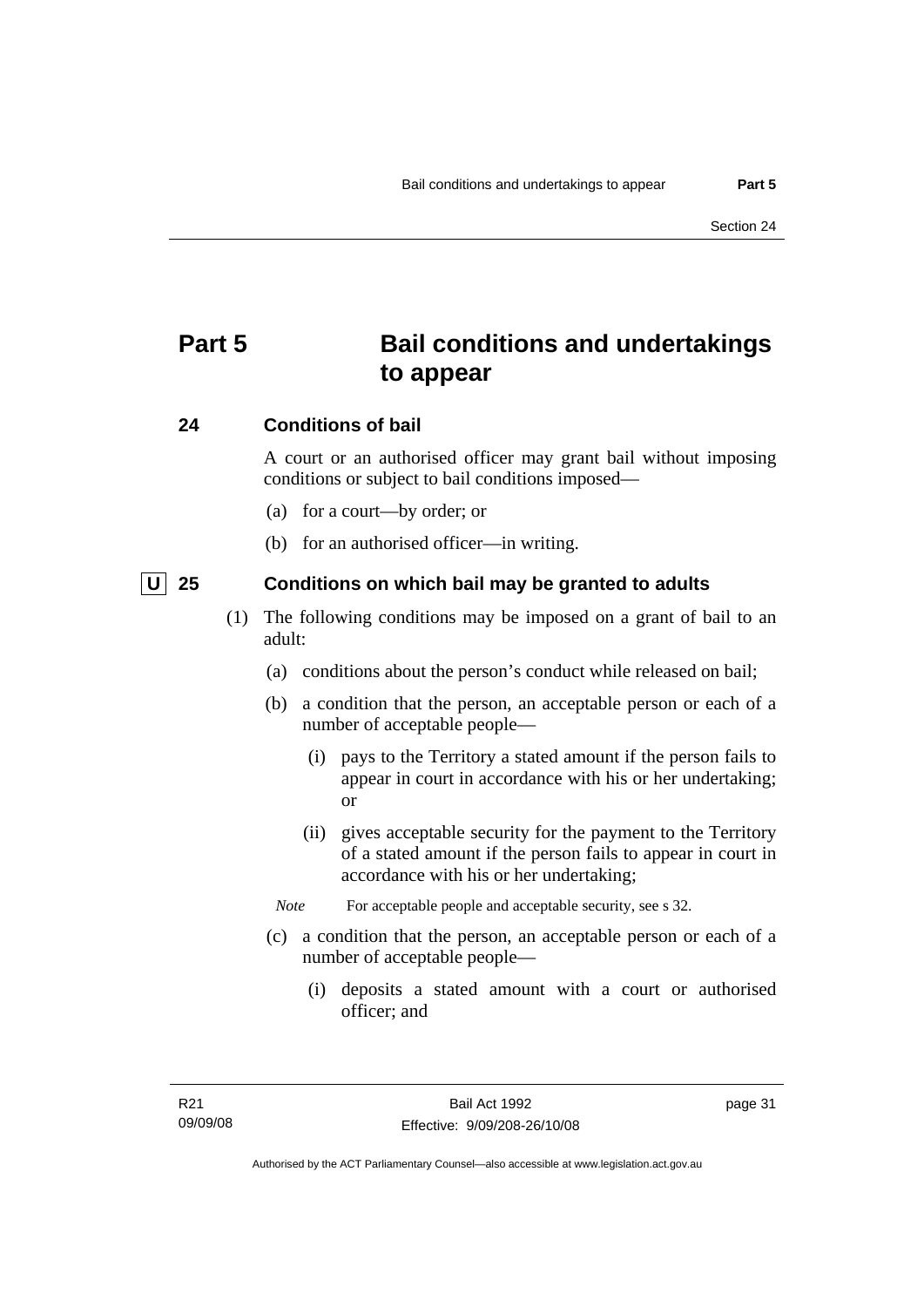# Part 5 Bail conditions and undertakings to appear

## 24 Conditions of bail

A court or an authorised officer may grant bail without imposing conditions or subject to bail conditions imposed—

(a) for a court—by order; or

(b) for an authorised officer—in writing.

## U 25 Conditions on which bail may be granted to adults

(1) The following conditions may be imposed on a grant of bail to an adult:

(a) conditions about the person's conduct while released on bail;

(b) a condition that the person, an acceptable person or each of a number of acceptable people—

(i) pays to the Territory a stated amount if the person fails to appear in court in accordance with his or her undertaking; or

(ii) gives acceptable security for the payment to the Territory of a stated amount if the person fails to appear in court in accordance with his or her undertaking;

*Note* For acceptable people and acceptable security, see s 32.

(c) a condition that the person, an acceptable person or each of a number of acceptable people—

(i) deposits a stated amount with a court or authorised officer; and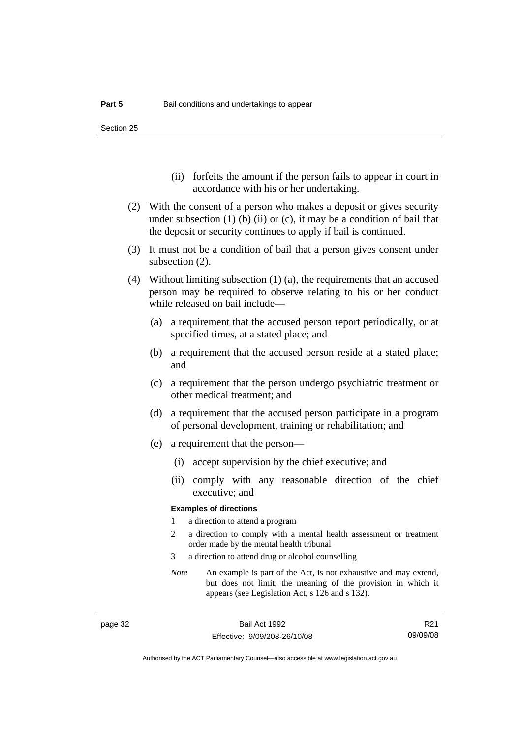(ii) forfeits the amount if the person fails to appear in court in accordance with his or her undertaking.

(2) With the consent of a person who makes a deposit or gives security under subsection (1) (b) (ii) or (c), it may be a condition of bail that the deposit or security continues to apply if bail is continued.

(3) It must not be a condition of bail that a person gives consent under subsection (2).

(4) Without limiting subsection (1) (a), the requirements that an accused person may be required to observe relating to his or her conduct while released on bail include—

(a) a requirement that the accused person report periodically, or at specified times, at a stated place; and

(b) a requirement that the accused person reside at a stated place; and

(c) a requirement that the person undergo psychiatric treatment or other medical treatment; and

(d) a requirement that the accused person participate in a program of personal development, training or rehabilitation; and

(e) a requirement that the person—

(i) accept supervision by the chief executive; and

(ii) comply with any reasonable direction of the chief executive; and

**Examples of directions**

1 a direction to attend a program

2 a direction to comply with a mental health assessment or treatment order made by the mental health tribunal

3 a direction to attend drug or alcohol counselling

*Note* An example is part of the Act, is not exhaustive and may extend, but does not limit, the meaning of the provision in which it appears (see Legislation Act, s 126 and s 132).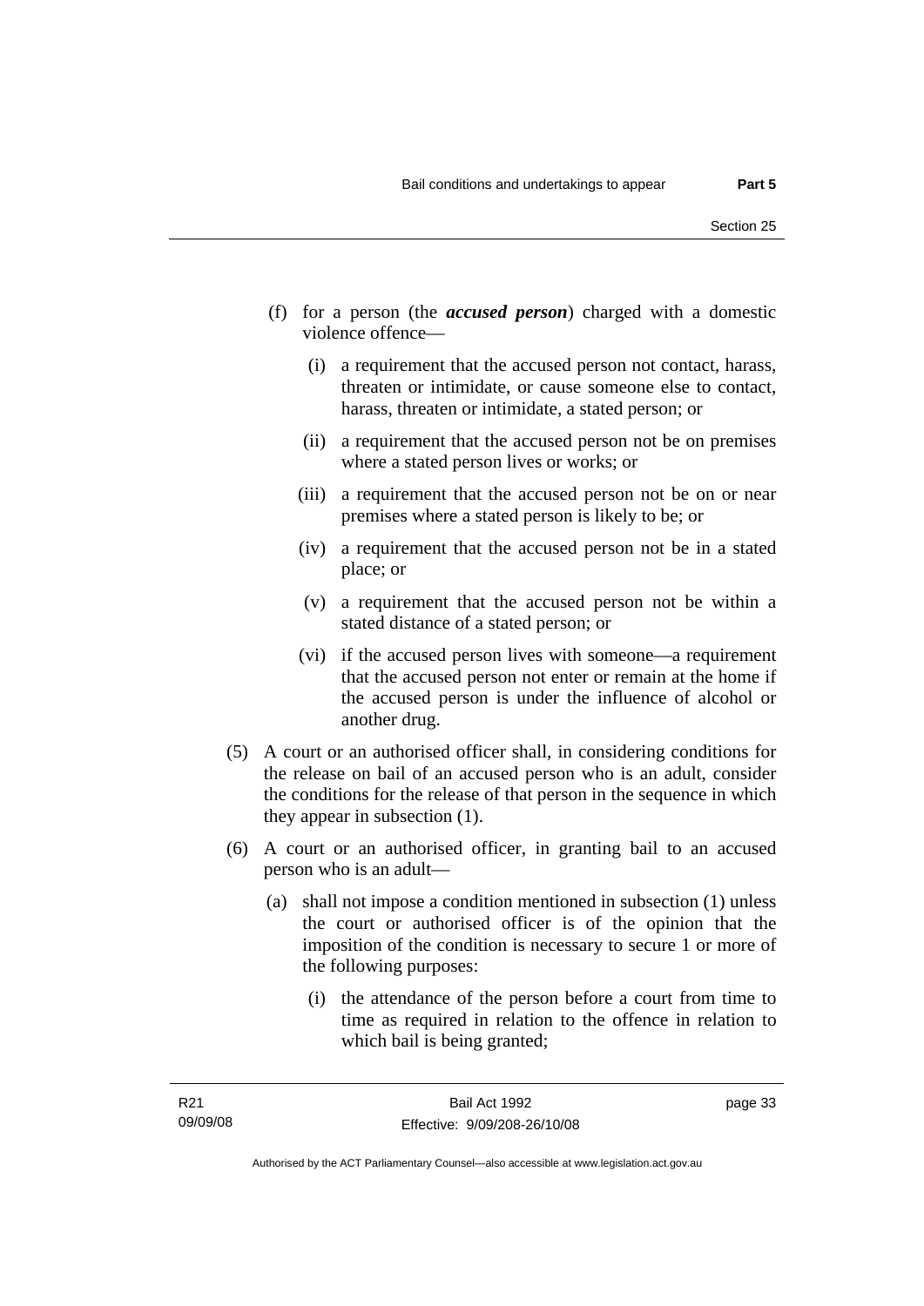(f) for a person (the ***accused person***) charged with a domestic violence offence—

  (i) a requirement that the accused person not contact, harass, threaten or intimidate, or cause someone else to contact, harass, threaten or intimidate, a stated person; or

  (ii) a requirement that the accused person not be on premises where a stated person lives or works; or

  (iii) a requirement that the accused person not be on or near premises where a stated person is likely to be; or

  (iv) a requirement that the accused person not be in a stated place; or

  (v) a requirement that the accused person not be within a stated distance of a stated person; or

  (vi) if the accused person lives with someone—a requirement that the accused person not enter or remain at the home if the accused person is under the influence of alcohol or another drug.

(5) A court or an authorised officer shall, in considering conditions for the release on bail of an accused person who is an adult, consider the conditions for the release of that person in the sequence in which they appear in subsection (1).

(6) A court or an authorised officer, in granting bail to an accused person who is an adult—

  (a) shall not impose a condition mentioned in subsection (1) unless the court or authorised officer is of the opinion that the imposition of the condition is necessary to secure 1 or more of the following purposes:

    (i) the attendance of the person before a court from time to time as required in relation to the offence in relation to which bail is being granted;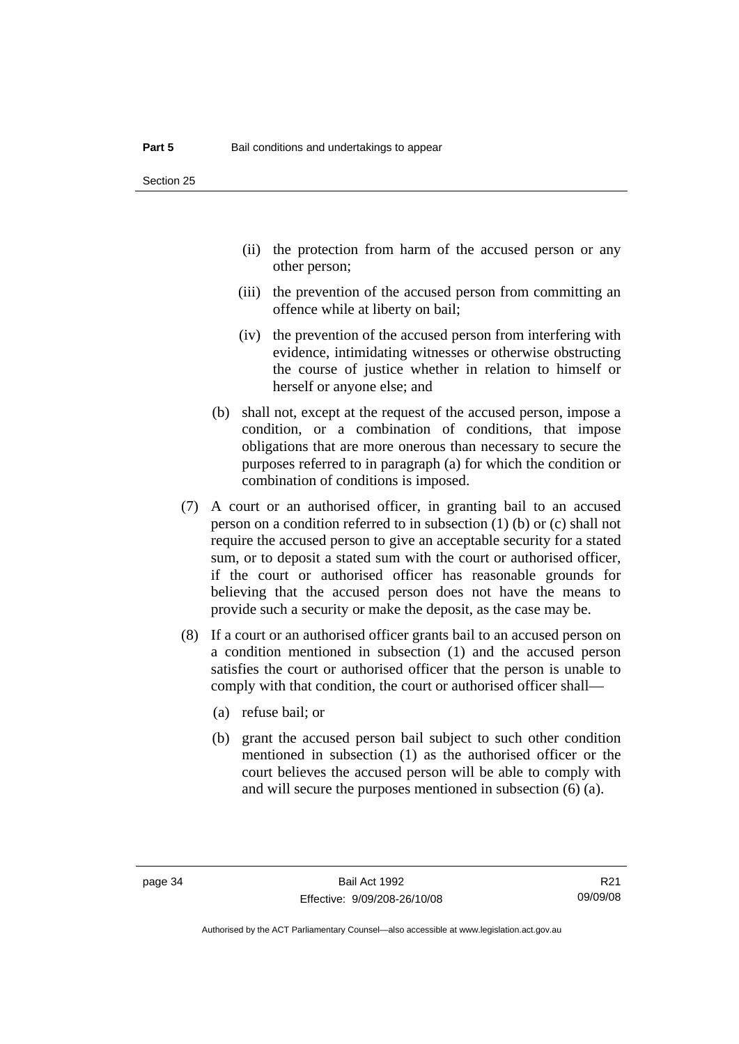(ii) the protection from harm of the accused person or any other person;

(iii) the prevention of the accused person from committing an offence while at liberty on bail;

(iv) the prevention of the accused person from interfering with evidence, intimidating witnesses or otherwise obstructing the course of justice whether in relation to himself or herself or anyone else; and

(b) shall not, except at the request of the accused person, impose a condition, or a combination of conditions, that impose obligations that are more onerous than necessary to secure the purposes referred to in paragraph (a) for which the condition or combination of conditions is imposed.

(7) A court or an authorised officer, in granting bail to an accused person on a condition referred to in subsection (1) (b) or (c) shall not require the accused person to give an acceptable security for a stated sum, or to deposit a stated sum with the court or authorised officer, if the court or authorised officer has reasonable grounds for believing that the accused person does not have the means to provide such a security or make the deposit, as the case may be.

(8) If a court or an authorised officer grants bail to an accused person on a condition mentioned in subsection (1) and the accused person satisfies the court or authorised officer that the person is unable to comply with that condition, the court or authorised officer shall—

(a) refuse bail; or

(b) grant the accused person bail subject to such other condition mentioned in subsection (1) as the authorised officer or the court believes the accused person will be able to comply with and will secure the purposes mentioned in subsection (6) (a).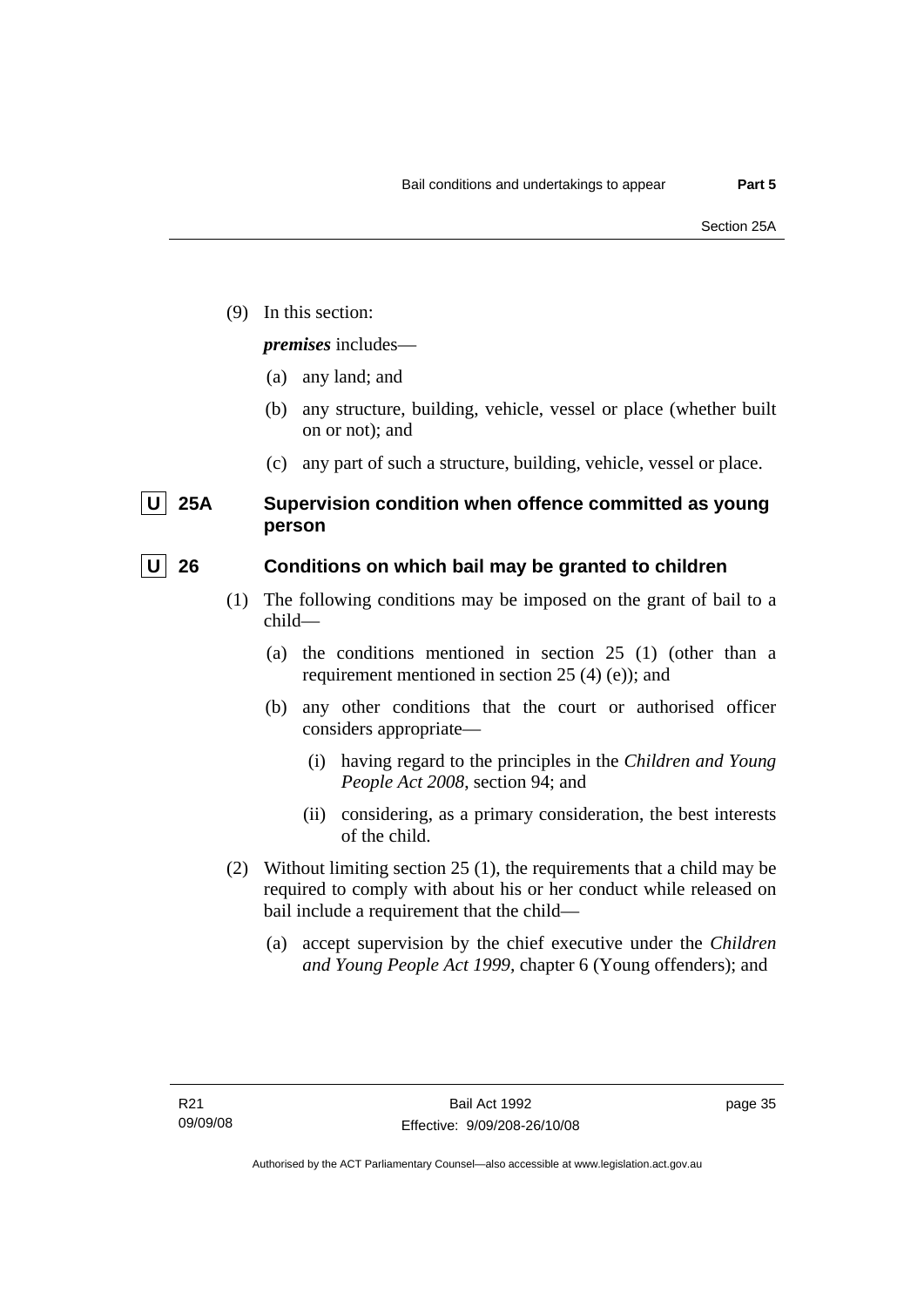(9) In this section:

***premises*** includes—

(a) any land; and

(b) any structure, building, vehicle, vessel or place (whether built on or not); and

(c) any part of such a structure, building, vehicle, vessel or place.

### U 25A Supervision condition when offence committed as young person

### U 26 Conditions on which bail may be granted to children

(1) The following conditions may be imposed on the grant of bail to a child—

(a) the conditions mentioned in section 25 (1) (other than a requirement mentioned in section 25 (4) (e)); and

(b) any other conditions that the court or authorised officer considers appropriate—

(i) having regard to the principles in the *Children and Young People Act 2008*, section 94; and

(ii) considering, as a primary consideration, the best interests of the child.

(2) Without limiting section 25 (1), the requirements that a child may be required to comply with about his or her conduct while released on bail include a requirement that the child—

(a) accept supervision by the chief executive under the *Children and Young People Act 1999*, chapter 6 (Young offenders); and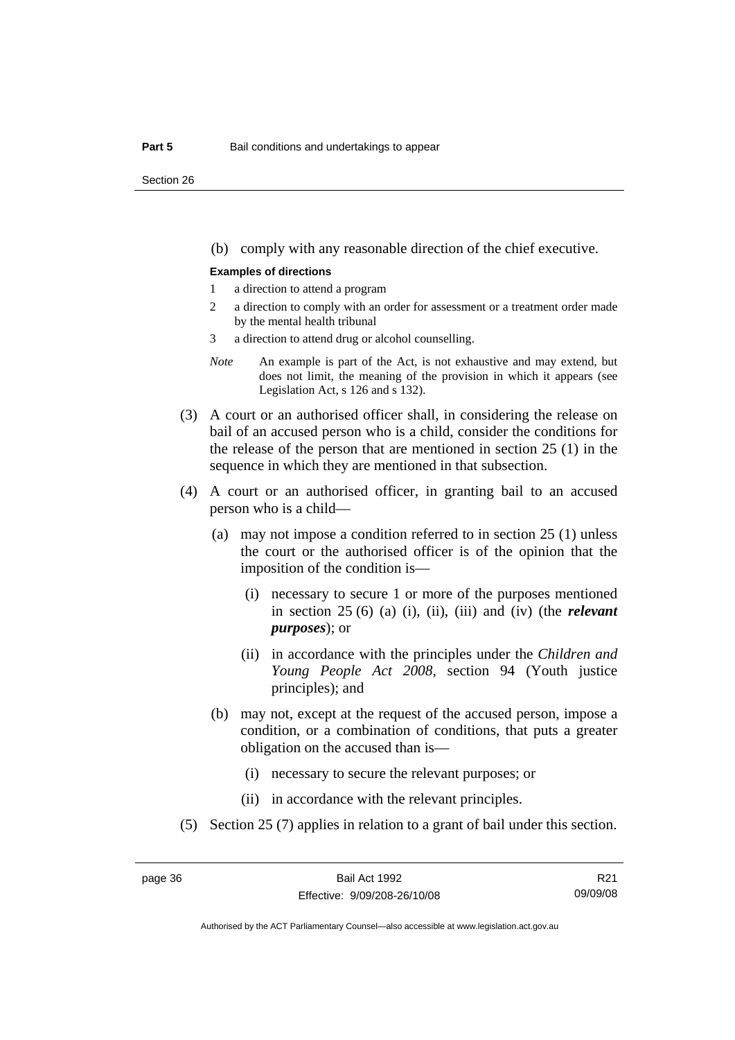(b) comply with any reasonable direction of the chief executive.

**Examples of directions**

1 a direction to attend a program

2 a direction to comply with an order for assessment or a treatment order made by the mental health tribunal

3 a direction to attend drug or alcohol counselling.

*Note* An example is part of the Act, is not exhaustive and may extend, but does not limit, the meaning of the provision in which it appears (see Legislation Act, s 126 and s 132).

(3) A court or an authorised officer shall, in considering the release on bail of an accused person who is a child, consider the conditions for the release of the person that are mentioned in section 25 (1) in the sequence in which they are mentioned in that subsection.

(4) A court or an authorised officer, in granting bail to an accused person who is a child—

(a) may not impose a condition referred to in section 25 (1) unless the court or the authorised officer is of the opinion that the imposition of the condition is—

(i) necessary to secure 1 or more of the purposes mentioned in section 25 (6) (a) (i), (ii), (iii) and (iv) (the ***relevant purposes***); or

(ii) in accordance with the principles under the *Children and Young People Act 2008*, section 94 (Youth justice principles); and

(b) may not, except at the request of the accused person, impose a condition, or a combination of conditions, that puts a greater obligation on the accused than is—

(i) necessary to secure the relevant purposes; or

(ii) in accordance with the relevant principles.

(5) Section 25 (7) applies in relation to a grant of bail under this section.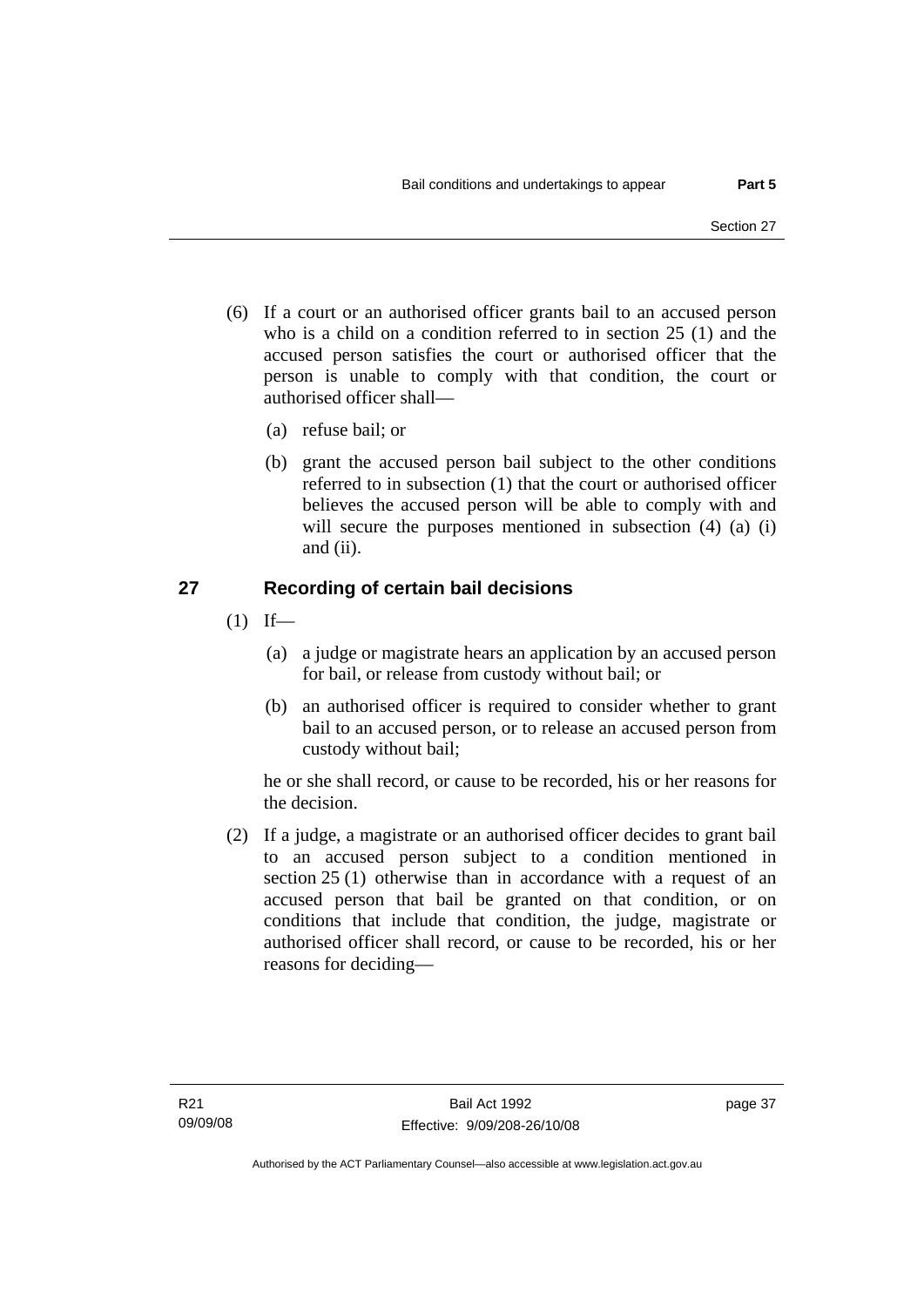(6) If a court or an authorised officer grants bail to an accused person who is a child on a condition referred to in section 25 (1) and the accused person satisfies the court or authorised officer that the person is unable to comply with that condition, the court or authorised officer shall—

(a) refuse bail; or

(b) grant the accused person bail subject to the other conditions referred to in subsection (1) that the court or authorised officer believes the accused person will be able to comply with and will secure the purposes mentioned in subsection (4) (a) (i) and (ii).

## 27 Recording of certain bail decisions

(1) If—

(a) a judge or magistrate hears an application by an accused person for bail, or release from custody without bail; or

(b) an authorised officer is required to consider whether to grant bail to an accused person, or to release an accused person from custody without bail;

he or she shall record, or cause to be recorded, his or her reasons for the decision.

(2) If a judge, a magistrate or an authorised officer decides to grant bail to an accused person subject to a condition mentioned in section 25 (1) otherwise than in accordance with a request of an accused person that bail be granted on that condition, or on conditions that include that condition, the judge, magistrate or authorised officer shall record, or cause to be recorded, his or her reasons for deciding—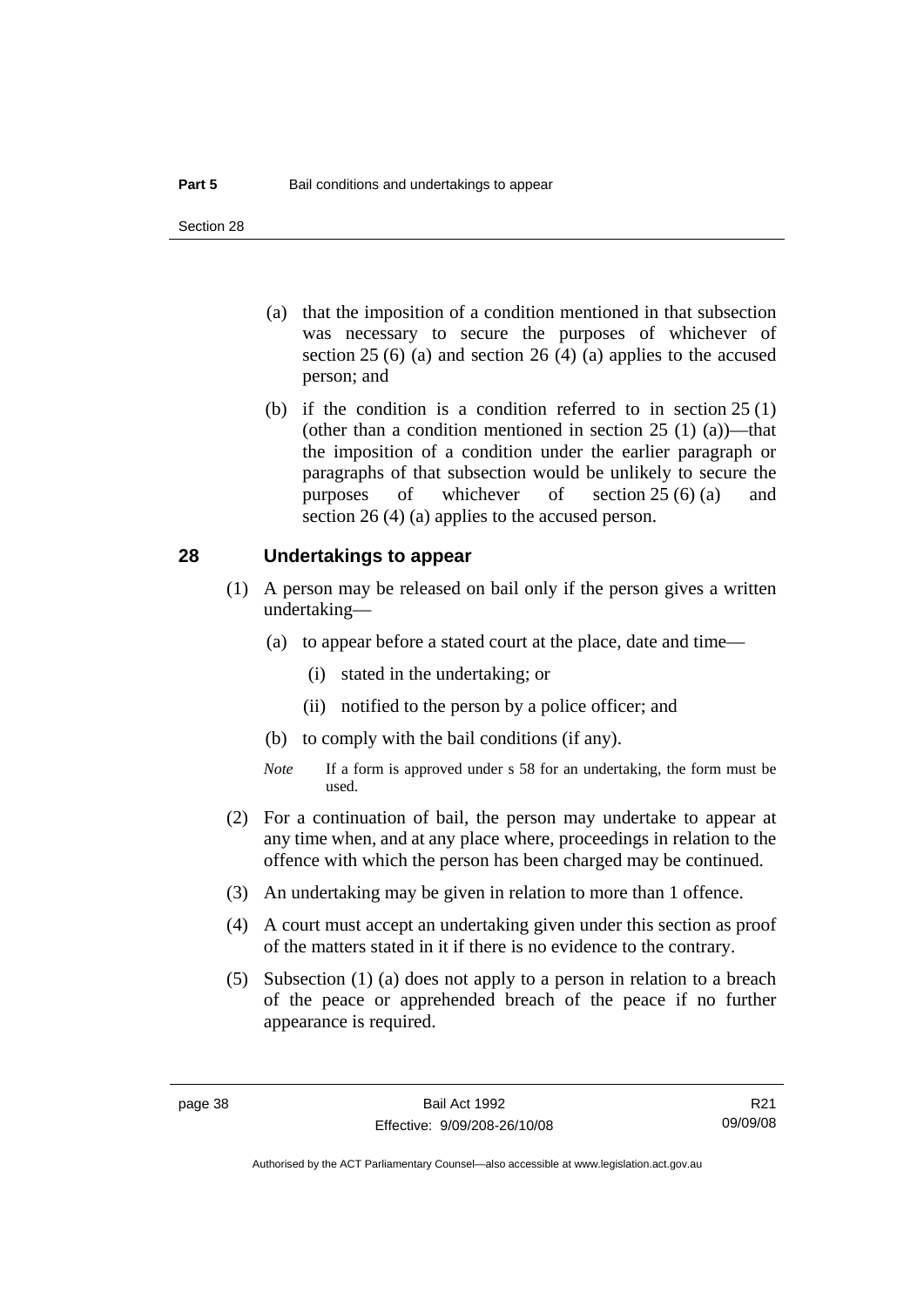(a) that the imposition of a condition mentioned in that subsection was necessary to secure the purposes of whichever of section 25 (6) (a) and section 26 (4) (a) applies to the accused person; and

(b) if the condition is a condition referred to in section 25 (1) (other than a condition mentioned in section 25 (1) (a))—that the imposition of a condition under the earlier paragraph or paragraphs of that subsection would be unlikely to secure the purposes of whichever of section 25 (6) (a) and section 26 (4) (a) applies to the accused person.

## 28 Undertakings to appear

(1) A person may be released on bail only if the person gives a written undertaking—

(a) to appear before a stated court at the place, date and time—

(i) stated in the undertaking; or

(ii) notified to the person by a police officer; and

(b) to comply with the bail conditions (if any).

*Note* If a form is approved under s 58 for an undertaking, the form must be used.

(2) For a continuation of bail, the person may undertake to appear at any time when, and at any place where, proceedings in relation to the offence with which the person has been charged may be continued.

(3) An undertaking may be given in relation to more than 1 offence.

(4) A court must accept an undertaking given under this section as proof of the matters stated in it if there is no evidence to the contrary.

(5) Subsection (1) (a) does not apply to a person in relation to a breach of the peace or apprehended breach of the peace if no further appearance is required.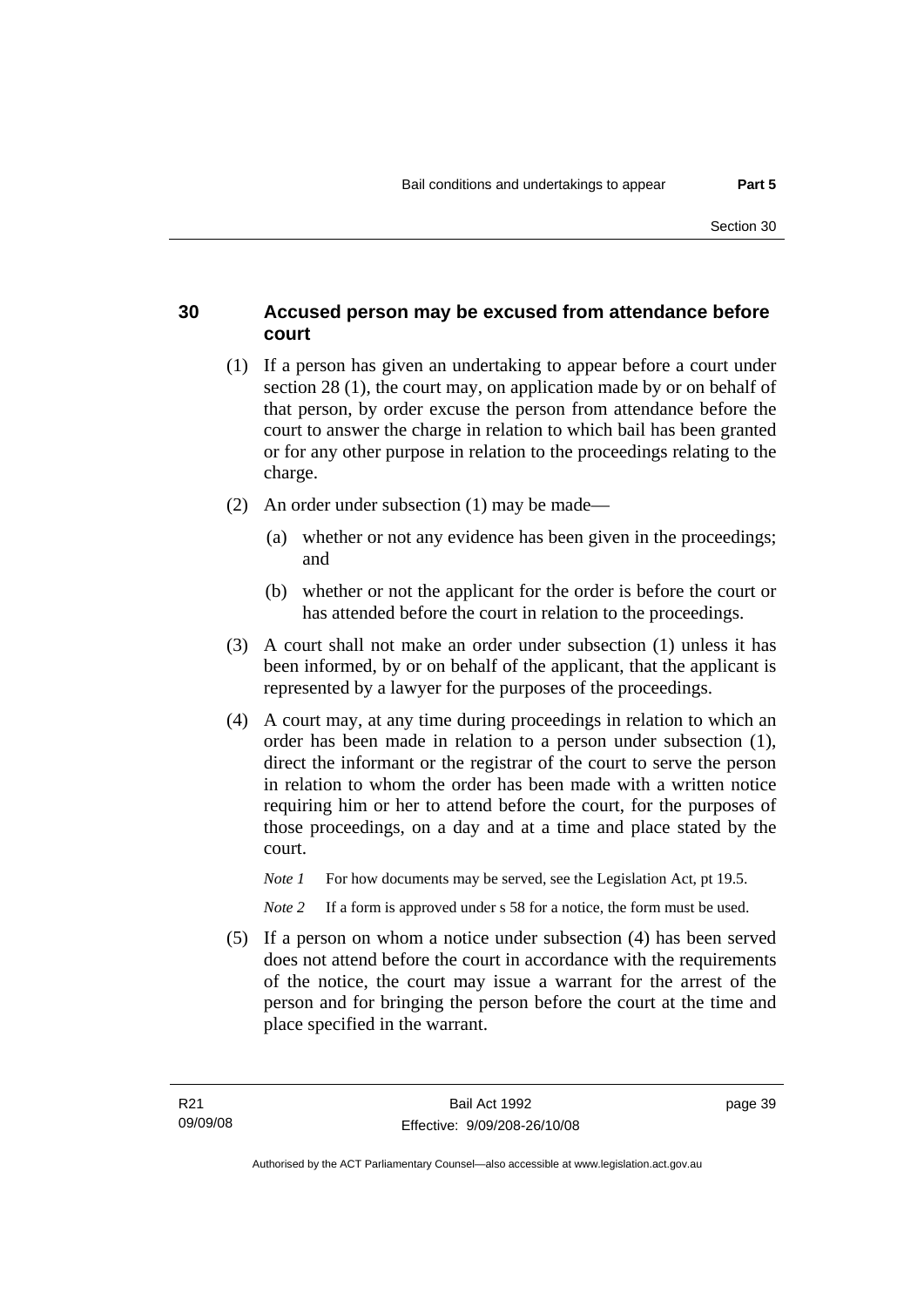### 30 Accused person may be excused from attendance before court

(1) If a person has given an undertaking to appear before a court under section 28 (1), the court may, on application made by or on behalf of that person, by order excuse the person from attendance before the court to answer the charge in relation to which bail has been granted or for any other purpose in relation to the proceedings relating to the charge.

(2) An order under subsection (1) may be made—

- (a) whether or not any evidence has been given in the proceedings; and
- (b) whether or not the applicant for the order is before the court or has attended before the court in relation to the proceedings.

(3) A court shall not make an order under subsection (1) unless it has been informed, by or on behalf of the applicant, that the applicant is represented by a lawyer for the purposes of the proceedings.

(4) A court may, at any time during proceedings in relation to which an order has been made in relation to a person under subsection (1), direct the informant or the registrar of the court to serve the person in relation to whom the order has been made with a written notice requiring him or her to attend before the court, for the purposes of those proceedings, on a day and at a time and place stated by the court.

*Note 1* For how documents may be served, see the Legislation Act, pt 19.5.

*Note 2* If a form is approved under s 58 for a notice, the form must be used.

(5) If a person on whom a notice under subsection (4) has been served does not attend before the court in accordance with the requirements of the notice, the court may issue a warrant for the arrest of the person and for bringing the person before the court at the time and place specified in the warrant.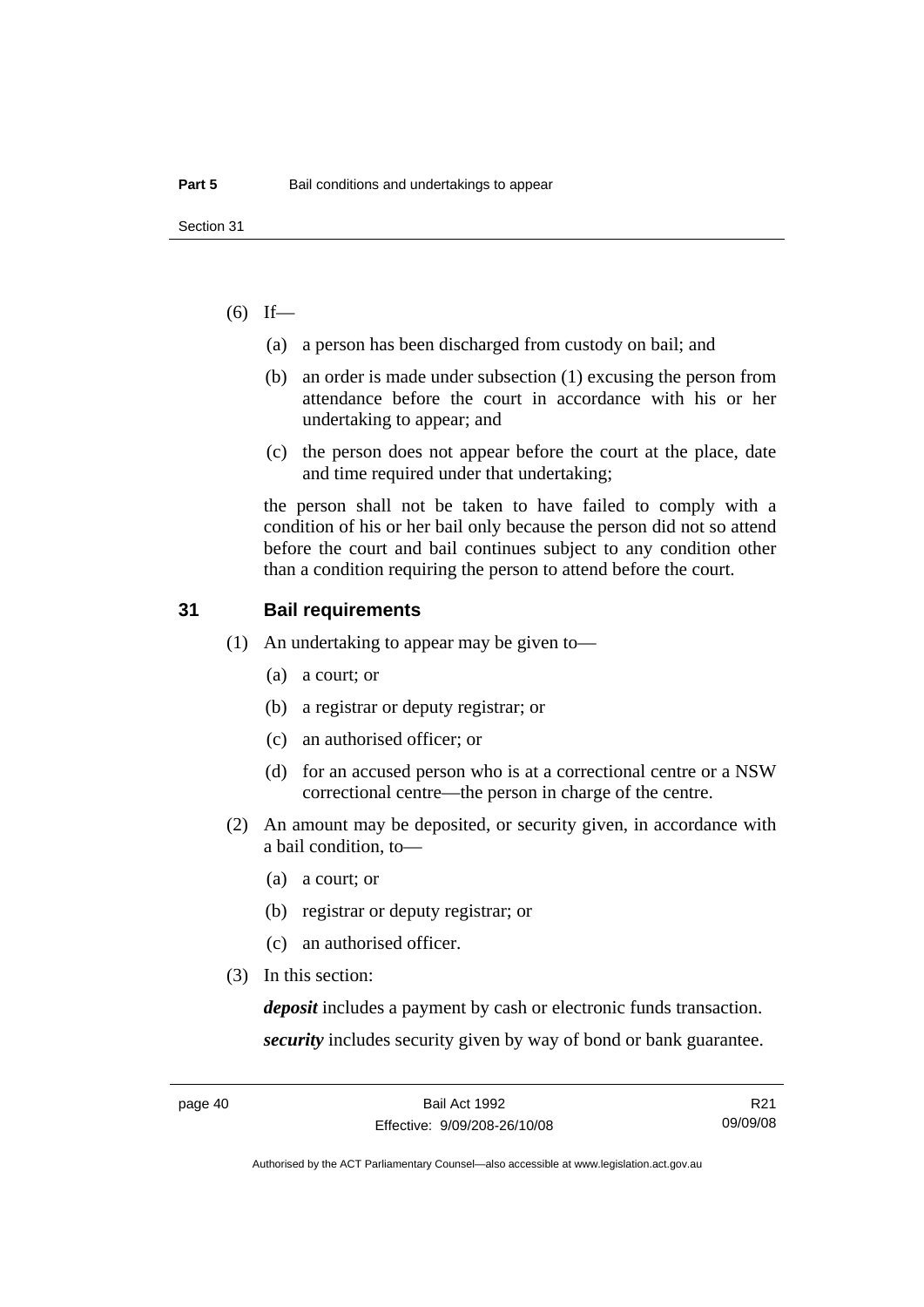(6) If—

(a) a person has been discharged from custody on bail; and

(b) an order is made under subsection (1) excusing the person from attendance before the court in accordance with his or her undertaking to appear; and

(c) the person does not appear before the court at the place, date and time required under that undertaking;

the person shall not be taken to have failed to comply with a condition of his or her bail only because the person did not so attend before the court and bail continues subject to any condition other than a condition requiring the person to attend before the court.

## 31 Bail requirements

(1) An undertaking to appear may be given to—

(a) a court; or

(b) a registrar or deputy registrar; or

(c) an authorised officer; or

(d) for an accused person who is at a correctional centre or a NSW correctional centre—the person in charge of the centre.

(2) An amount may be deposited, or security given, in accordance with a bail condition, to—

(a) a court; or

(b) registrar or deputy registrar; or

(c) an authorised officer.

(3) In this section:

***deposit*** includes a payment by cash or electronic funds transaction.

***security*** includes security given by way of bond or bank guarantee.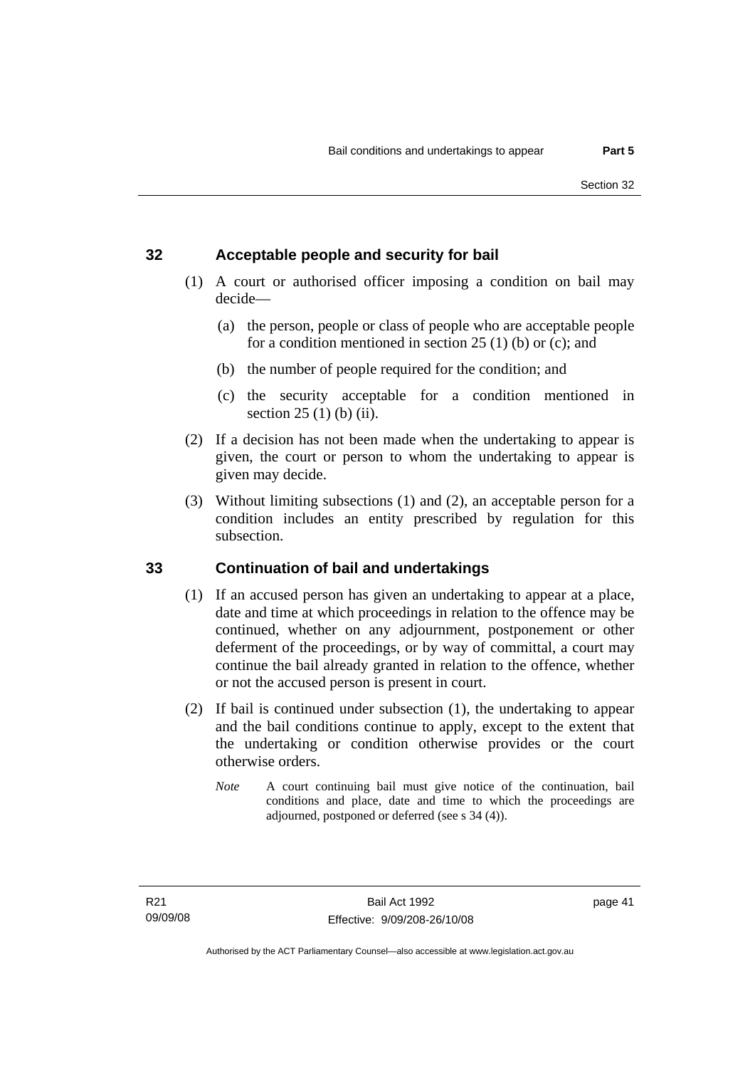## 32 Acceptable people and security for bail

(1) A court or authorised officer imposing a condition on bail may decide—

(a) the person, people or class of people who are acceptable people for a condition mentioned in section 25 (1) (b) or (c); and

(b) the number of people required for the condition; and

(c) the security acceptable for a condition mentioned in section 25 (1) (b) (ii).

(2) If a decision has not been made when the undertaking to appear is given, the court or person to whom the undertaking to appear is given may decide.

(3) Without limiting subsections (1) and (2), an acceptable person for a condition includes an entity prescribed by regulation for this subsection.

## 33 Continuation of bail and undertakings

(1) If an accused person has given an undertaking to appear at a place, date and time at which proceedings in relation to the offence may be continued, whether on any adjournment, postponement or other deferment of the proceedings, or by way of committal, a court may continue the bail already granted in relation to the offence, whether or not the accused person is present in court.

(2) If bail is continued under subsection (1), the undertaking to appear and the bail conditions continue to apply, except to the extent that the undertaking or condition otherwise provides or the court otherwise orders.

*Note* A court continuing bail must give notice of the continuation, bail conditions and place, date and time to which the proceedings are adjourned, postponed or deferred (see s 34 (4)).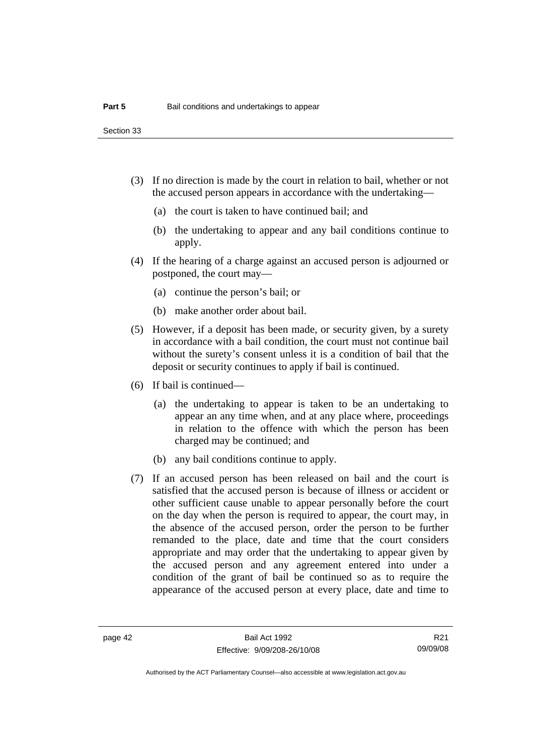(3) If no direction is made by the court in relation to bail, whether or not the accused person appears in accordance with the undertaking—

(a) the court is taken to have continued bail; and

(b) the undertaking to appear and any bail conditions continue to apply.

(4) If the hearing of a charge against an accused person is adjourned or postponed, the court may—

(a) continue the person's bail; or

(b) make another order about bail.

(5) However, if a deposit has been made, or security given, by a surety in accordance with a bail condition, the court must not continue bail without the surety's consent unless it is a condition of bail that the deposit or security continues to apply if bail is continued.

(6) If bail is continued—

(a) the undertaking to appear is taken to be an undertaking to appear an any time when, and at any place where, proceedings in relation to the offence with which the person has been charged may be continued; and

(b) any bail conditions continue to apply.

(7) If an accused person has been released on bail and the court is satisfied that the accused person is because of illness or accident or other sufficient cause unable to appear personally before the court on the day when the person is required to appear, the court may, in the absence of the accused person, order the person to be further remanded to the place, date and time that the court considers appropriate and may order that the undertaking to appear given by the accused person and any agreement entered into under a condition of the grant of bail be continued so as to require the appearance of the accused person at every place, date and time to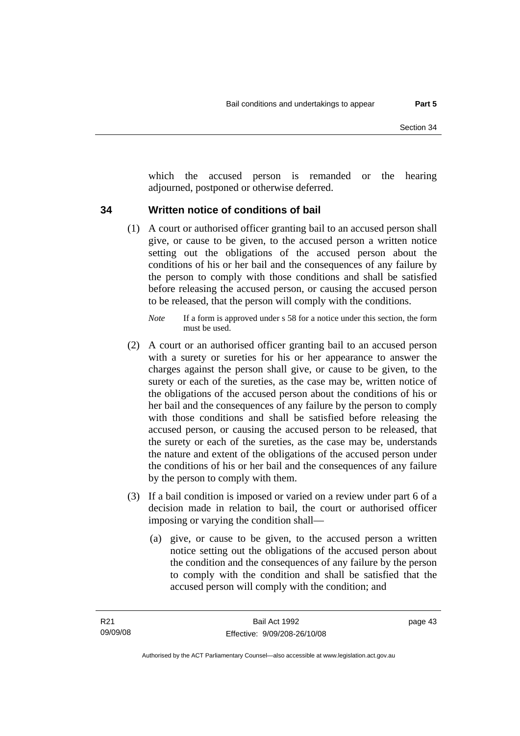which the accused person is remanded or the hearing adjourned, postponed or otherwise deferred.

## 34 Written notice of conditions of bail

(1) A court or authorised officer granting bail to an accused person shall give, or cause to be given, to the accused person a written notice setting out the obligations of the accused person about the conditions of his or her bail and the consequences of any failure by the person to comply with those conditions and shall be satisfied before releasing the accused person, or causing the accused person to be released, that the person will comply with the conditions.

*Note* If a form is approved under s 58 for a notice under this section, the form must be used.

(2) A court or an authorised officer granting bail to an accused person with a surety or sureties for his or her appearance to answer the charges against the person shall give, or cause to be given, to the surety or each of the sureties, as the case may be, written notice of the obligations of the accused person about the conditions of his or her bail and the consequences of any failure by the person to comply with those conditions and shall be satisfied before releasing the accused person, or causing the accused person to be released, that the surety or each of the sureties, as the case may be, understands the nature and extent of the obligations of the accused person under the conditions of his or her bail and the consequences of any failure by the person to comply with them.

(3) If a bail condition is imposed or varied on a review under part 6 of a decision made in relation to bail, the court or authorised officer imposing or varying the condition shall—

(a) give, or cause to be given, to the accused person a written notice setting out the obligations of the accused person about the condition and the consequences of any failure by the person to comply with the condition and shall be satisfied that the accused person will comply with the condition; and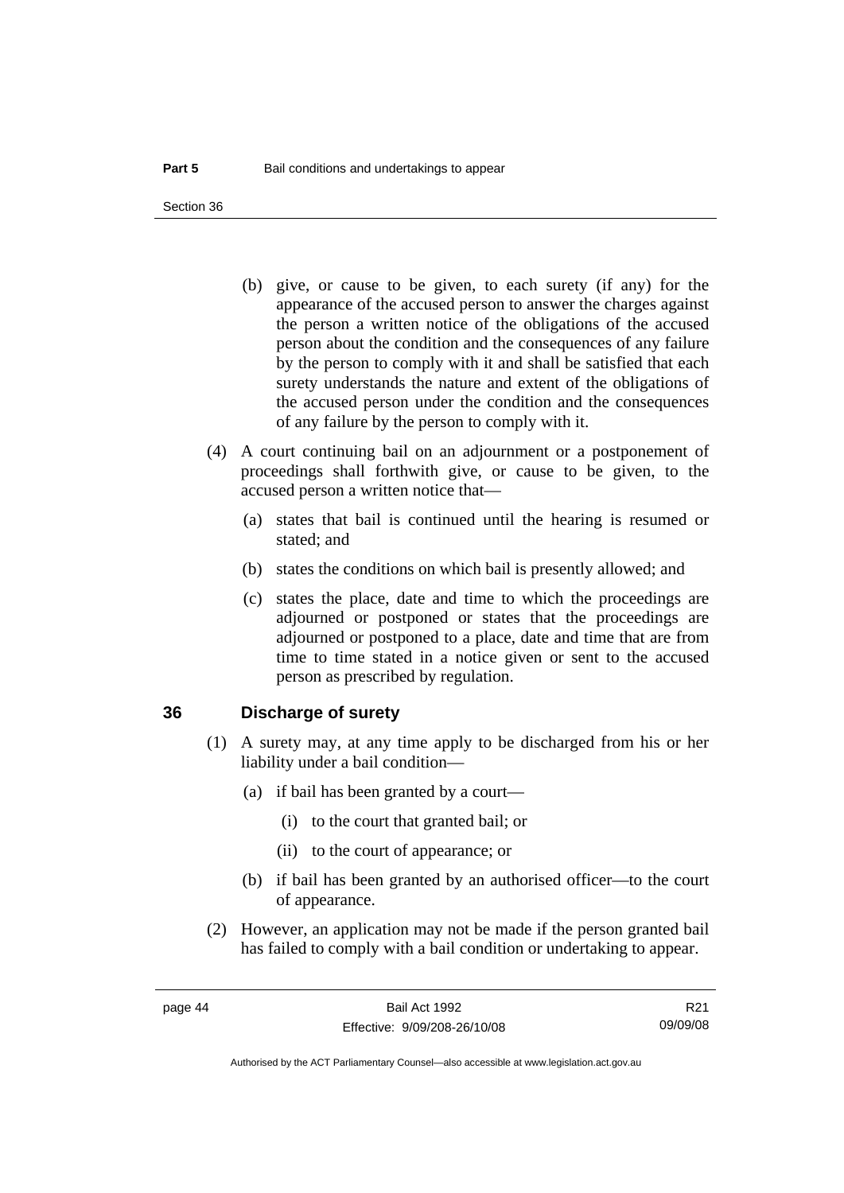(b) give, or cause to be given, to each surety (if any) for the appearance of the accused person to answer the charges against the person a written notice of the obligations of the accused person about the condition and the consequences of any failure by the person to comply with it and shall be satisfied that each surety understands the nature and extent of the obligations of the accused person under the condition and the consequences of any failure by the person to comply with it.

(4) A court continuing bail on an adjournment or a postponement of proceedings shall forthwith give, or cause to be given, to the accused person a written notice that—

(a) states that bail is continued until the hearing is resumed or stated; and

(b) states the conditions on which bail is presently allowed; and

(c) states the place, date and time to which the proceedings are adjourned or postponed or states that the proceedings are adjourned or postponed to a place, date and time that are from time to time stated in a notice given or sent to the accused person as prescribed by regulation.

## 36 Discharge of surety

(1) A surety may, at any time apply to be discharged from his or her liability under a bail condition—

(a) if bail has been granted by a court—

(i) to the court that granted bail; or

(ii) to the court of appearance; or

(b) if bail has been granted by an authorised officer—to the court of appearance.

(2) However, an application may not be made if the person granted bail has failed to comply with a bail condition or undertaking to appear.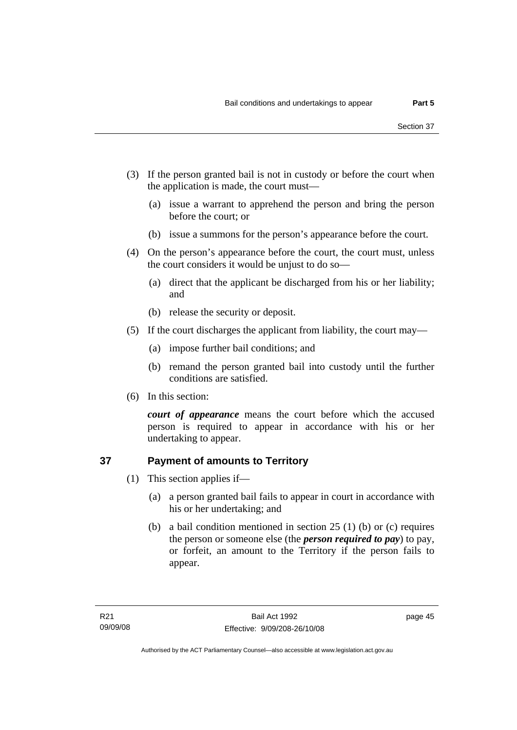(3) If the person granted bail is not in custody or before the court when the application is made, the court must—

(a) issue a warrant to apprehend the person and bring the person before the court; or

(b) issue a summons for the person's appearance before the court.

(4) On the person's appearance before the court, the court must, unless the court considers it would be unjust to do so—

(a) direct that the applicant be discharged from his or her liability; and

(b) release the security or deposit.

(5) If the court discharges the applicant from liability, the court may—

(a) impose further bail conditions; and

(b) remand the person granted bail into custody until the further conditions are satisfied.

(6) In this section:

***court of appearance*** means the court before which the accused person is required to appear in accordance with his or her undertaking to appear.

## 37 Payment of amounts to Territory

(1) This section applies if—

(a) a person granted bail fails to appear in court in accordance with his or her undertaking; and

(b) a bail condition mentioned in section 25 (1) (b) or (c) requires the person or someone else (the ***person required to pay***) to pay, or forfeit, an amount to the Territory if the person fails to appear.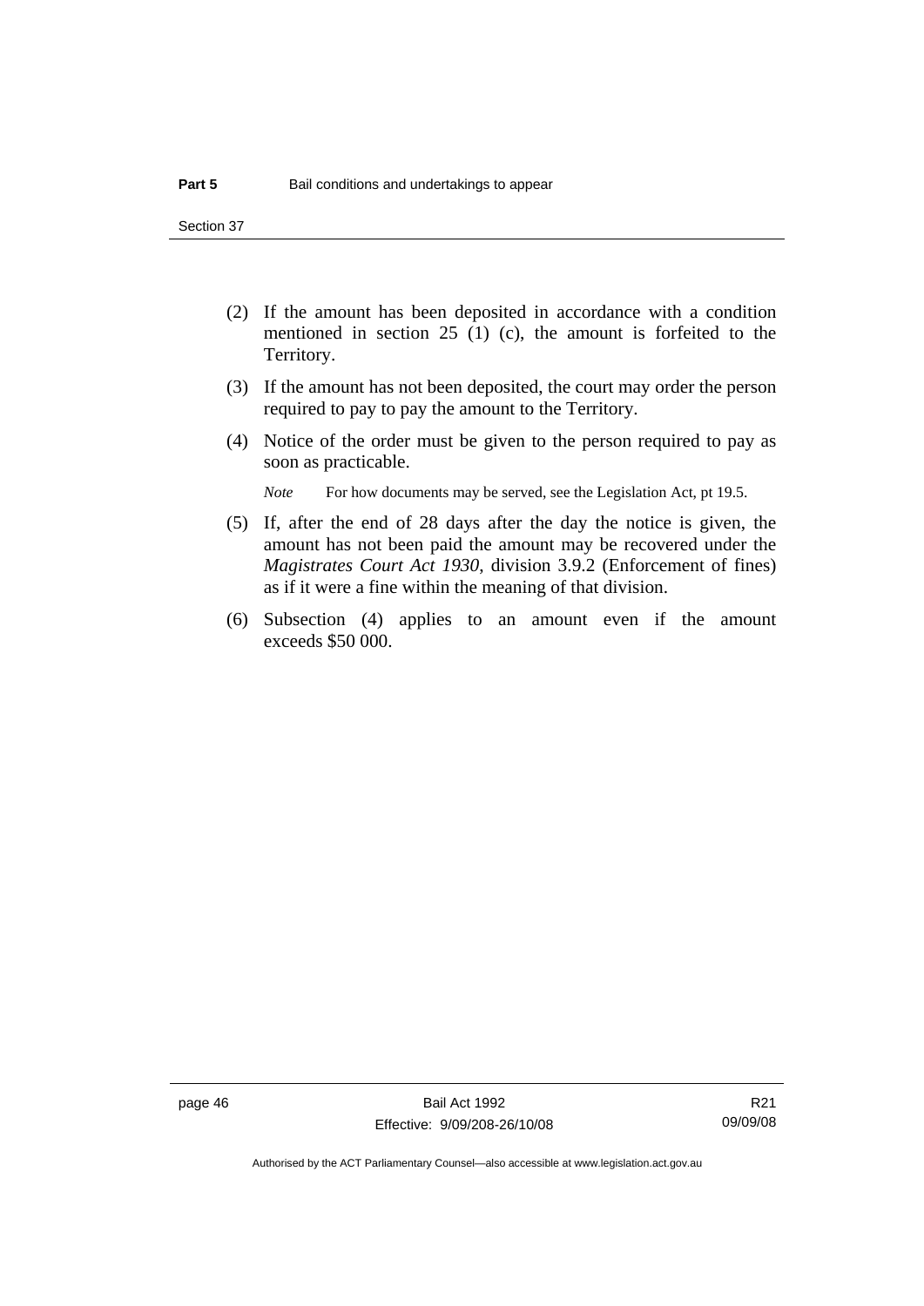(2) If the amount has been deposited in accordance with a condition mentioned in section 25 (1) (c), the amount is forfeited to the Territory.

(3) If the amount has not been deposited, the court may order the person required to pay to pay the amount to the Territory.

(4) Notice of the order must be given to the person required to pay as soon as practicable.

*Note* For how documents may be served, see the Legislation Act, pt 19.5.

(5) If, after the end of 28 days after the day the notice is given, the amount has not been paid the amount may be recovered under the *Magistrates Court Act 1930*, division 3.9.2 (Enforcement of fines) as if it were a fine within the meaning of that division.

(6) Subsection (4) applies to an amount even if the amount exceeds $50 000.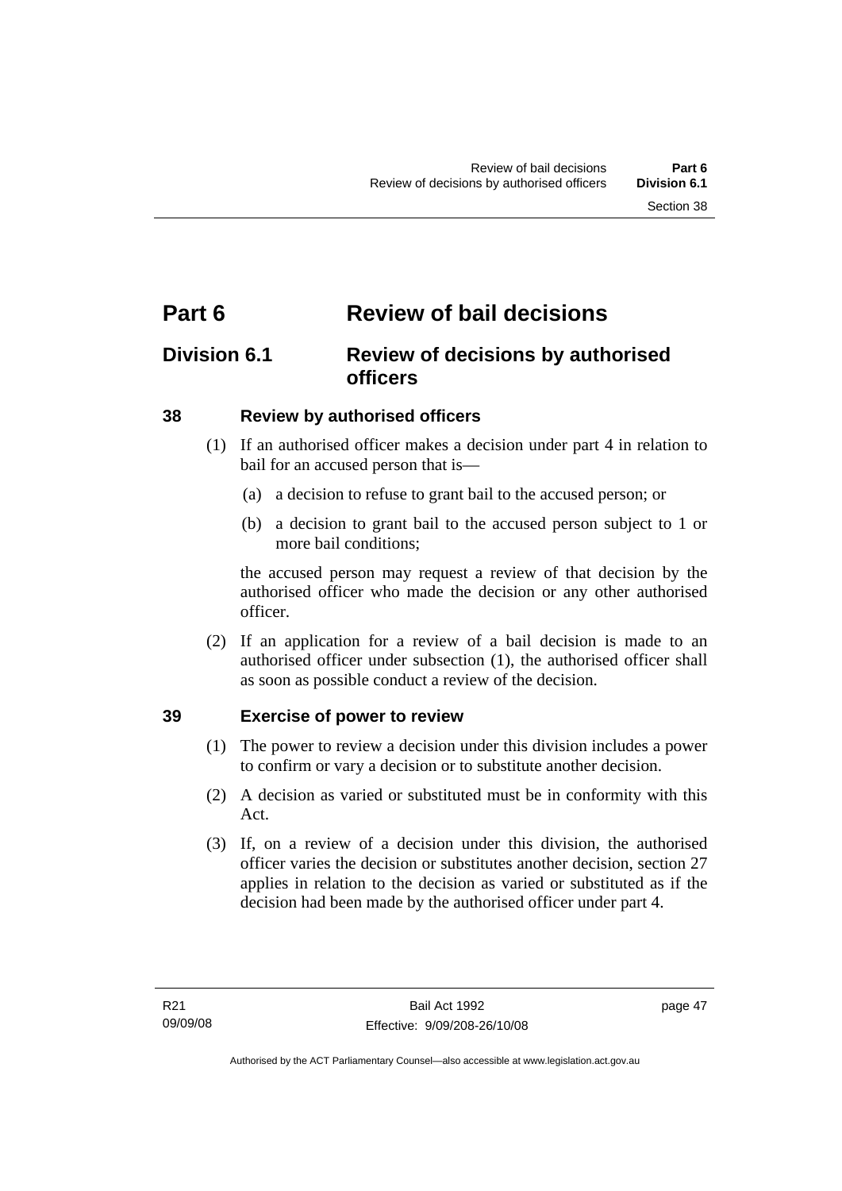# Part 6 Review of bail decisions

## Division 6.1 Review of decisions by authorised officers

### 38 Review by authorised officers

(1) If an authorised officer makes a decision under part 4 in relation to bail for an accused person that is—

(a) a decision to refuse to grant bail to the accused person; or

(b) a decision to grant bail to the accused person subject to 1 or more bail conditions;

the accused person may request a review of that decision by the authorised officer who made the decision or any other authorised officer.

(2) If an application for a review of a bail decision is made to an authorised officer under subsection (1), the authorised officer shall as soon as possible conduct a review of the decision.

### 39 Exercise of power to review

(1) The power to review a decision under this division includes a power to confirm or vary a decision or to substitute another decision.

(2) A decision as varied or substituted must be in conformity with this Act.

(3) If, on a review of a decision under this division, the authorised officer varies the decision or substitutes another decision, section 27 applies in relation to the decision as varied or substituted as if the decision had been made by the authorised officer under part 4.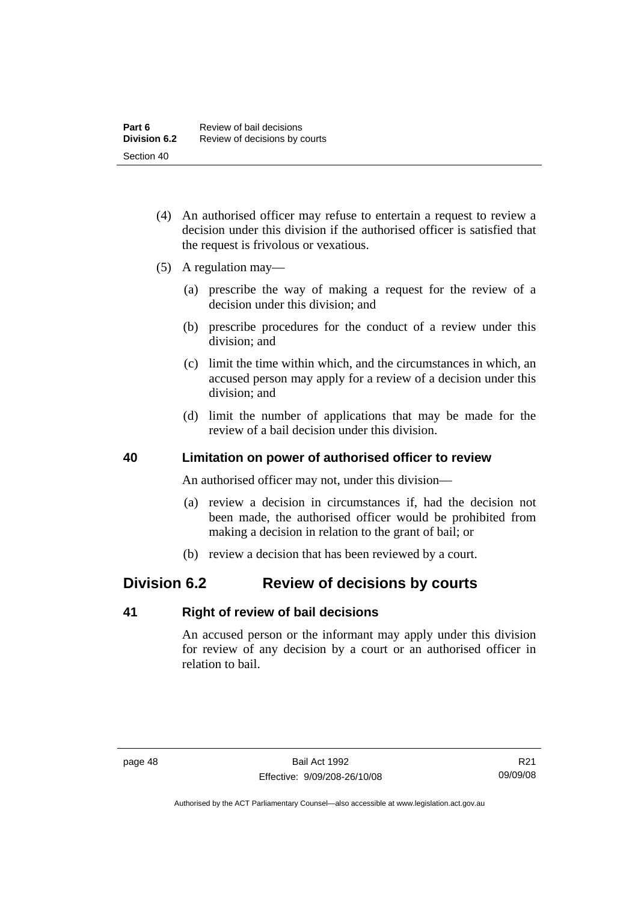(4) An authorised officer may refuse to entertain a request to review a decision under this division if the authorised officer is satisfied that the request is frivolous or vexatious.

(5) A regulation may—

(a) prescribe the way of making a request for the review of a decision under this division; and

(b) prescribe procedures for the conduct of a review under this division; and

(c) limit the time within which, and the circumstances in which, an accused person may apply for a review of a decision under this division; and

(d) limit the number of applications that may be made for the review of a bail decision under this division.

### 40 Limitation on power of authorised officer to review

An authorised officer may not, under this division—

(a) review a decision in circumstances if, had the decision not been made, the authorised officer would be prohibited from making a decision in relation to the grant of bail; or

(b) review a decision that has been reviewed by a court.

## Division 6.2 Review of decisions by courts

### 41 Right of review of bail decisions

An accused person or the informant may apply under this division for review of any decision by a court or an authorised officer in relation to bail.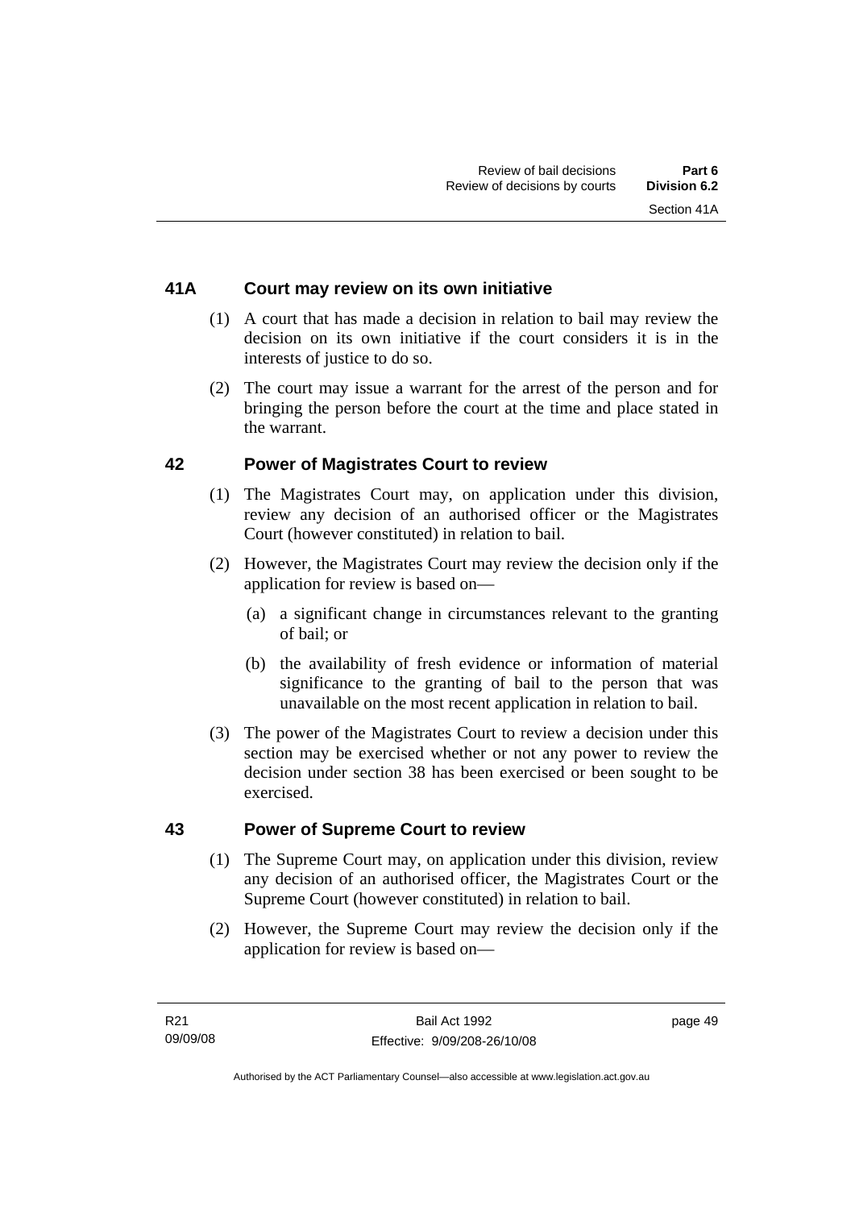### 41A Court may review on its own initiative

(1) A court that has made a decision in relation to bail may review the decision on its own initiative if the court considers it is in the interests of justice to do so.

(2) The court may issue a warrant for the arrest of the person and for bringing the person before the court at the time and place stated in the warrant.

### 42 Power of Magistrates Court to review

(1) The Magistrates Court may, on application under this division, review any decision of an authorised officer or the Magistrates Court (however constituted) in relation to bail.

(2) However, the Magistrates Court may review the decision only if the application for review is based on—

(a) a significant change in circumstances relevant to the granting of bail; or

(b) the availability of fresh evidence or information of material significance to the granting of bail to the person that was unavailable on the most recent application in relation to bail.

(3) The power of the Magistrates Court to review a decision under this section may be exercised whether or not any power to review the decision under section 38 has been exercised or been sought to be exercised.

### 43 Power of Supreme Court to review

(1) The Supreme Court may, on application under this division, review any decision of an authorised officer, the Magistrates Court or the Supreme Court (however constituted) in relation to bail.

(2) However, the Supreme Court may review the decision only if the application for review is based on—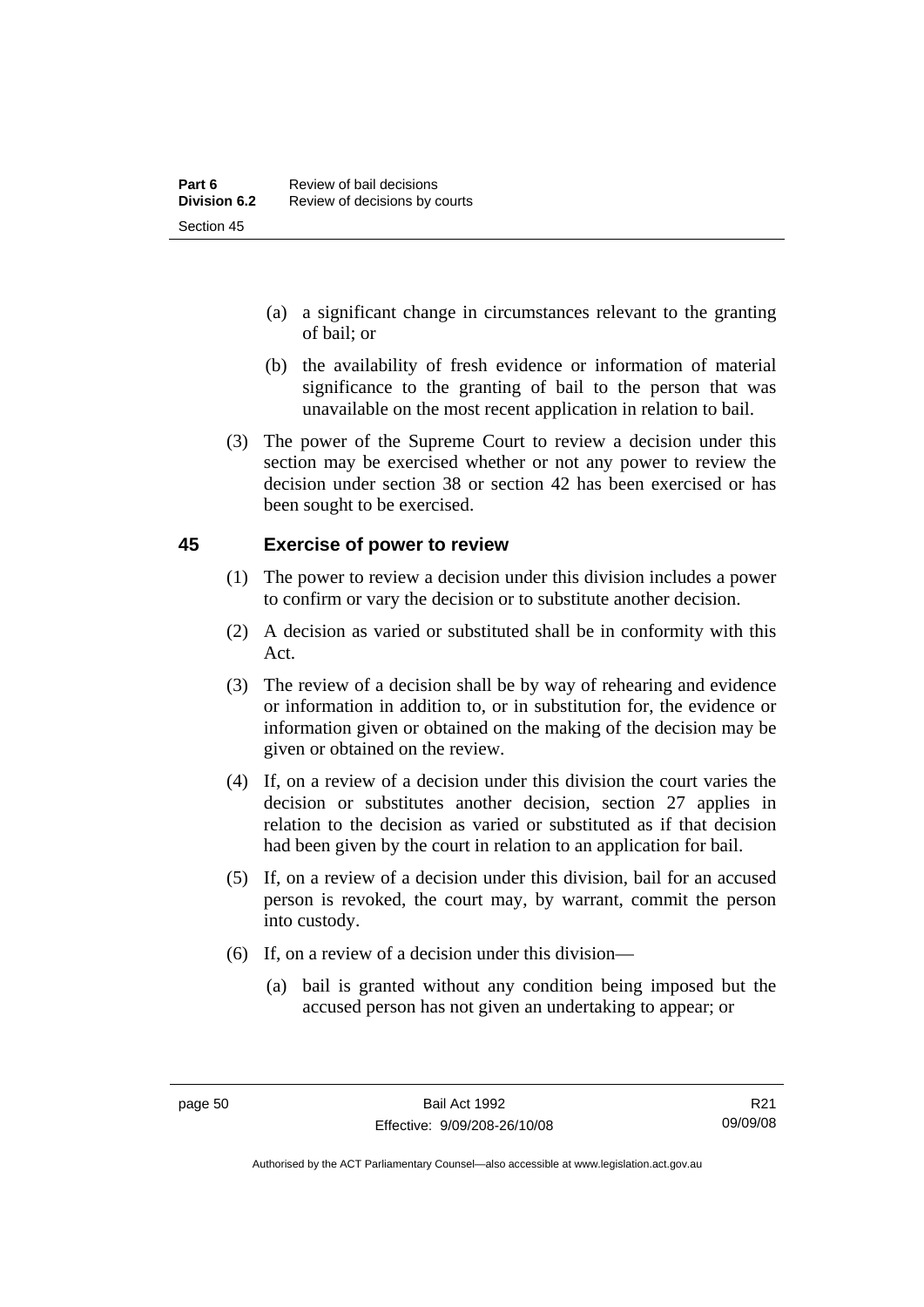(a) a significant change in circumstances relevant to the granting of bail; or

(b) the availability of fresh evidence or information of material significance to the granting of bail to the person that was unavailable on the most recent application in relation to bail.

(3) The power of the Supreme Court to review a decision under this section may be exercised whether or not any power to review the decision under section 38 or section 42 has been exercised or has been sought to be exercised.

## 45 Exercise of power to review

(1) The power to review a decision under this division includes a power to confirm or vary the decision or to substitute another decision.

(2) A decision as varied or substituted shall be in conformity with this Act.

(3) The review of a decision shall be by way of rehearing and evidence or information in addition to, or in substitution for, the evidence or information given or obtained on the making of the decision may be given or obtained on the review.

(4) If, on a review of a decision under this division the court varies the decision or substitutes another decision, section 27 applies in relation to the decision as varied or substituted as if that decision had been given by the court in relation to an application for bail.

(5) If, on a review of a decision under this division, bail for an accused person is revoked, the court may, by warrant, commit the person into custody.

(6) If, on a review of a decision under this division—

(a) bail is granted without any condition being imposed but the accused person has not given an undertaking to appear; or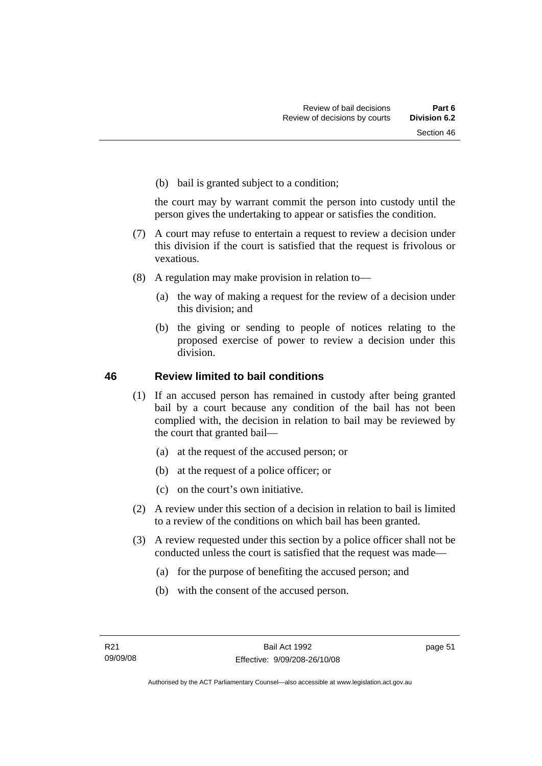(b) bail is granted subject to a condition;

the court may by warrant commit the person into custody until the person gives the undertaking to appear or satisfies the condition.

(7) A court may refuse to entertain a request to review a decision under this division if the court is satisfied that the request is frivolous or vexatious.

(8) A regulation may make provision in relation to—

(a) the way of making a request for the review of a decision under this division; and

(b) the giving or sending to people of notices relating to the proposed exercise of power to review a decision under this division.

## 46 Review limited to bail conditions

(1) If an accused person has remained in custody after being granted bail by a court because any condition of the bail has not been complied with, the decision in relation to bail may be reviewed by the court that granted bail—

(a) at the request of the accused person; or

(b) at the request of a police officer; or

(c) on the court's own initiative.

(2) A review under this section of a decision in relation to bail is limited to a review of the conditions on which bail has been granted.

(3) A review requested under this section by a police officer shall not be conducted unless the court is satisfied that the request was made—

(a) for the purpose of benefiting the accused person; and

(b) with the consent of the accused person.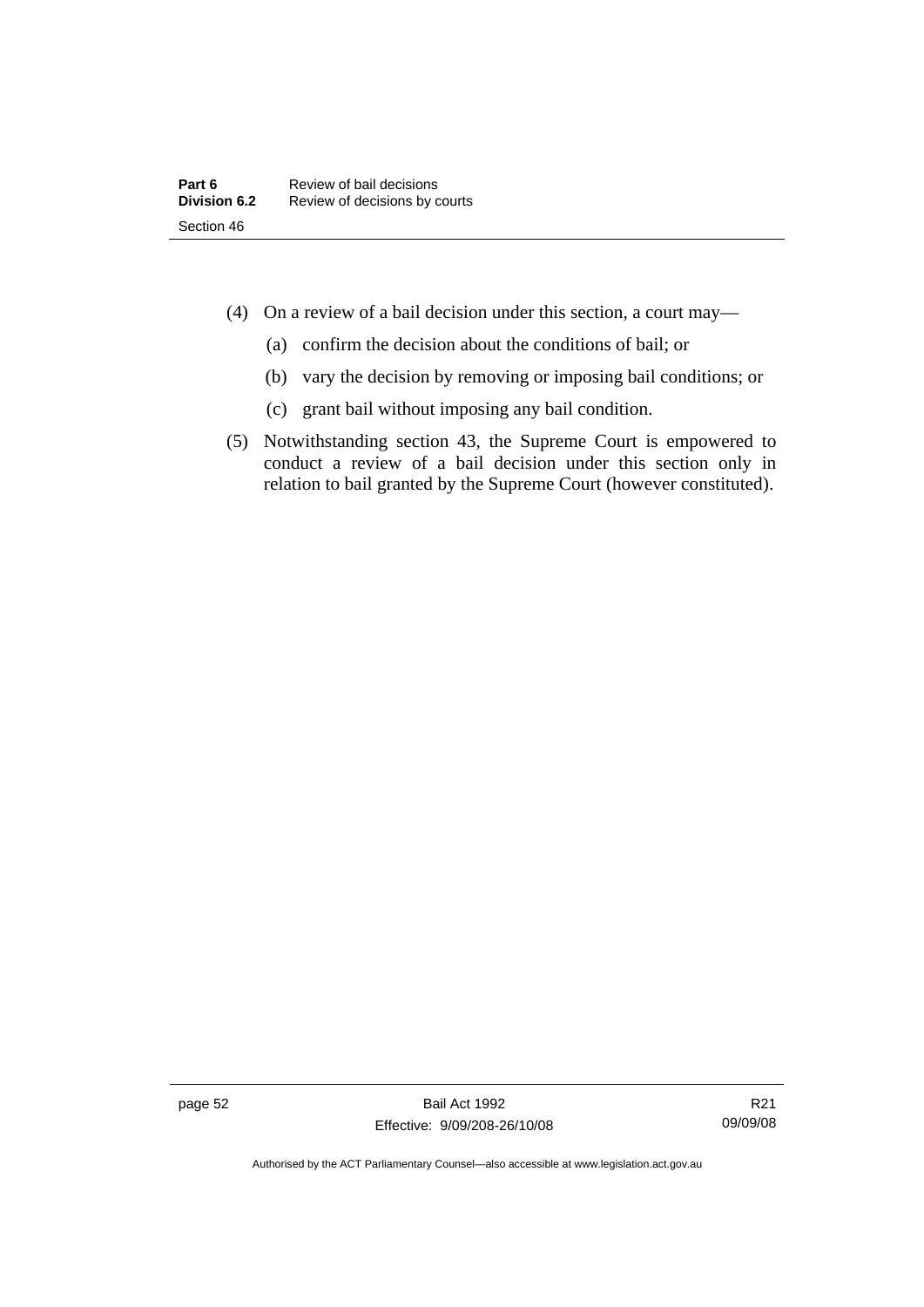(4) On a review of a bail decision under this section, a court may—

(a) confirm the decision about the conditions of bail; or

(b) vary the decision by removing or imposing bail conditions; or

(c) grant bail without imposing any bail condition.

(5) Notwithstanding section 43, the Supreme Court is empowered to conduct a review of a bail decision under this section only in relation to bail granted by the Supreme Court (however constituted).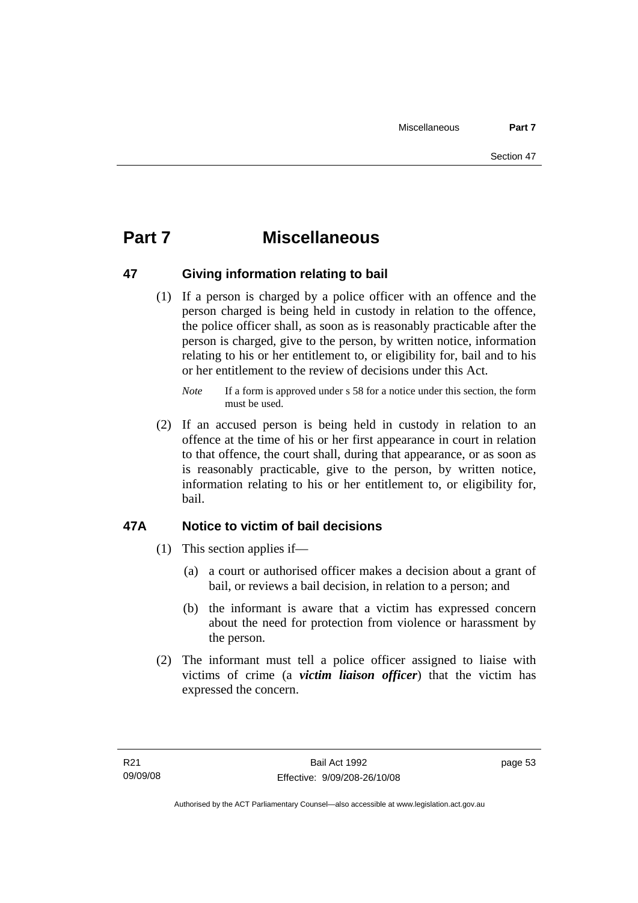# Part 7 Miscellaneous

## 47 Giving information relating to bail

(1) If a person is charged by a police officer with an offence and the person charged is being held in custody in relation to the offence, the police officer shall, as soon as is reasonably practicable after the person is charged, give to the person, by written notice, information relating to his or her entitlement to, or eligibility for, bail and to his or her entitlement to the review of decisions under this Act.

*Note* If a form is approved under s 58 for a notice under this section, the form must be used.

(2) If an accused person is being held in custody in relation to an offence at the time of his or her first appearance in court in relation to that offence, the court shall, during that appearance, or as soon as is reasonably practicable, give to the person, by written notice, information relating to his or her entitlement to, or eligibility for, bail.

## 47A Notice to victim of bail decisions

(1) This section applies if—

(a) a court or authorised officer makes a decision about a grant of bail, or reviews a bail decision, in relation to a person; and

(b) the informant is aware that a victim has expressed concern about the need for protection from violence or harassment by the person.

(2) The informant must tell a police officer assigned to liaise with victims of crime (a ***victim liaison officer***) that the victim has expressed the concern.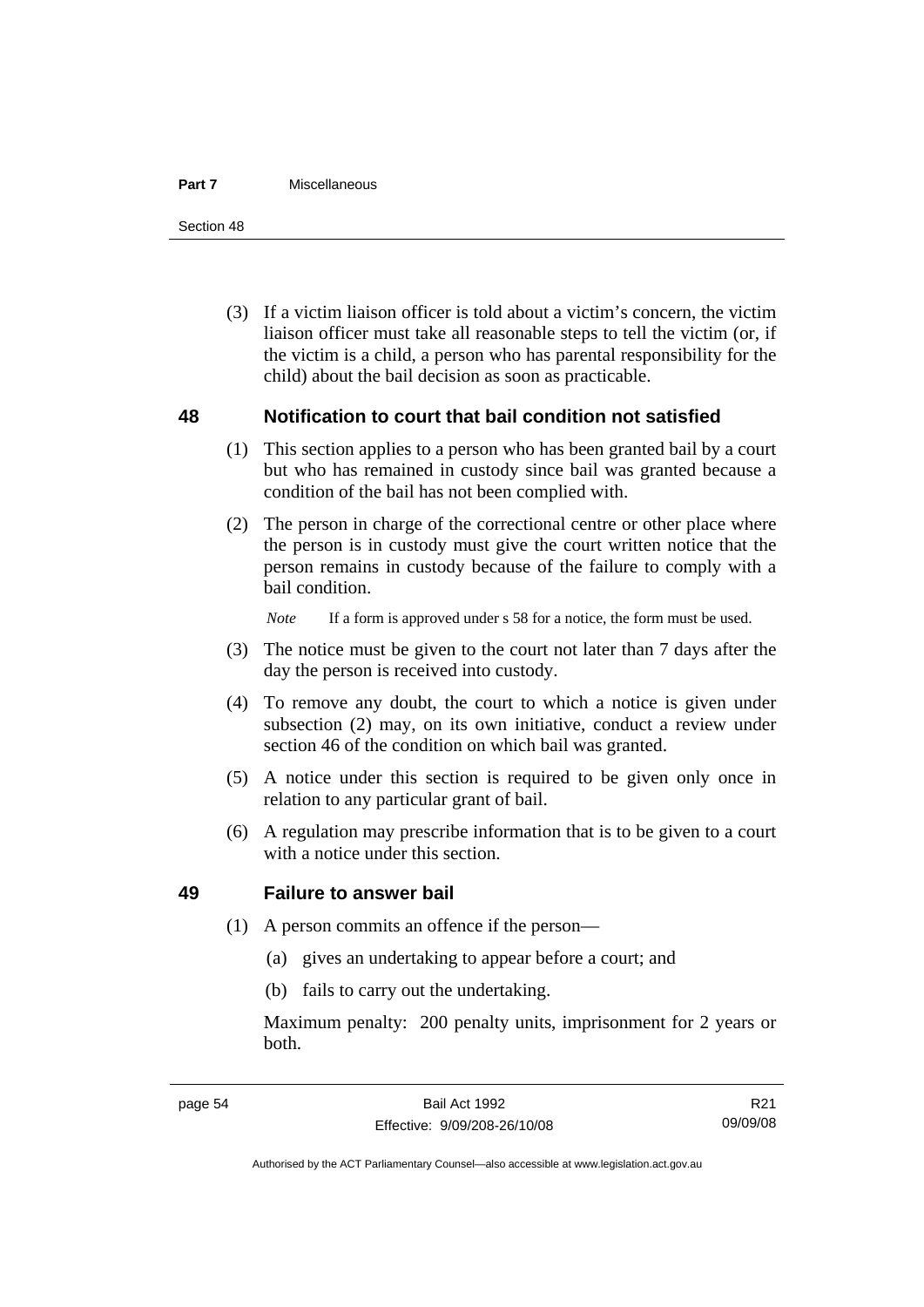(3) If a victim liaison officer is told about a victim's concern, the victim liaison officer must take all reasonable steps to tell the victim (or, if the victim is a child, a person who has parental responsibility for the child) about the bail decision as soon as practicable.

## 48 Notification to court that bail condition not satisfied

(1) This section applies to a person who has been granted bail by a court but who has remained in custody since bail was granted because a condition of the bail has not been complied with.

(2) The person in charge of the correctional centre or other place where the person is in custody must give the court written notice that the person remains in custody because of the failure to comply with a bail condition.

*Note* If a form is approved under s 58 for a notice, the form must be used.

(3) The notice must be given to the court not later than 7 days after the day the person is received into custody.

(4) To remove any doubt, the court to which a notice is given under subsection (2) may, on its own initiative, conduct a review under section 46 of the condition on which bail was granted.

(5) A notice under this section is required to be given only once in relation to any particular grant of bail.

(6) A regulation may prescribe information that is to be given to a court with a notice under this section.

## 49 Failure to answer bail

(1) A person commits an offence if the person—

(a) gives an undertaking to appear before a court; and

(b) fails to carry out the undertaking.

Maximum penalty: 200 penalty units, imprisonment for 2 years or both.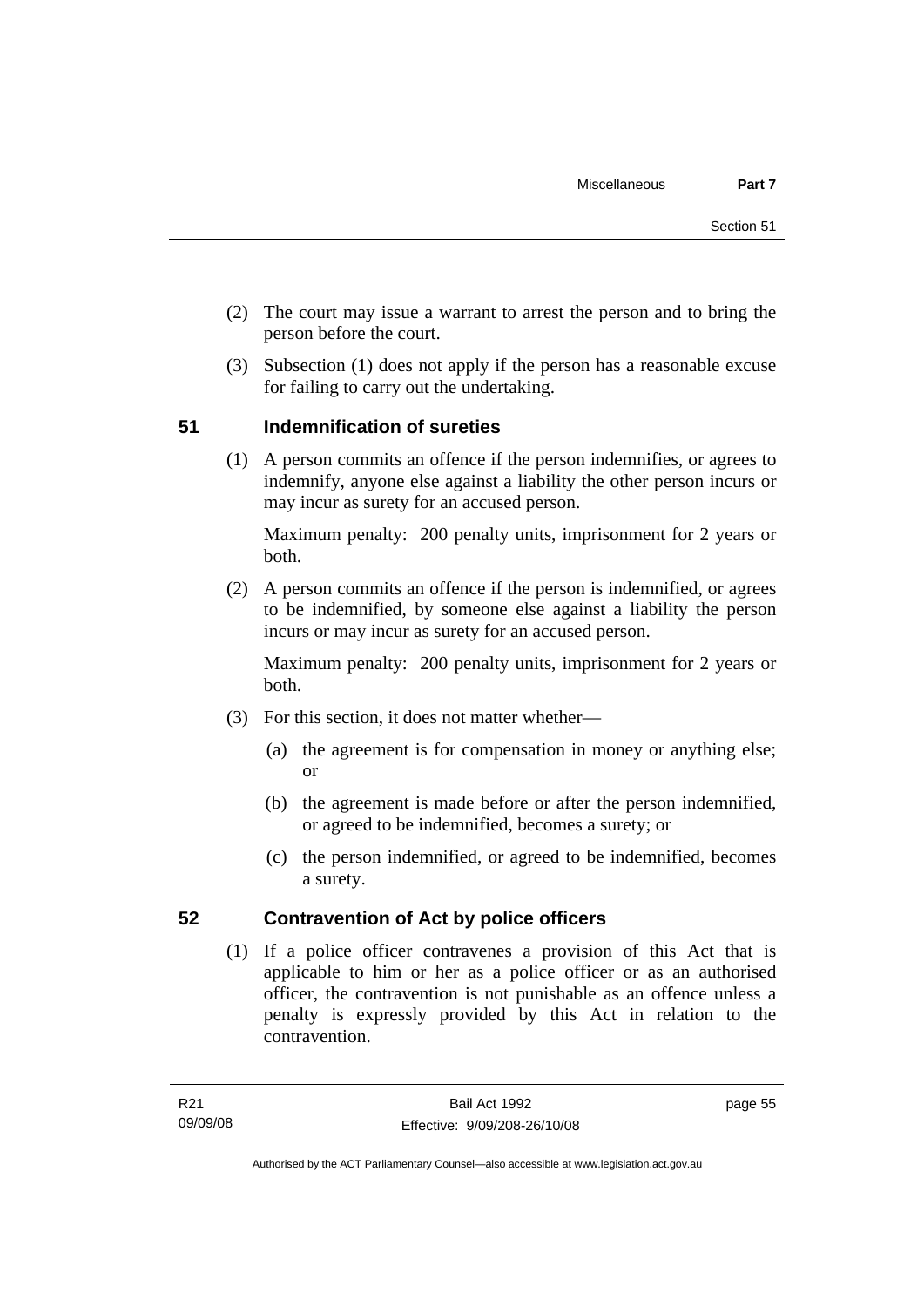(2) The court may issue a warrant to arrest the person and to bring the person before the court.

(3) Subsection (1) does not apply if the person has a reasonable excuse for failing to carry out the undertaking.

## 51 Indemnification of sureties

(1) A person commits an offence if the person indemnifies, or agrees to indemnify, anyone else against a liability the other person incurs or may incur as surety for an accused person.

Maximum penalty: 200 penalty units, imprisonment for 2 years or both.

(2) A person commits an offence if the person is indemnified, or agrees to be indemnified, by someone else against a liability the person incurs or may incur as surety for an accused person.

Maximum penalty: 200 penalty units, imprisonment for 2 years or both.

(3) For this section, it does not matter whether—

(a) the agreement is for compensation in money or anything else; or

(b) the agreement is made before or after the person indemnified, or agreed to be indemnified, becomes a surety; or

(c) the person indemnified, or agreed to be indemnified, becomes a surety.

## 52 Contravention of Act by police officers

(1) If a police officer contravenes a provision of this Act that is applicable to him or her as a police officer or as an authorised officer, the contravention is not punishable as an offence unless a penalty is expressly provided by this Act in relation to the contravention.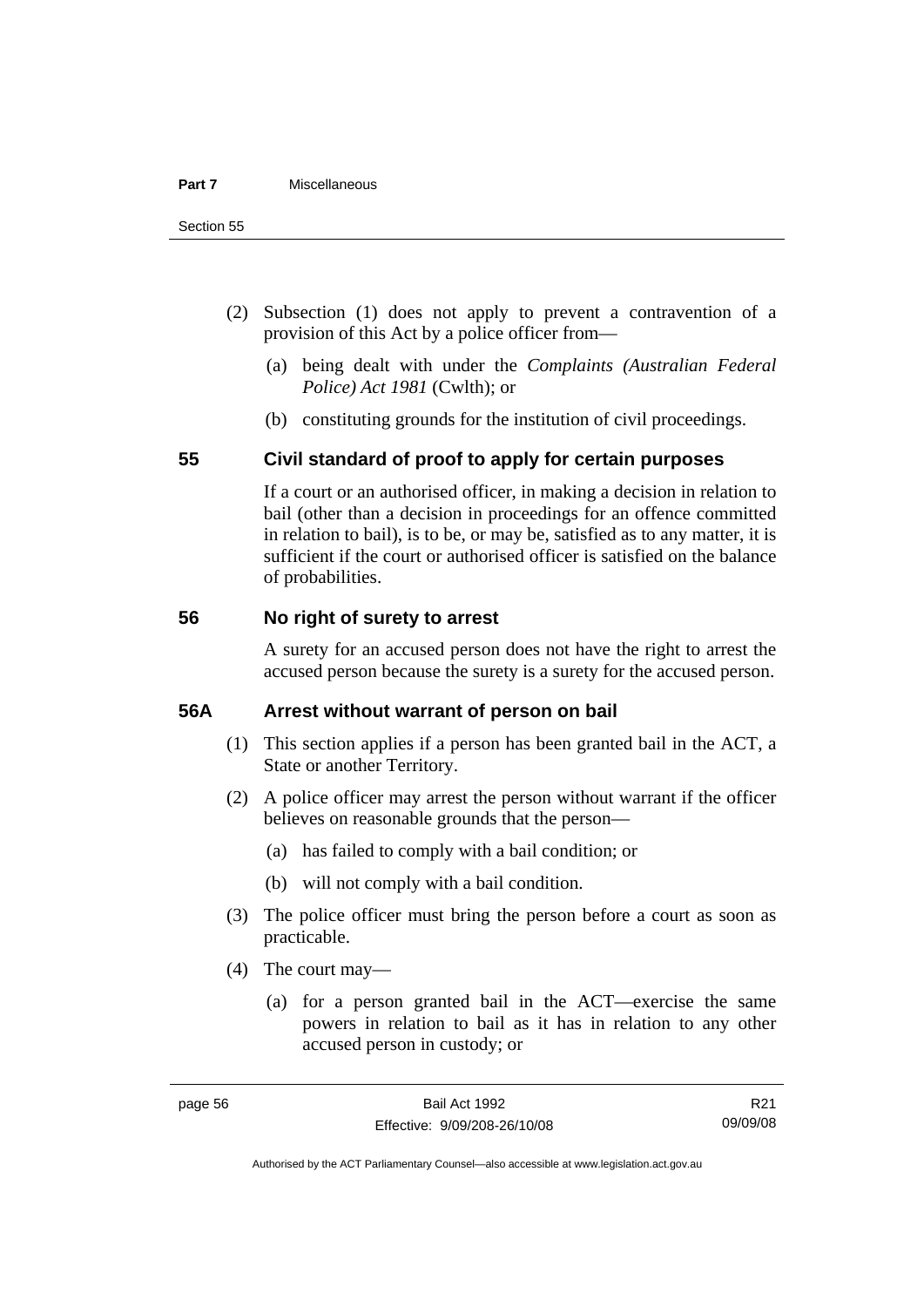(2) Subsection (1) does not apply to prevent a contravention of a provision of this Act by a police officer from—

(a) being dealt with under the *Complaints (Australian Federal Police) Act 1981* (Cwlth); or

(b) constituting grounds for the institution of civil proceedings.

## 55 Civil standard of proof to apply for certain purposes

If a court or an authorised officer, in making a decision in relation to bail (other than a decision in proceedings for an offence committed in relation to bail), is to be, or may be, satisfied as to any matter, it is sufficient if the court or authorised officer is satisfied on the balance of probabilities.

## 56 No right of surety to arrest

A surety for an accused person does not have the right to arrest the accused person because the surety is a surety for the accused person.

## 56A Arrest without warrant of person on bail

(1) This section applies if a person has been granted bail in the ACT, a State or another Territory.

(2) A police officer may arrest the person without warrant if the officer believes on reasonable grounds that the person—

(a) has failed to comply with a bail condition; or

(b) will not comply with a bail condition.

(3) The police officer must bring the person before a court as soon as practicable.

(4) The court may—

(a) for a person granted bail in the ACT—exercise the same powers in relation to bail as it has in relation to any other accused person in custody; or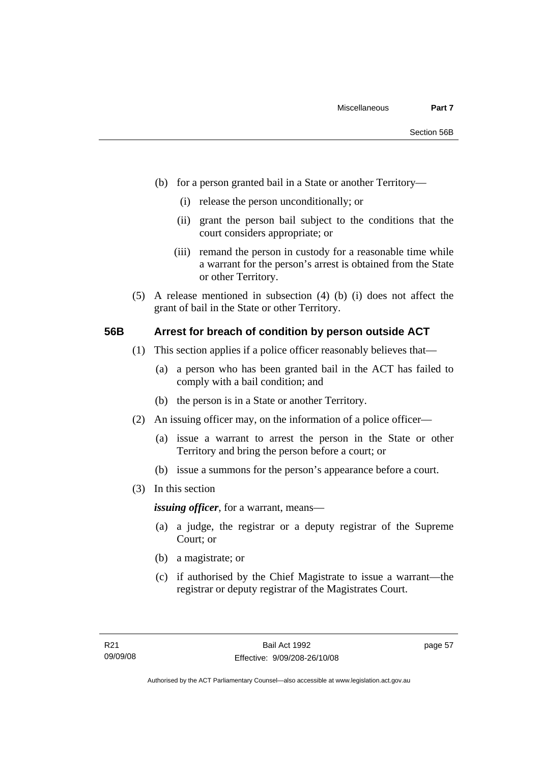(b) for a person granted bail in a State or another Territory—

  (i) release the person unconditionally; or

  (ii) grant the person bail subject to the conditions that the court considers appropriate; or

  (iii) remand the person in custody for a reasonable time while a warrant for the person's arrest is obtained from the State or other Territory.

(5) A release mentioned in subsection (4) (b) (i) does not affect the grant of bail in the State or other Territory.

### 56B Arrest for breach of condition by person outside ACT

(1) This section applies if a police officer reasonably believes that—

  (a) a person who has been granted bail in the ACT has failed to comply with a bail condition; and

  (b) the person is in a State or another Territory.

(2) An issuing officer may, on the information of a police officer—

  (a) issue a warrant to arrest the person in the State or other Territory and bring the person before a court; or

  (b) issue a summons for the person's appearance before a court.

(3) In this section

***issuing officer***, for a warrant, means—

  (a) a judge, the registrar or a deputy registrar of the Supreme Court; or

  (b) a magistrate; or

  (c) if authorised by the Chief Magistrate to issue a warrant—the registrar or deputy registrar of the Magistrates Court.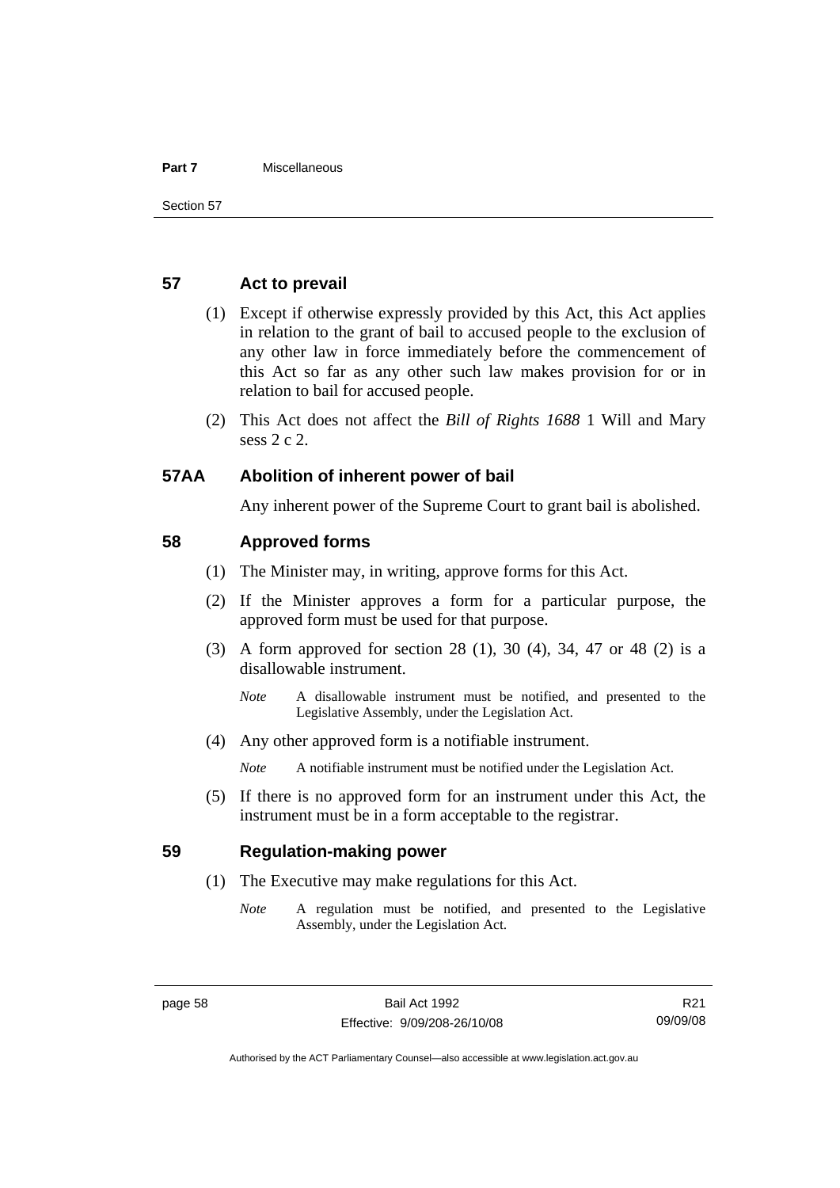## 57 Act to prevail

(1) Except if otherwise expressly provided by this Act, this Act applies in relation to the grant of bail to accused people to the exclusion of any other law in force immediately before the commencement of this Act so far as any other such law makes provision for or in relation to bail for accused people.

(2) This Act does not affect the *Bill of Rights 1688* 1 Will and Mary sess 2 c 2.

## 57AA Abolition of inherent power of bail

Any inherent power of the Supreme Court to grant bail is abolished.

## 58 Approved forms

(1) The Minister may, in writing, approve forms for this Act.

(2) If the Minister approves a form for a particular purpose, the approved form must be used for that purpose.

(3) A form approved for section 28 (1), 30 (4), 34, 47 or 48 (2) is a disallowable instrument.

*Note* A disallowable instrument must be notified, and presented to the Legislative Assembly, under the Legislation Act.

(4) Any other approved form is a notifiable instrument.

*Note* A notifiable instrument must be notified under the Legislation Act.

(5) If there is no approved form for an instrument under this Act, the instrument must be in a form acceptable to the registrar.

## 59 Regulation-making power

(1) The Executive may make regulations for this Act.

*Note* A regulation must be notified, and presented to the Legislative Assembly, under the Legislation Act.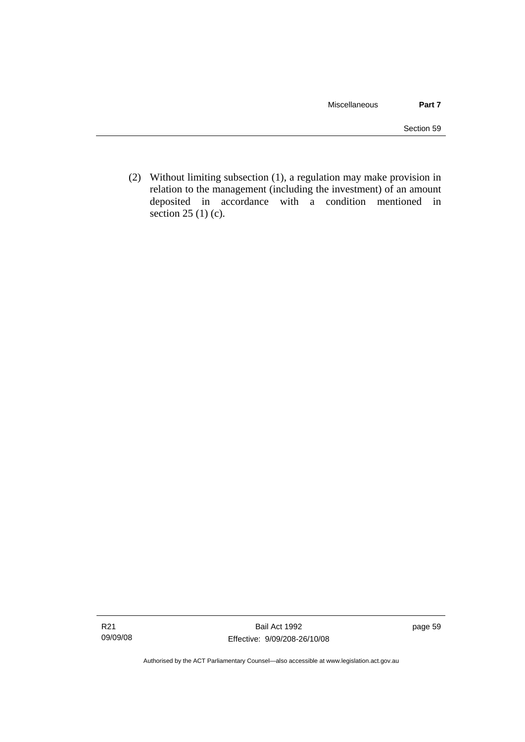(2) Without limiting subsection (1), a regulation may make provision in relation to the management (including the investment) of an amount deposited in accordance with a condition mentioned in section 25 (1) (c).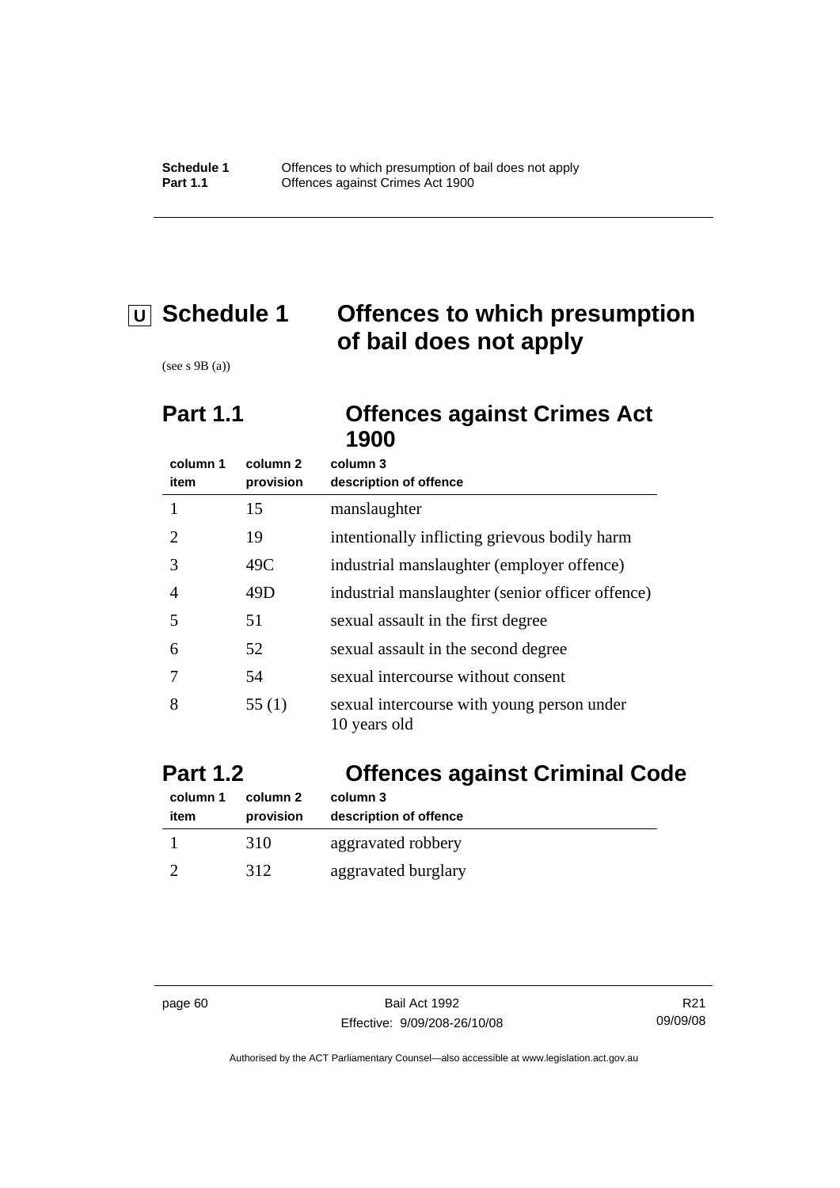# U Schedule 1 Offences to which presumption of bail does not apply

(see s 9B (a))

## Part 1.1 Offences against Crimes Act 1900

| column 1 item | column 2 provision | column 3 description of offence |
|---|---|---|
| 1 | 15 | manslaughter |
| 2 | 19 | intentionally inflicting grievous bodily harm |
| 3 | 49C | industrial manslaughter (employer offence) |
| 4 | 49D | industrial manslaughter (senior officer offence) |
| 5 | 51 | sexual assault in the first degree |
| 6 | 52 | sexual assault in the second degree |
| 7 | 54 | sexual intercourse without consent |
| 8 | 55 (1) | sexual intercourse with young person under 10 years old |

## Part 1.2 Offences against Criminal Code

| column 1 item | column 2 provision | column 3 description of offence |
|---|---|---|
| 1 | 310 | aggravated robbery |
| 2 | 312 | aggravated burglary |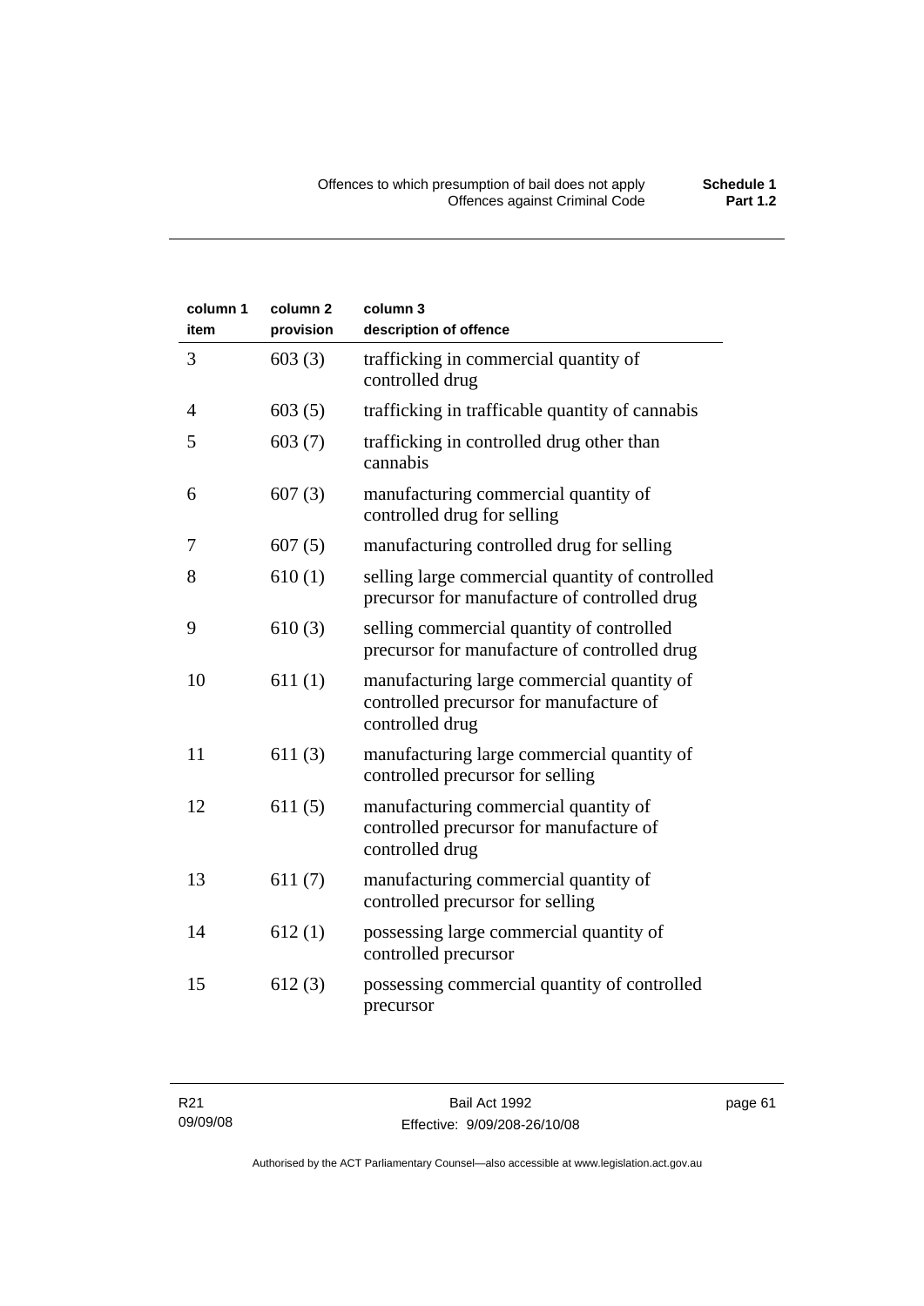| column 1 item | column 2 provision | column 3 description of offence |
|---|---|---|
| 3 | 603 (3) | trafficking in commercial quantity of controlled drug |
| 4 | 603 (5) | trafficking in trafficable quantity of cannabis |
| 5 | 603 (7) | trafficking in controlled drug other than cannabis |
| 6 | 607 (3) | manufacturing commercial quantity of controlled drug for selling |
| 7 | 607 (5) | manufacturing controlled drug for selling |
| 8 | 610 (1) | selling large commercial quantity of controlled precursor for manufacture of controlled drug |
| 9 | 610 (3) | selling commercial quantity of controlled precursor for manufacture of controlled drug |
| 10 | 611 (1) | manufacturing large commercial quantity of controlled precursor for manufacture of controlled drug |
| 11 | 611 (3) | manufacturing large commercial quantity of controlled precursor for selling |
| 12 | 611 (5) | manufacturing commercial quantity of controlled precursor for manufacture of controlled drug |
| 13 | 611 (7) | manufacturing commercial quantity of controlled precursor for selling |
| 14 | 612 (1) | possessing large commercial quantity of controlled precursor |
| 15 | 612 (3) | possessing commercial quantity of controlled precursor |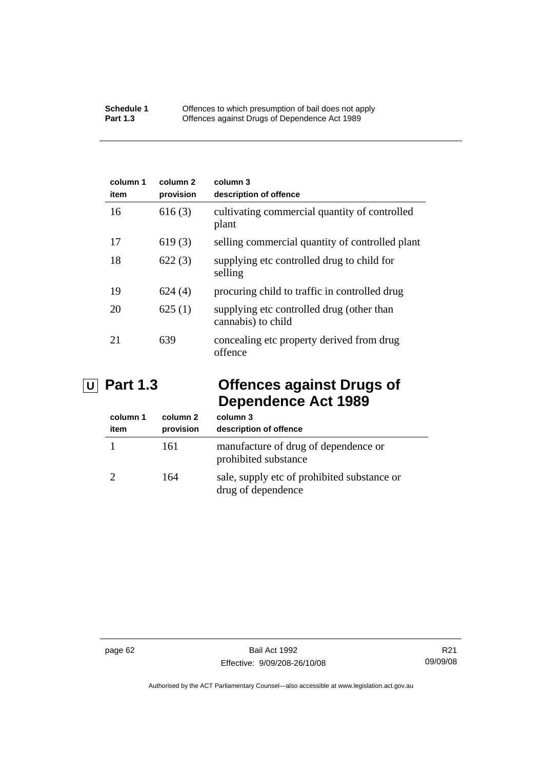| column 1 item | column 2 provision | column 3 description of offence |
|---|---|---|
| 16 | 616 (3) | cultivating commercial quantity of controlled plant |
| 17 | 619 (3) | selling commercial quantity of controlled plant |
| 18 | 622 (3) | supplying etc controlled drug to child for selling |
| 19 | 624 (4) | procuring child to traffic in controlled drug |
| 20 | 625 (1) | supplying etc controlled drug (other than cannabis) to child |
| 21 | 639 | concealing etc property derived from drug offence |

## U Part 1.3 Offences against Drugs of Dependence Act 1989

| column 1 item | column 2 provision | column 3 description of offence |
|---|---|---|
| 1 | 161 | manufacture of drug of dependence or prohibited substance |
| 2 | 164 | sale, supply etc of prohibited substance or drug of dependence |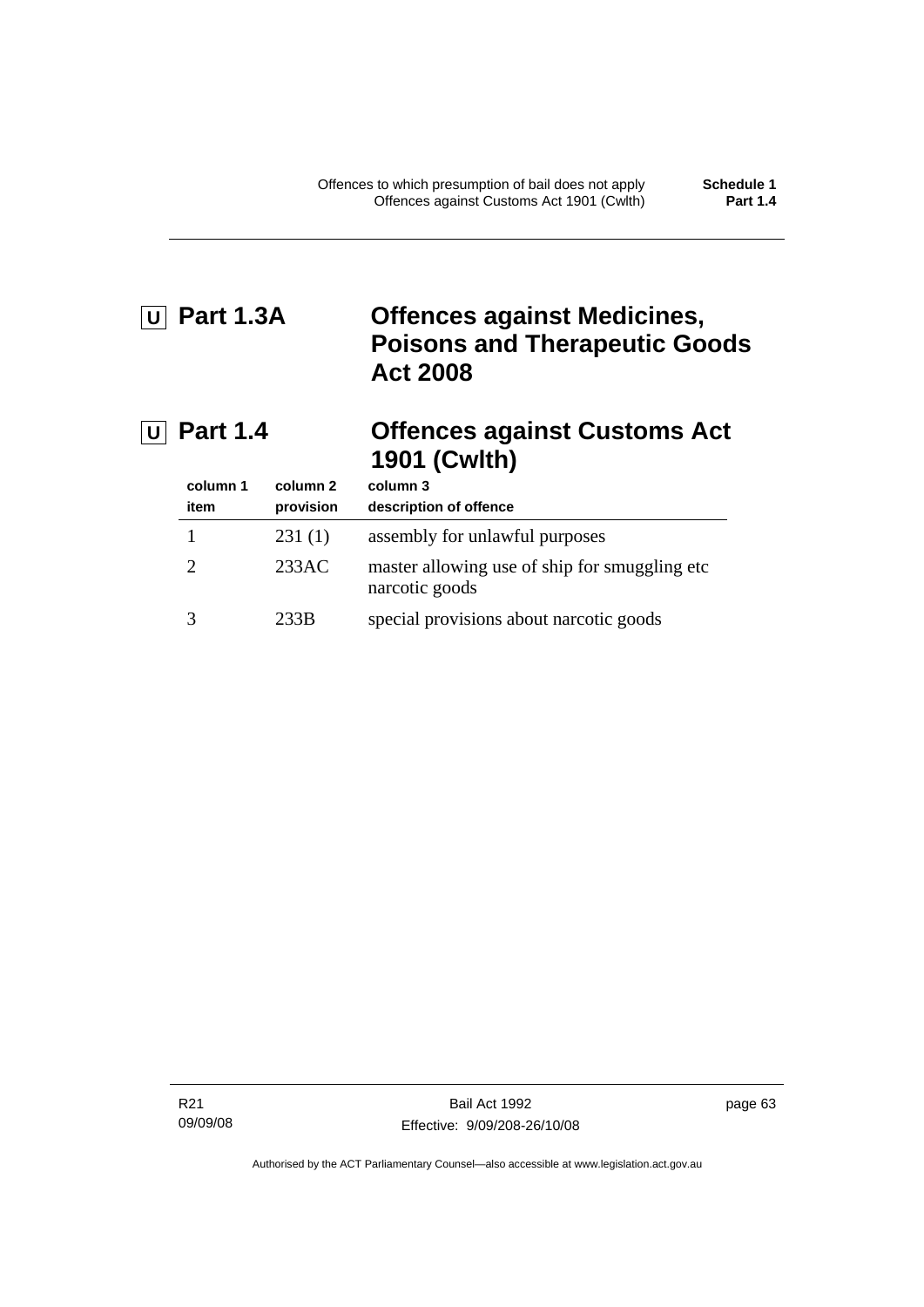## U Part 1.3A Offences against Medicines, Poisons and Therapeutic Goods Act 2008

## U Part 1.4 Offences against Customs Act 1901 (Cwlth)

| column 1 item | column 2 provision | column 3 description of offence |
|---|---|---|
| 1 | 231 (1) | assembly for unlawful purposes |
| 2 | 233AC | master allowing use of ship for smuggling etc narcotic goods |
| 3 | 233B | special provisions about narcotic goods |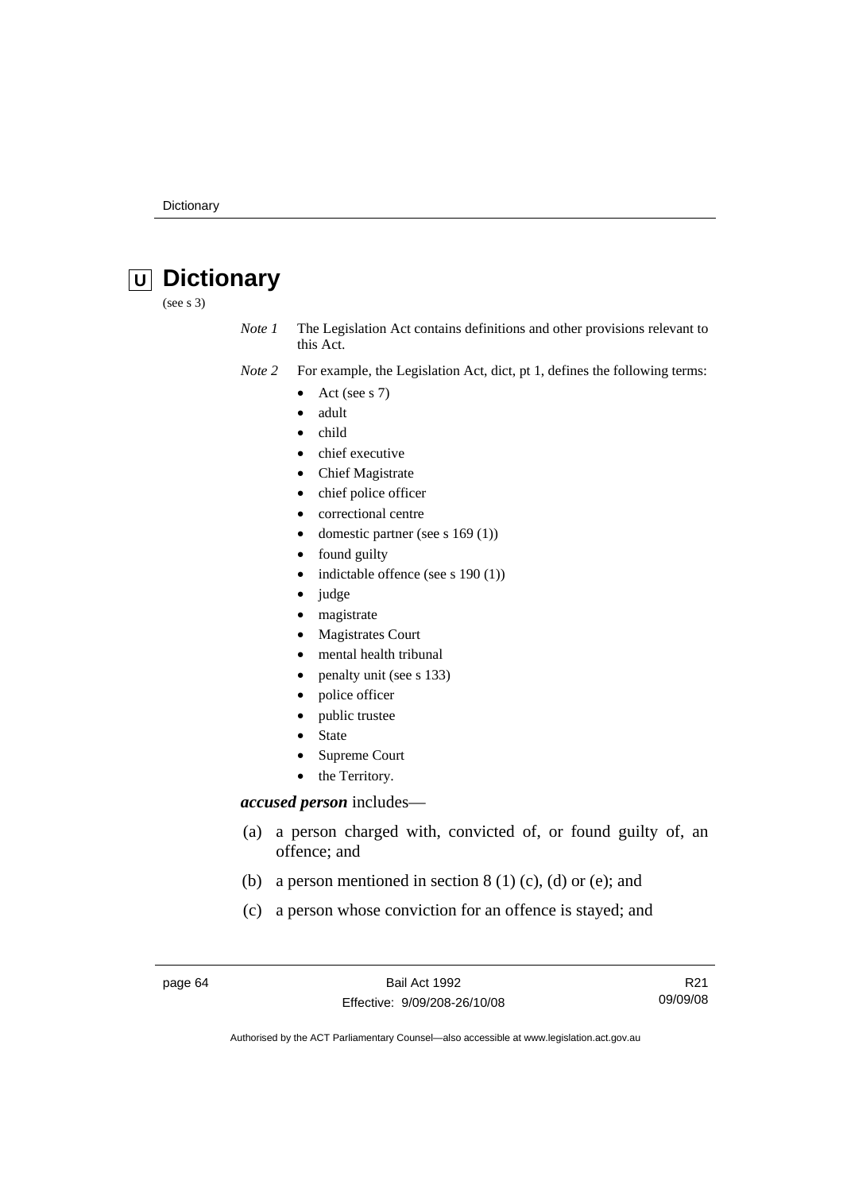# Dictionary

(see s 3)

*Note 1* The Legislation Act contains definitions and other provisions relevant to this Act.

*Note 2* For example, the Legislation Act, dict, pt 1, defines the following terms:

- Act (see s 7)
- adult
- child
- chief executive
- Chief Magistrate
- chief police officer
- correctional centre
- domestic partner (see s 169 (1))
- found guilty
- indictable offence (see s 190 (1))
- judge
- magistrate
- Magistrates Court
- mental health tribunal
- penalty unit (see s 133)
- police officer
- public trustee
- State
- Supreme Court
- the Territory.

***accused person*** includes—

(a) a person charged with, convicted of, or found guilty of, an offence; and

(b) a person mentioned in section 8 (1) (c), (d) or (e); and

(c) a person whose conviction for an offence is stayed; and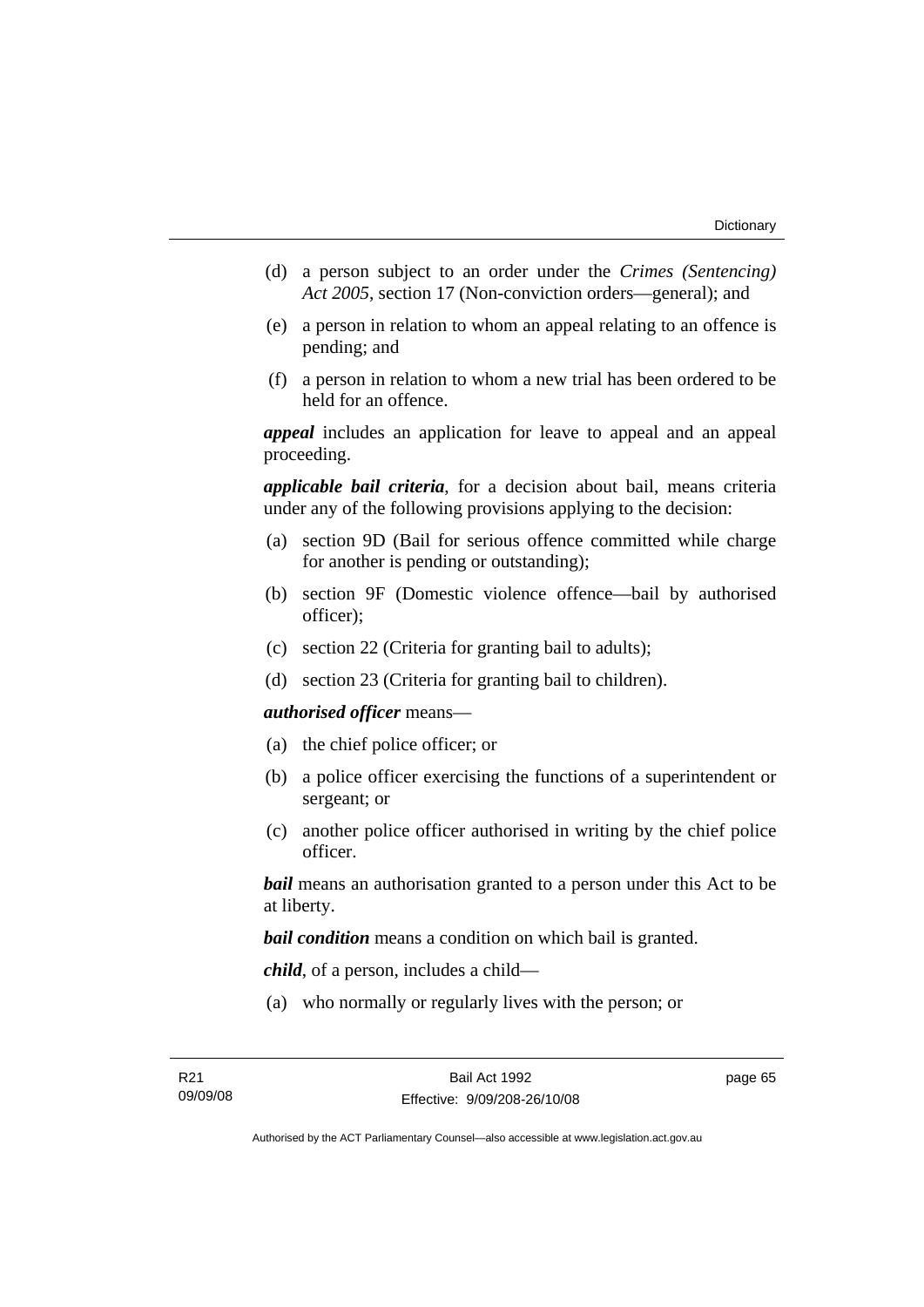(d) a person subject to an order under the *Crimes (Sentencing) Act 2005*, section 17 (Non-conviction orders—general); and

(e) a person in relation to whom an appeal relating to an offence is pending; and

(f) a person in relation to whom a new trial has been ordered to be held for an offence.

***appeal*** includes an application for leave to appeal and an appeal proceeding.

***applicable bail criteria***, for a decision about bail, means criteria under any of the following provisions applying to the decision:

(a) section 9D (Bail for serious offence committed while charge for another is pending or outstanding);

(b) section 9F (Domestic violence offence—bail by authorised officer);

(c) section 22 (Criteria for granting bail to adults);

(d) section 23 (Criteria for granting bail to children).

***authorised officer*** means—

(a) the chief police officer; or

(b) a police officer exercising the functions of a superintendent or sergeant; or

(c) another police officer authorised in writing by the chief police officer.

***bail*** means an authorisation granted to a person under this Act to be at liberty.

***bail condition*** means a condition on which bail is granted.

***child***, of a person, includes a child—

(a) who normally or regularly lives with the person; or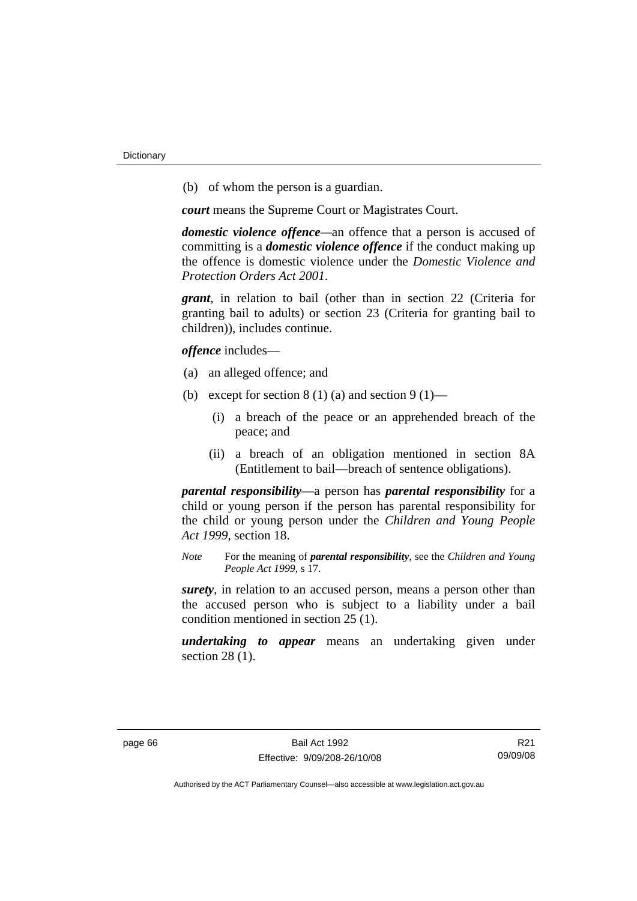(b) of whom the person is a guardian.

***court*** means the Supreme Court or Magistrates Court.

***domestic violence offence***—an offence that a person is accused of committing is a ***domestic violence offence*** if the conduct making up the offence is domestic violence under the *Domestic Violence and Protection Orders Act 2001*.

***grant***, in relation to bail (other than in section 22 (Criteria for granting bail to adults) or section 23 (Criteria for granting bail to children)), includes continue.

***offence*** includes—

(a) an alleged offence; and

(b) except for section 8 (1) (a) and section 9 (1)—

  (i) a breach of the peace or an apprehended breach of the peace; and

  (ii) a breach of an obligation mentioned in section 8A (Entitlement to bail—breach of sentence obligations).

***parental responsibility***—a person has ***parental responsibility*** for a child or young person if the person has parental responsibility for the child or young person under the *Children and Young People Act 1999*, section 18.

*Note* For the meaning of ***parental responsibility***, see the *Children and Young People Act 1999*, s 17.

***surety***, in relation to an accused person, means a person other than the accused person who is subject to a liability under a bail condition mentioned in section 25 (1).

***undertaking to appear*** means an undertaking given under section 28 (1).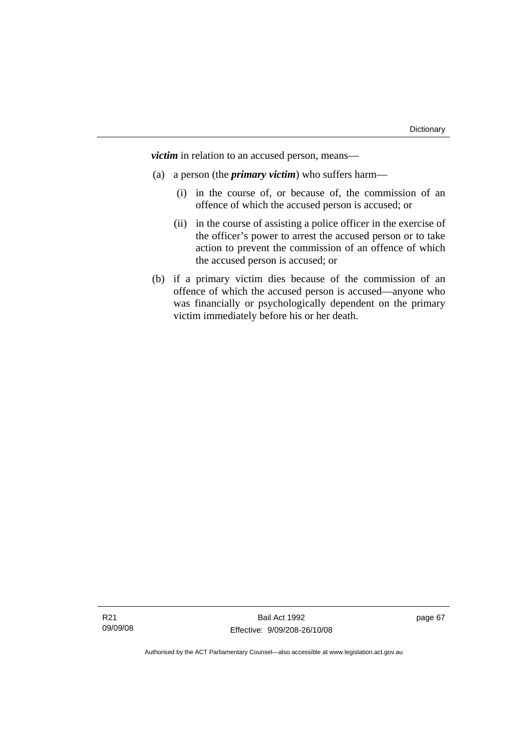***victim*** in relation to an accused person, means—

(a) a person (the ***primary victim***) who suffers harm—

(i) in the course of, or because of, the commission of an offence of which the accused person is accused; or

(ii) in the course of assisting a police officer in the exercise of the officer's power to arrest the accused person or to take action to prevent the commission of an offence of which the accused person is accused; or

(b) if a primary victim dies because of the commission of an offence of which the accused person is accused—anyone who was financially or psychologically dependent on the primary victim immediately before his or her death.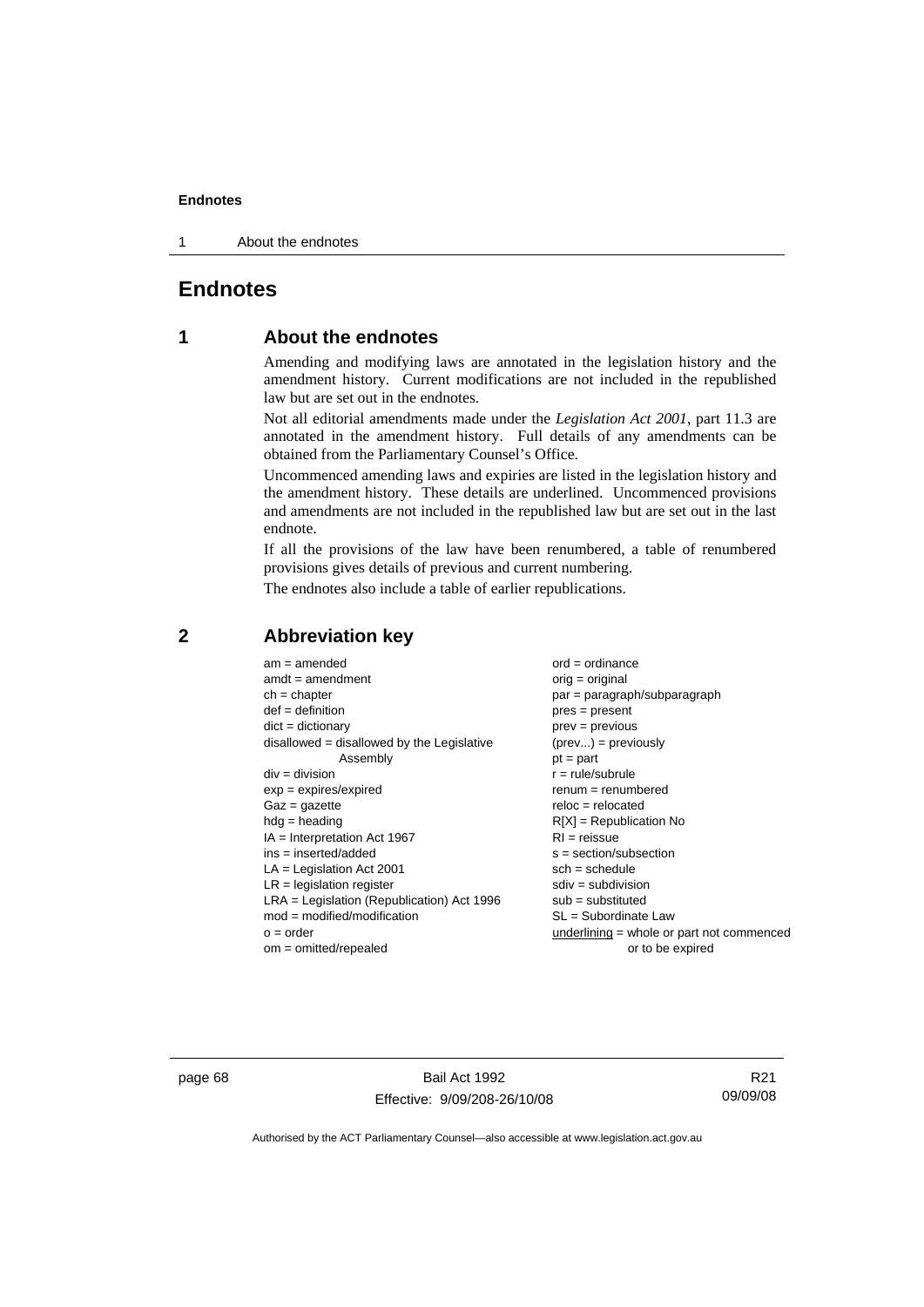# Endnotes

## 1 About the endnotes

Amending and modifying laws are annotated in the legislation history and the amendment history. Current modifications are not included in the republished law but are set out in the endnotes.

Not all editorial amendments made under the *Legislation Act 2001*, part 11.3 are annotated in the amendment history. Full details of any amendments can be obtained from the Parliamentary Counsel's Office.

Uncommenced amending laws and expiries are listed in the legislation history and the amendment history. These details are underlined. Uncommenced provisions and amendments are not included in the republished law but are set out in the last endnote.

If all the provisions of the law have been renumbered, a table of renumbered provisions gives details of previous and current numbering.

The endnotes also include a table of earlier republications.

## 2 Abbreviation key

am = amended
amdt = amendment
ch = chapter
def = definition
dict = dictionary
disallowed = disallowed by the Legislative Assembly
div = division
exp = expires/expired
Gaz = gazette
hdg = heading
IA = Interpretation Act 1967
ins = inserted/added
LA = Legislation Act 2001
LR = legislation register
LRA = Legislation (Republication) Act 1996
mod = modified/modification
o = order
om = omitted/repealed
ord = ordinance
orig = original
par = paragraph/subparagraph
pres = present
prev = previous
(prev...) = previously
pt = part
r = rule/subrule
renum = renumbered
reloc = relocated
R[X] = Republication No
RI = reissue
s = section/subsection
sch = schedule
sdiv = subdivision
sub = substituted
SL = Subordinate Law
<u>underlining</u> = whole or part not commenced or to be expired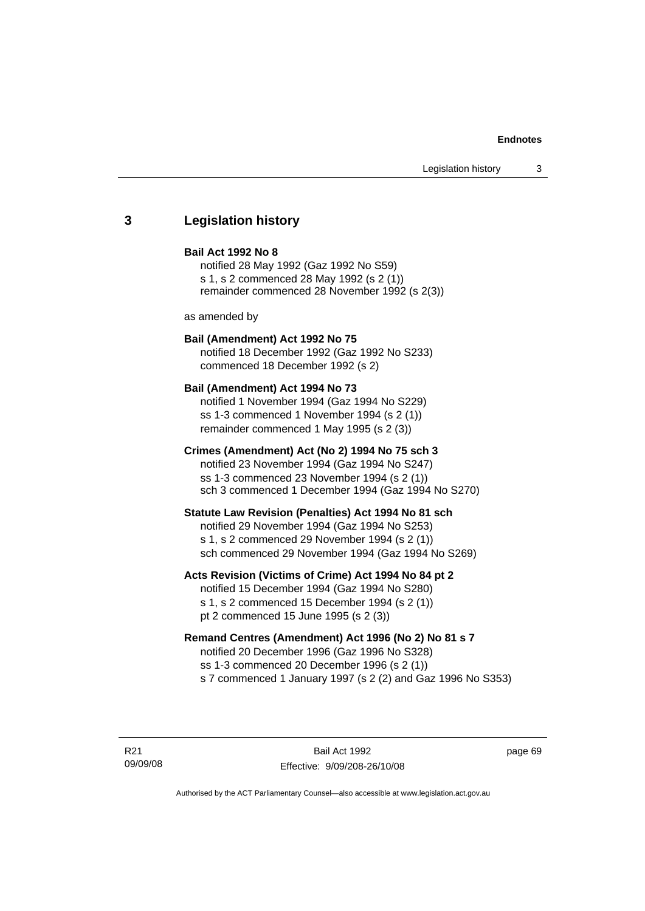## 3 Legislation history

**Bail Act 1992 No 8**
notified 28 May 1992 (Gaz 1992 No S59)
s 1, s 2 commenced 28 May 1992 (s 2 (1))
remainder commenced 28 November 1992 (s 2(3))

as amended by

**Bail (Amendment) Act 1992 No 75**
notified 18 December 1992 (Gaz 1992 No S233)
commenced 18 December 1992 (s 2)

**Bail (Amendment) Act 1994 No 73**
notified 1 November 1994 (Gaz 1994 No S229)
ss 1-3 commenced 1 November 1994 (s 2 (1))
remainder commenced 1 May 1995 (s 2 (3))

**Crimes (Amendment) Act (No 2) 1994 No 75 sch 3**
notified 23 November 1994 (Gaz 1994 No S247)
ss 1-3 commenced 23 November 1994 (s 2 (1))
sch 3 commenced 1 December 1994 (Gaz 1994 No S270)

**Statute Law Revision (Penalties) Act 1994 No 81 sch**
notified 29 November 1994 (Gaz 1994 No S253)
s 1, s 2 commenced 29 November 1994 (s 2 (1))
sch commenced 29 November 1994 (Gaz 1994 No S269)

**Acts Revision (Victims of Crime) Act 1994 No 84 pt 2**
notified 15 December 1994 (Gaz 1994 No S280)
s 1, s 2 commenced 15 December 1994 (s 2 (1))
pt 2 commenced 15 June 1995 (s 2 (3))

**Remand Centres (Amendment) Act 1996 (No 2) No 81 s 7**
notified 20 December 1996 (Gaz 1996 No S328)
ss 1-3 commenced 20 December 1996 (s 2 (1))
s 7 commenced 1 January 1997 (s 2 (2) and Gaz 1996 No S353)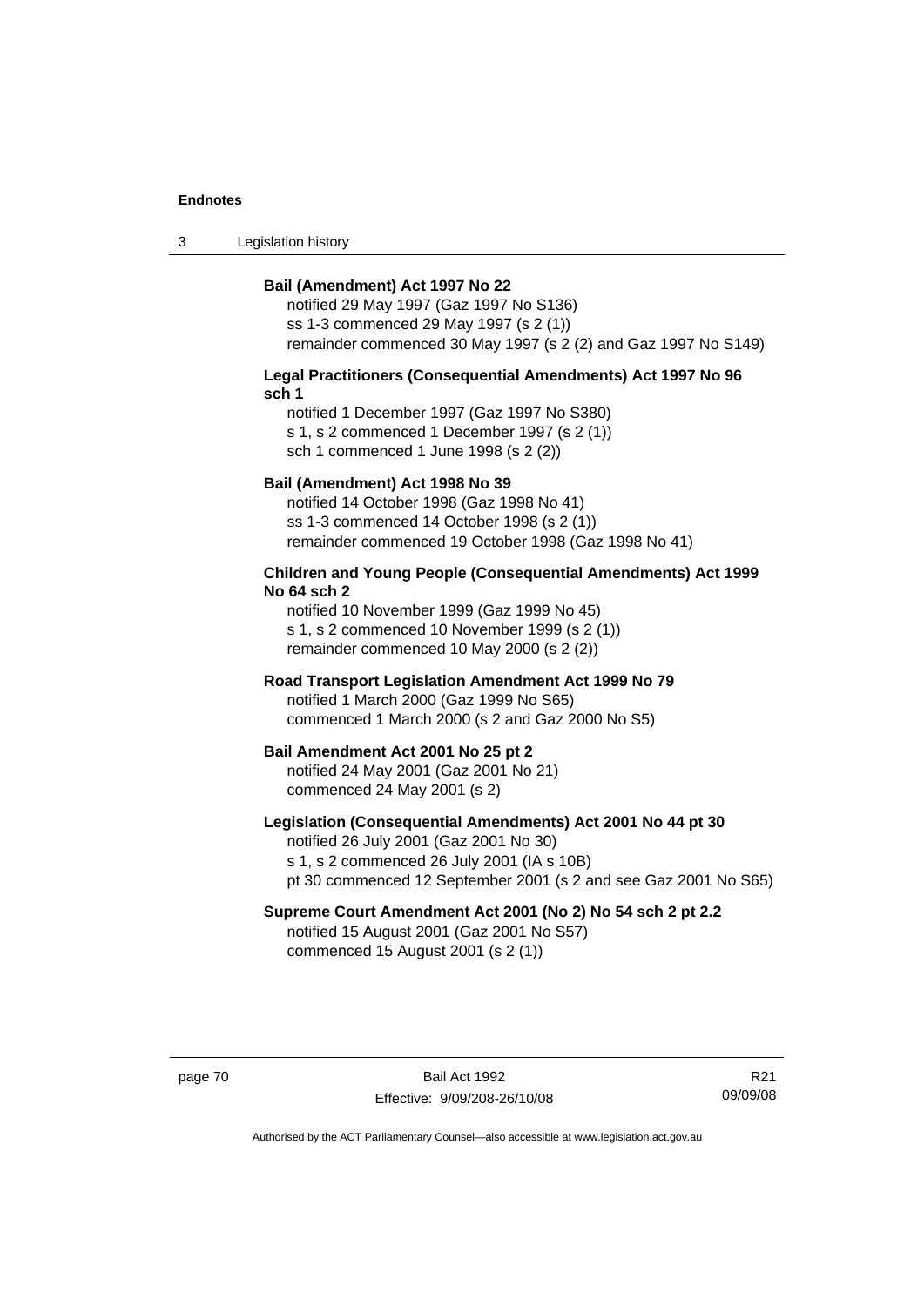**Bail (Amendment) Act 1997 No 22**

notified 29 May 1997 (Gaz 1997 No S136)
ss 1-3 commenced 29 May 1997 (s 2 (1))
remainder commenced 30 May 1997 (s 2 (2) and Gaz 1997 No S149)

**Legal Practitioners (Consequential Amendments) Act 1997 No 96 sch 1**

notified 1 December 1997 (Gaz 1997 No S380)
s 1, s 2 commenced 1 December 1997 (s 2 (1))
sch 1 commenced 1 June 1998 (s 2 (2))

**Bail (Amendment) Act 1998 No 39**

notified 14 October 1998 (Gaz 1998 No 41)
ss 1-3 commenced 14 October 1998 (s 2 (1))
remainder commenced 19 October 1998 (Gaz 1998 No 41)

**Children and Young People (Consequential Amendments) Act 1999 No 64 sch 2**

notified 10 November 1999 (Gaz 1999 No 45)
s 1, s 2 commenced 10 November 1999 (s 2 (1))
remainder commenced 10 May 2000 (s 2 (2))

**Road Transport Legislation Amendment Act 1999 No 79**

notified 1 March 2000 (Gaz 1999 No S65)
commenced 1 March 2000 (s 2 and Gaz 2000 No S5)

**Bail Amendment Act 2001 No 25 pt 2**

notified 24 May 2001 (Gaz 2001 No 21)
commenced 24 May 2001 (s 2)

**Legislation (Consequential Amendments) Act 2001 No 44 pt 30**

notified 26 July 2001 (Gaz 2001 No 30)
s 1, s 2 commenced 26 July 2001 (IA s 10B)
pt 30 commenced 12 September 2001 (s 2 and see Gaz 2001 No S65)

**Supreme Court Amendment Act 2001 (No 2) No 54 sch 2 pt 2.2**

notified 15 August 2001 (Gaz 2001 No S57)
commenced 15 August 2001 (s 2 (1))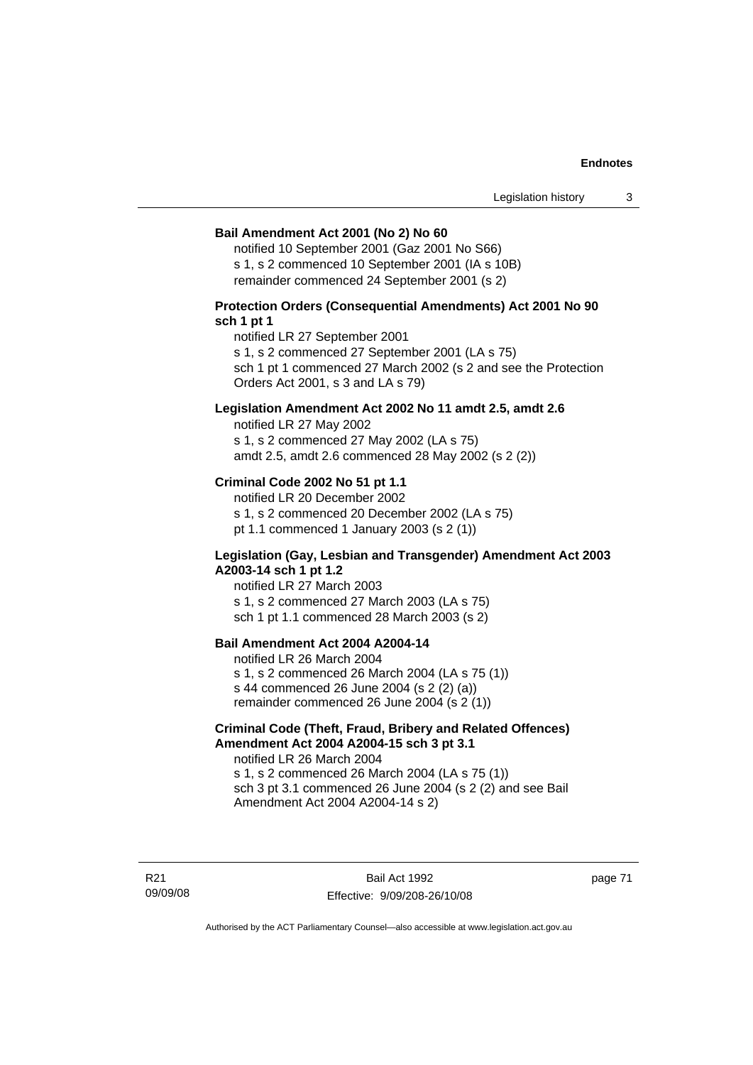**Bail Amendment Act 2001 (No 2) No 60**

notified 10 September 2001 (Gaz 2001 No S66)
s 1, s 2 commenced 10 September 2001 (IA s 10B)
remainder commenced 24 September 2001 (s 2)

**Protection Orders (Consequential Amendments) Act 2001 No 90 sch 1 pt 1**

notified LR 27 September 2001
s 1, s 2 commenced 27 September 2001 (LA s 75)
sch 1 pt 1 commenced 27 March 2002 (s 2 and see the Protection Orders Act 2001, s 3 and LA s 79)

**Legislation Amendment Act 2002 No 11 amdt 2.5, amdt 2.6**

notified LR 27 May 2002
s 1, s 2 commenced 27 May 2002 (LA s 75)
amdt 2.5, amdt 2.6 commenced 28 May 2002 (s 2 (2))

**Criminal Code 2002 No 51 pt 1.1**

notified LR 20 December 2002
s 1, s 2 commenced 20 December 2002 (LA s 75)
pt 1.1 commenced 1 January 2003 (s 2 (1))

**Legislation (Gay, Lesbian and Transgender) Amendment Act 2003 A2003-14 sch 1 pt 1.2**

notified LR 27 March 2003
s 1, s 2 commenced 27 March 2003 (LA s 75)
sch 1 pt 1.1 commenced 28 March 2003 (s 2)

**Bail Amendment Act 2004 A2004-14**

notified LR 26 March 2004
s 1, s 2 commenced 26 March 2004 (LA s 75 (1))
s 44 commenced 26 June 2004 (s 2 (2) (a))
remainder commenced 26 June 2004 (s 2 (1))

**Criminal Code (Theft, Fraud, Bribery and Related Offences) Amendment Act 2004 A2004-15 sch 3 pt 3.1**

notified LR 26 March 2004
s 1, s 2 commenced 26 March 2004 (LA s 75 (1))
sch 3 pt 3.1 commenced 26 June 2004 (s 2 (2) and see Bail Amendment Act 2004 A2004-14 s 2)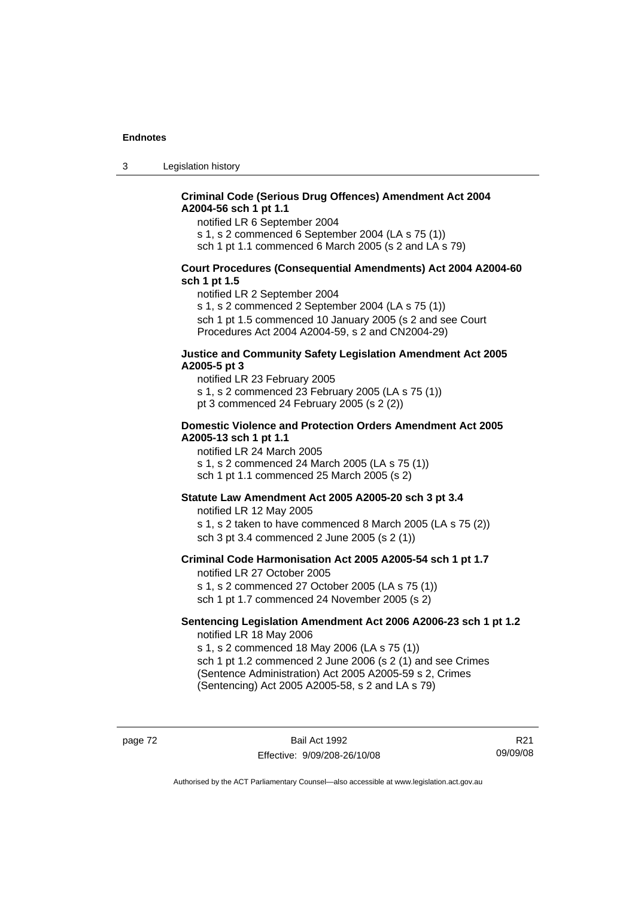**Criminal Code (Serious Drug Offences) Amendment Act 2004 A2004-56 sch 1 pt 1.1**

notified LR 6 September 2004
s 1, s 2 commenced 6 September 2004 (LA s 75 (1))
sch 1 pt 1.1 commenced 6 March 2005 (s 2 and LA s 79)

**Court Procedures (Consequential Amendments) Act 2004 A2004-60 sch 1 pt 1.5**

notified LR 2 September 2004
s 1, s 2 commenced 2 September 2004 (LA s 75 (1))
sch 1 pt 1.5 commenced 10 January 2005 (s 2 and see Court Procedures Act 2004 A2004-59, s 2 and CN2004-29)

**Justice and Community Safety Legislation Amendment Act 2005 A2005-5 pt 3**

notified LR 23 February 2005
s 1, s 2 commenced 23 February 2005 (LA s 75 (1))
pt 3 commenced 24 February 2005 (s 2 (2))

**Domestic Violence and Protection Orders Amendment Act 2005 A2005-13 sch 1 pt 1.1**

notified LR 24 March 2005
s 1, s 2 commenced 24 March 2005 (LA s 75 (1))
sch 1 pt 1.1 commenced 25 March 2005 (s 2)

**Statute Law Amendment Act 2005 A2005-20 sch 3 pt 3.4**

notified LR 12 May 2005
s 1, s 2 taken to have commenced 8 March 2005 (LA s 75 (2))
sch 3 pt 3.4 commenced 2 June 2005 (s 2 (1))

**Criminal Code Harmonisation Act 2005 A2005-54 sch 1 pt 1.7**

notified LR 27 October 2005
s 1, s 2 commenced 27 October 2005 (LA s 75 (1))
sch 1 pt 1.7 commenced 24 November 2005 (s 2)

**Sentencing Legislation Amendment Act 2006 A2006-23 sch 1 pt 1.2**

notified LR 18 May 2006
s 1, s 2 commenced 18 May 2006 (LA s 75 (1))
sch 1 pt 1.2 commenced 2 June 2006 (s 2 (1) and see Crimes (Sentence Administration) Act 2005 A2005-59 s 2, Crimes (Sentencing) Act 2005 A2005-58, s 2 and LA s 79)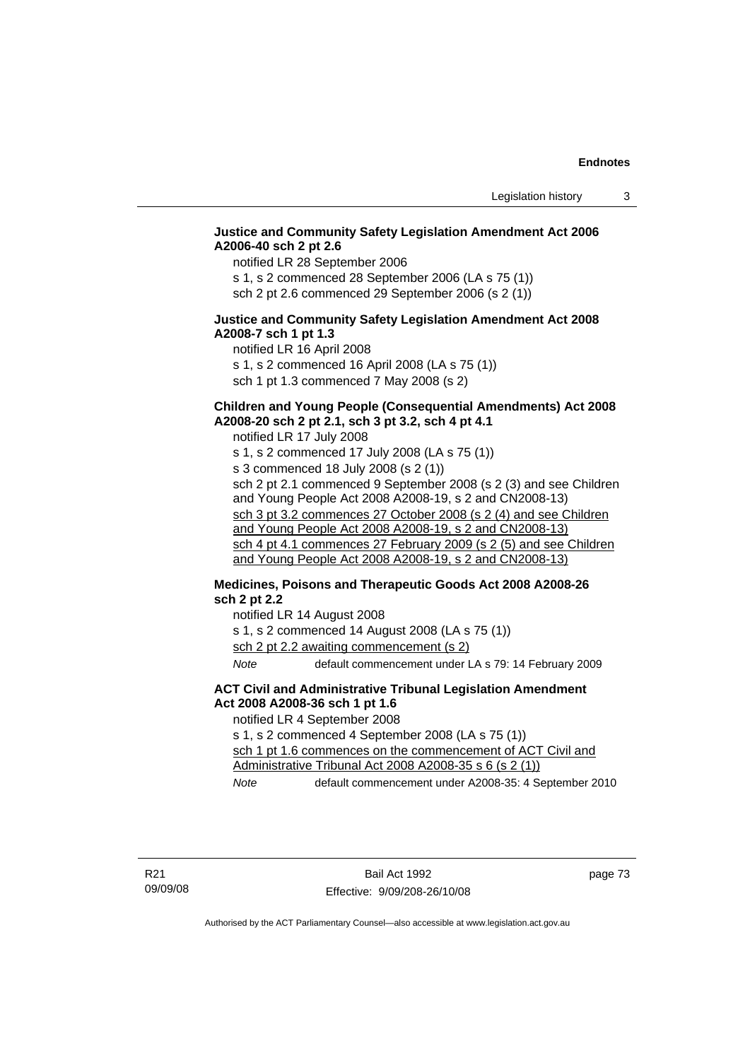**Justice and Community Safety Legislation Amendment Act 2006 A2006-40 sch 2 pt 2.6**

notified LR 28 September 2006

s 1, s 2 commenced 28 September 2006 (LA s 75 (1))

sch 2 pt 2.6 commenced 29 September 2006 (s 2 (1))

**Justice and Community Safety Legislation Amendment Act 2008 A2008-7 sch 1 pt 1.3**

notified LR 16 April 2008

s 1, s 2 commenced 16 April 2008 (LA s 75 (1))

sch 1 pt 1.3 commenced 7 May 2008 (s 2)

**Children and Young People (Consequential Amendments) Act 2008 A2008-20 sch 2 pt 2.1, sch 3 pt 3.2, sch 4 pt 4.1**

notified LR 17 July 2008

s 1, s 2 commenced 17 July 2008 (LA s 75 (1))

s 3 commenced 18 July 2008 (s 2 (1))

sch 2 pt 2.1 commenced 9 September 2008 (s 2 (3) and see Children and Young People Act 2008 A2008-19, s 2 and CN2008-13)

sch 3 pt 3.2 commences 27 October 2008 (s 2 (4) and see Children and Young People Act 2008 A2008-19, s 2 and CN2008-13)

sch 4 pt 4.1 commences 27 February 2009 (s 2 (5) and see Children and Young People Act 2008 A2008-19, s 2 and CN2008-13)

**Medicines, Poisons and Therapeutic Goods Act 2008 A2008-26 sch 2 pt 2.2**

notified LR 14 August 2008

s 1, s 2 commenced 14 August 2008 (LA s 75 (1))

sch 2 pt 2.2 awaiting commencement (s 2)

*Note* default commencement under LA s 79: 14 February 2009

**ACT Civil and Administrative Tribunal Legislation Amendment Act 2008 A2008-36 sch 1 pt 1.6**

notified LR 4 September 2008

s 1, s 2 commenced 4 September 2008 (LA s 75 (1))

sch 1 pt 1.6 commences on the commencement of ACT Civil and Administrative Tribunal Act 2008 A2008-35 s 6 (s 2 (1))

*Note* default commencement under A2008-35: 4 September 2010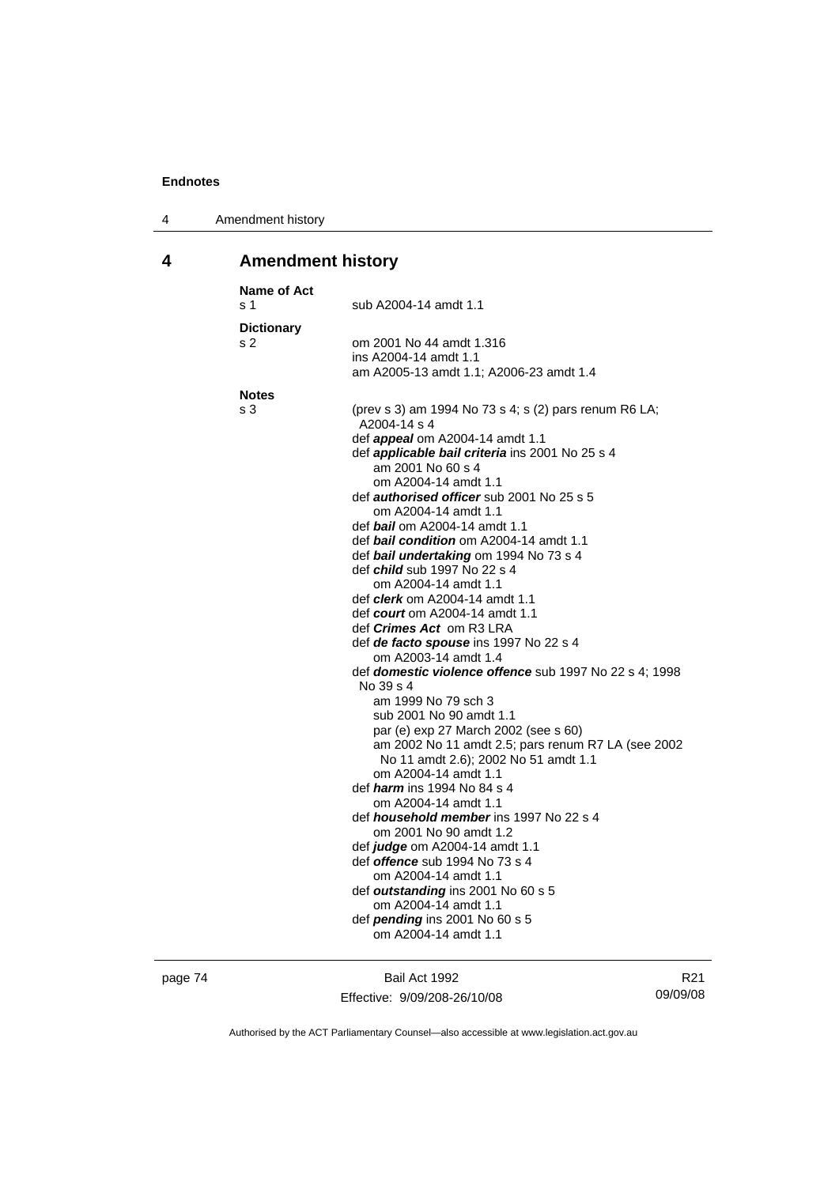# 4 Amendment history

**Name of Act**
s 1 sub A2004-14 amdt 1.1

**Dictionary**
s 2 om 2001 No 44 amdt 1.316
ins A2004-14 amdt 1.1
am A2005-13 amdt 1.1; A2006-23 amdt 1.4

**Notes**
s 3 (prev s 3) am 1994 No 73 s 4; s (2) pars renum R6 LA; A2004-14 s 4
def ***appeal*** om A2004-14 amdt 1.1
def ***applicable bail criteria*** ins 2001 No 25 s 4
am 2001 No 60 s 4
om A2004-14 amdt 1.1
def ***authorised officer*** sub 2001 No 25 s 5
om A2004-14 amdt 1.1
def ***bail*** om A2004-14 amdt 1.1
def ***bail condition*** om A2004-14 amdt 1.1
def ***bail undertaking*** om 1994 No 73 s 4
def ***child*** sub 1997 No 22 s 4
om A2004-14 amdt 1.1
def ***clerk*** om A2004-14 amdt 1.1
def ***court*** om A2004-14 amdt 1.1
def ***Crimes Act*** om R3 LRA
def ***de facto spouse*** ins 1997 No 22 s 4
om A2003-14 amdt 1.4
def ***domestic violence offence*** sub 1997 No 22 s 4; 1998 No 39 s 4
am 1999 No 79 sch 3
sub 2001 No 90 amdt 1.1
par (e) exp 27 March 2002 (see s 60)
am 2002 No 11 amdt 2.5; pars renum R7 LA (see 2002 No 11 amdt 2.6); 2002 No 51 amdt 1.1
om A2004-14 amdt 1.1
def ***harm*** ins 1994 No 84 s 4
om A2004-14 amdt 1.1
def ***household member*** ins 1997 No 22 s 4
om 2001 No 90 amdt 1.2
def ***judge*** om A2004-14 amdt 1.1
def ***offence*** sub 1994 No 73 s 4
om A2004-14 amdt 1.1
def ***outstanding*** ins 2001 No 60 s 5
om A2004-14 amdt 1.1
def ***pending*** ins 2001 No 60 s 5
om A2004-14 amdt 1.1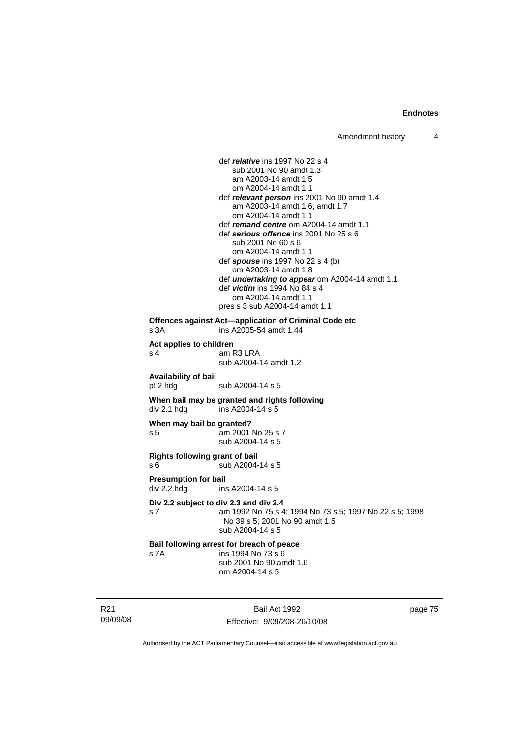def ***relative*** ins 1997 No 22 s 4
sub 2001 No 90 amdt 1.3
am A2003-14 amdt 1.5
om A2004-14 amdt 1.1

def ***relevant person*** ins 2001 No 90 amdt 1.4
am A2003-14 amdt 1.6, amdt 1.7
om A2004-14 amdt 1.1

def ***remand centre*** om A2004-14 amdt 1.1

def ***serious offence*** ins 2001 No 25 s 6
sub 2001 No 60 s 6
om A2004-14 amdt 1.1

def ***spouse*** ins 1997 No 22 s 4 (b)
om A2003-14 amdt 1.8

def ***undertaking to appear*** om A2004-14 amdt 1.1

def ***victim*** ins 1994 No 84 s 4
om A2004-14 amdt 1.1

pres s 3 sub A2004-14 amdt 1.1

**Offences against Act—application of Criminal Code etc**
s 3A ins A2005-54 amdt 1.44

**Act applies to children**
s 4 am R3 LRA
sub A2004-14 amdt 1.2

**Availability of bail**
pt 2 hdg sub A2004-14 s 5

**When bail may be granted and rights following**
div 2.1 hdg ins A2004-14 s 5

**When may bail be granted?**
s 5 am 2001 No 25 s 7
sub A2004-14 s 5

**Rights following grant of bail**
s 6 sub A2004-14 s 5

**Presumption for bail**
div 2.2 hdg ins A2004-14 s 5

**Div 2.2 subject to div 2.3 and div 2.4**
s 7 am 1992 No 75 s 4; 1994 No 73 s 5; 1997 No 22 s 5; 1998 No 39 s 5; 2001 No 90 amdt 1.5
sub A2004-14 s 5

**Bail following arrest for breach of peace**
s 7A ins 1994 No 73 s 6
sub 2001 No 90 amdt 1.6
om A2004-14 s 5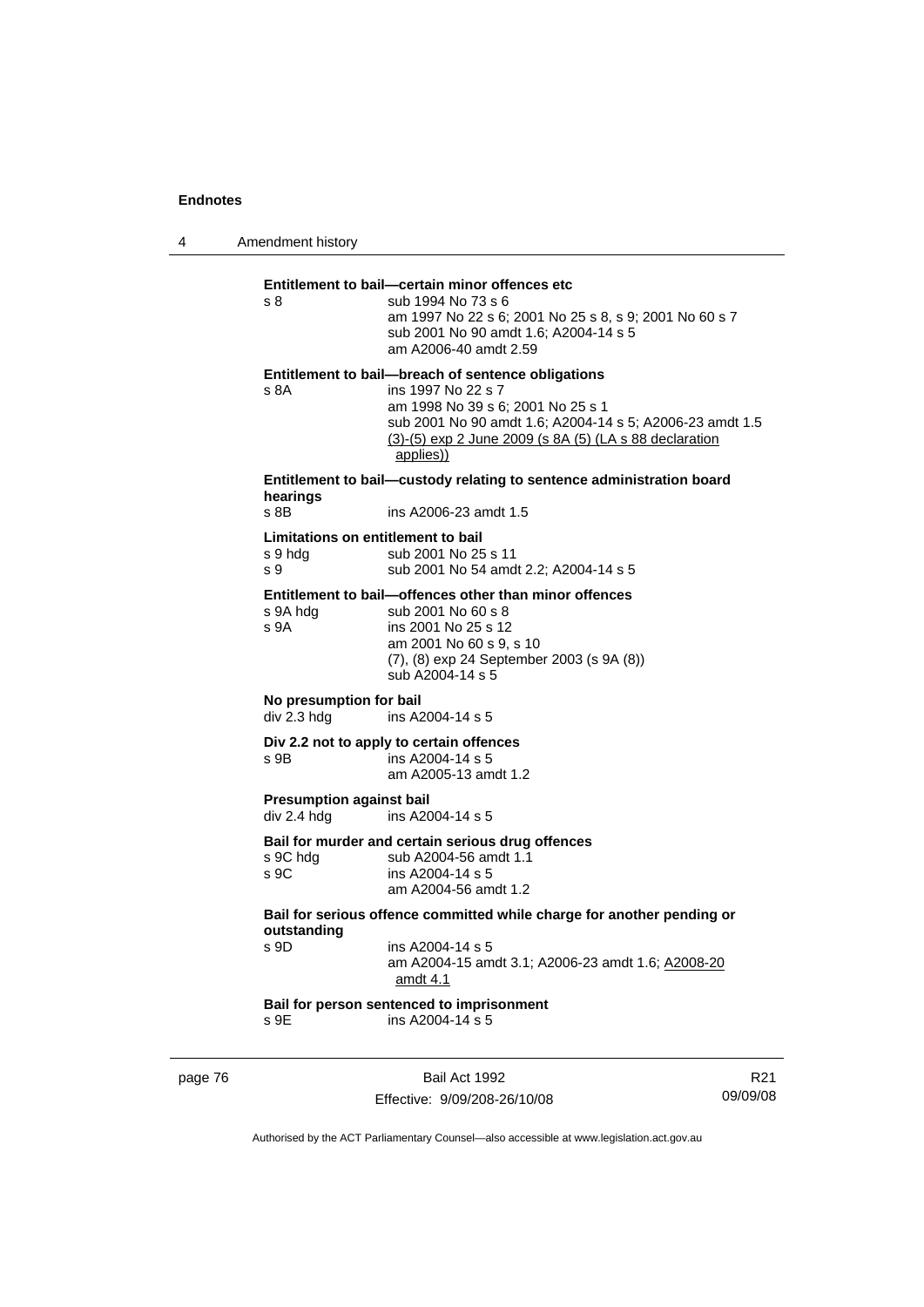**Entitlement to bail—certain minor offences etc**

| | |
|---|---|
| s 8 | sub 1994 No 73 s 6 |
| | am 1997 No 22 s 6; 2001 No 25 s 8, s 9; 2001 No 60 s 7 |
| | sub 2001 No 90 amdt 1.6; A2004-14 s 5 |
| | am A2006-40 amdt 2.59 |

**Entitlement to bail—breach of sentence obligations**

| | |
|---|---|
| s 8A | ins 1997 No 22 s 7 |
| | am 1998 No 39 s 6; 2001 No 25 s 1 |
| | sub 2001 No 90 amdt 1.6; A2004-14 s 5; A2006-23 amdt 1.5 |
| | (3)-(5) exp 2 June 2009 (s 8A (5) (LA s 88 declaration applies)) |

**Entitlement to bail—custody relating to sentence administration board hearings**

| | |
|---|---|
| s 8B | ins A2006-23 amdt 1.5 |

**Limitations on entitlement to bail**

| | |
|---|---|
| s 9 hdg | sub 2001 No 25 s 11 |
| s 9 | sub 2001 No 54 amdt 2.2; A2004-14 s 5 |

**Entitlement to bail—offences other than minor offences**

| | |
|---|---|
| s 9A hdg | sub 2001 No 60 s 8 |
| s 9A | ins 2001 No 25 s 12 |
| | am 2001 No 60 s 9, s 10 |
| | (7), (8) exp 24 September 2003 (s 9A (8)) |
| | sub A2004-14 s 5 |

**No presumption for bail**

| | |
|---|---|
| div 2.3 hdg | ins A2004-14 s 5 |

**Div 2.2 not to apply to certain offences**

| | |
|---|---|
| s 9B | ins A2004-14 s 5 |
| | am A2005-13 amdt 1.2 |

**Presumption against bail**

| | |
|---|---|
| div 2.4 hdg | ins A2004-14 s 5 |

**Bail for murder and certain serious drug offences**

| | |
|---|---|
| s 9C hdg | sub A2004-56 amdt 1.1 |
| s 9C | ins A2004-14 s 5 |
| | am A2004-56 amdt 1.2 |

**Bail for serious offence committed while charge for another pending or outstanding**

| | |
|---|---|
| s 9D | ins A2004-14 s 5 |
| | am A2004-15 amdt 3.1; A2006-23 amdt 1.6; A2008-20 amdt 4.1 |

**Bail for person sentenced to imprisonment**

| | |
|---|---|
| s 9E | ins A2004-14 s 5 |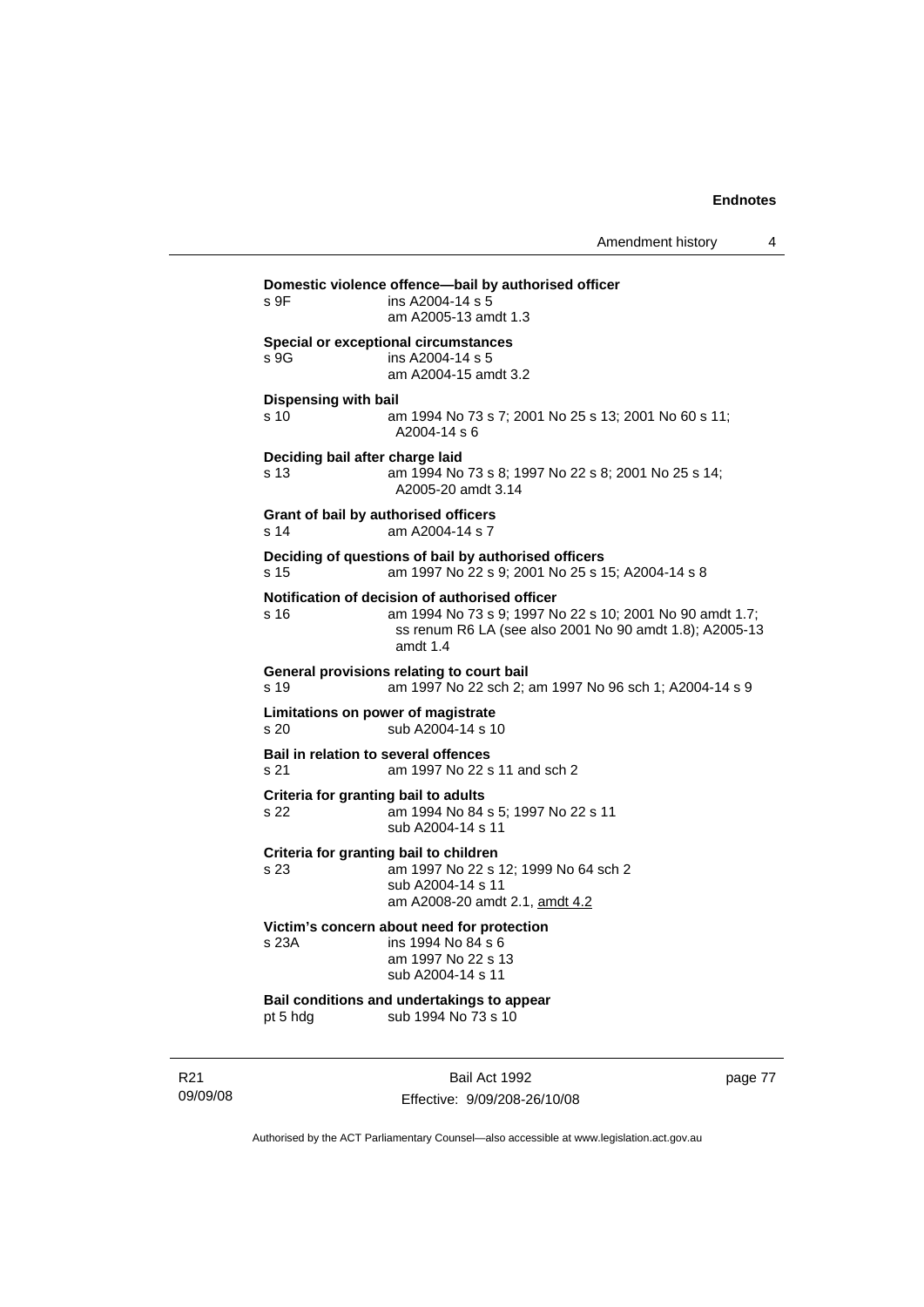**Domestic violence offence—bail by authorised officer**
s 9F ins A2004-14 s 5
am A2005-13 amdt 1.3

**Special or exceptional circumstances**
s 9G ins A2004-14 s 5
am A2004-15 amdt 3.2

**Dispensing with bail**
s 10 am 1994 No 73 s 7; 2001 No 25 s 13; 2001 No 60 s 11; A2004-14 s 6

**Deciding bail after charge laid**
s 13 am 1994 No 73 s 8; 1997 No 22 s 8; 2001 No 25 s 14; A2005-20 amdt 3.14

**Grant of bail by authorised officers**
s 14 am A2004-14 s 7

**Deciding of questions of bail by authorised officers**
s 15 am 1997 No 22 s 9; 2001 No 25 s 15; A2004-14 s 8

**Notification of decision of authorised officer**
s 16 am 1994 No 73 s 9; 1997 No 22 s 10; 2001 No 90 amdt 1.7; ss renum R6 LA (see also 2001 No 90 amdt 1.8); A2005-13 amdt 1.4

**General provisions relating to court bail**
s 19 am 1997 No 22 sch 2; am 1997 No 96 sch 1; A2004-14 s 9

**Limitations on power of magistrate**
s 20 sub A2004-14 s 10

**Bail in relation to several offences**
s 21 am 1997 No 22 s 11 and sch 2

**Criteria for granting bail to adults**
s 22 am 1994 No 84 s 5; 1997 No 22 s 11
sub A2004-14 s 11

**Criteria for granting bail to children**
s 23 am 1997 No 22 s 12; 1999 No 64 sch 2
sub A2004-14 s 11
am A2008-20 amdt 2.1, amdt 4.2

**Victim's concern about need for protection**
s 23A ins 1994 No 84 s 6
am 1997 No 22 s 13
sub A2004-14 s 11

**Bail conditions and undertakings to appear**
pt 5 hdg sub 1994 No 73 s 10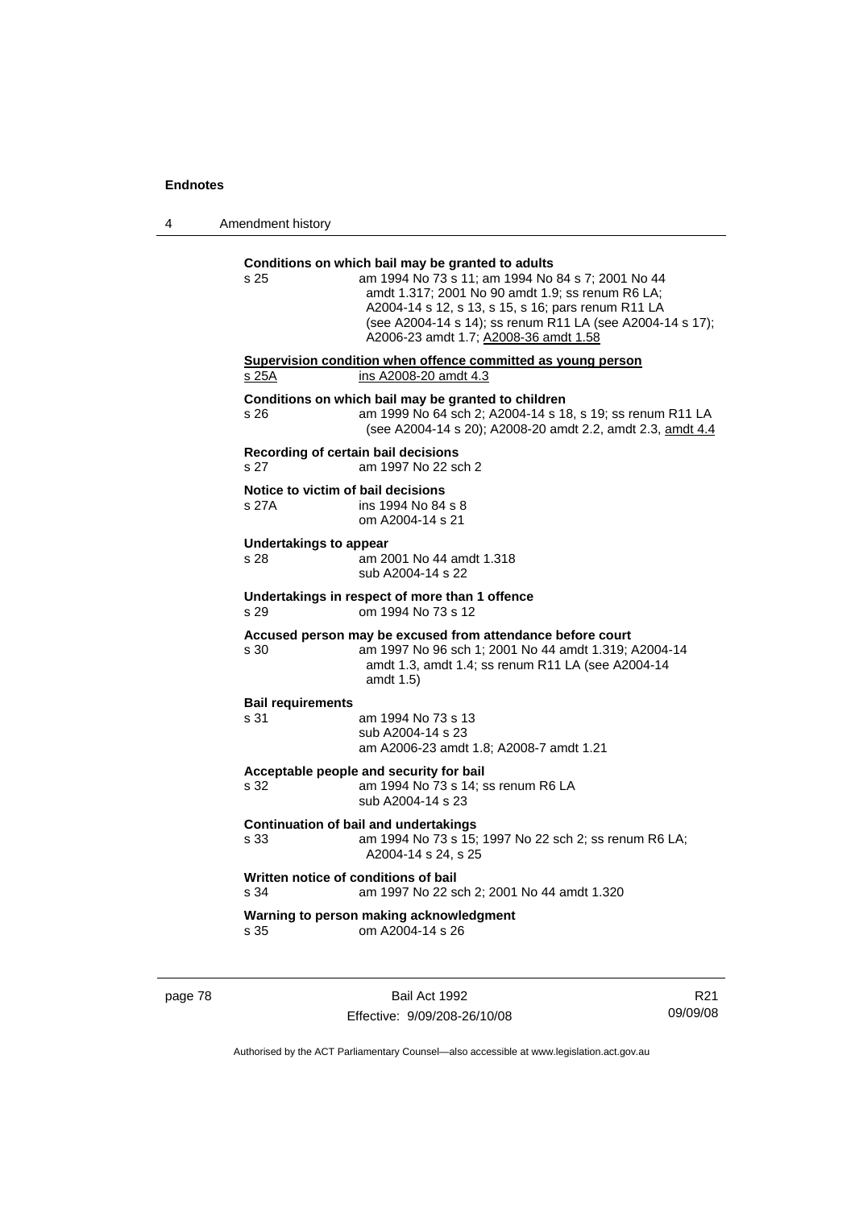**Conditions on which bail may be granted to adults**

s 25 — am 1994 No 73 s 11; am 1994 No 84 s 7; 2001 No 44 amdt 1.317; 2001 No 90 amdt 1.9; ss renum R6 LA; A2004-14 s 12, s 13, s 15, s 16; pars renum R11 LA (see A2004-14 s 14); ss renum R11 LA (see A2004-14 s 17); A2006-23 amdt 1.7; A2008-36 amdt 1.58

**Supervision condition when offence committed as young person**

s 25A — ins A2008-20 amdt 4.3

**Conditions on which bail may be granted to children**

s 26 — am 1999 No 64 sch 2; A2004-14 s 18, s 19; ss renum R11 LA (see A2004-14 s 20); A2008-20 amdt 2.2, amdt 2.3, amdt 4.4

**Recording of certain bail decisions**

s 27 — am 1997 No 22 sch 2

**Notice to victim of bail decisions**

s 27A — ins 1994 No 84 s 8
om A2004-14 s 21

**Undertakings to appear**

s 28 — am 2001 No 44 amdt 1.318
sub A2004-14 s 22

**Undertakings in respect of more than 1 offence**

s 29 — om 1994 No 73 s 12

**Accused person may be excused from attendance before court**

s 30 — am 1997 No 96 sch 1; 2001 No 44 amdt 1.319; A2004-14 amdt 1.3, amdt 1.4; ss renum R11 LA (see A2004-14 amdt 1.5)

**Bail requirements**

s 31 — am 1994 No 73 s 13
sub A2004-14 s 23
am A2006-23 amdt 1.8; A2008-7 amdt 1.21

**Acceptable people and security for bail**

s 32 — am 1994 No 73 s 14; ss renum R6 LA
sub A2004-14 s 23

**Continuation of bail and undertakings**

s 33 — am 1994 No 73 s 15; 1997 No 22 sch 2; ss renum R6 LA; A2004-14 s 24, s 25

**Written notice of conditions of bail**

s 34 — am 1997 No 22 sch 2; 2001 No 44 amdt 1.320

**Warning to person making acknowledgment**

s 35 — om A2004-14 s 26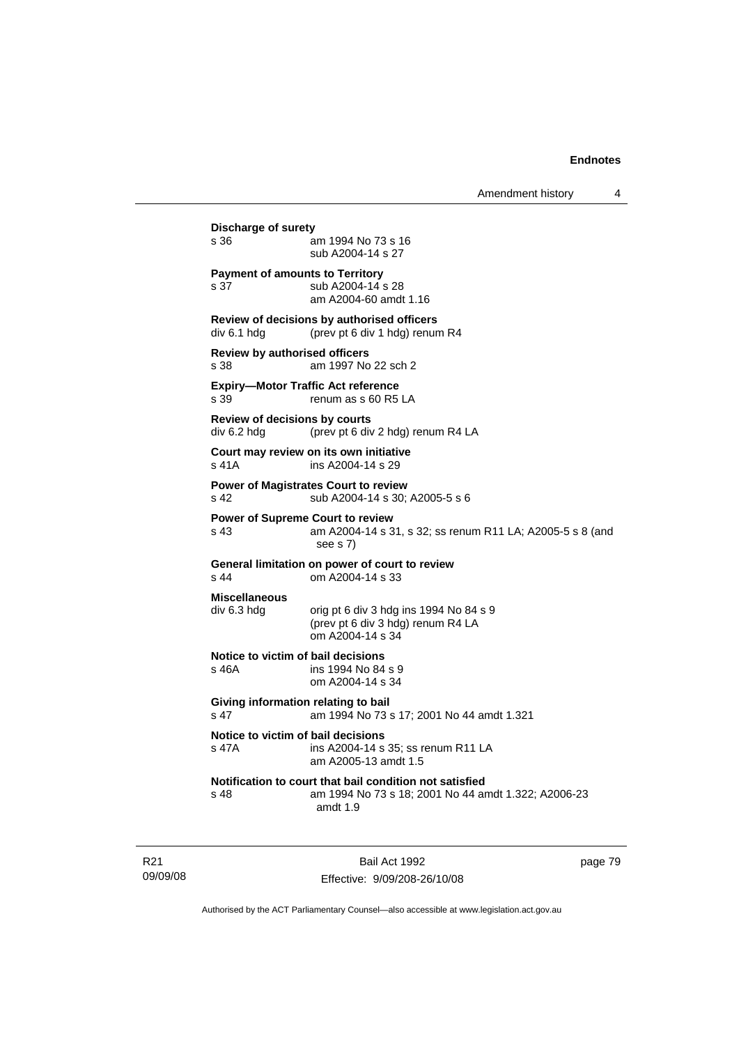**Discharge of surety**
s 36 am 1994 No 73 s 16
sub A2004-14 s 27

**Payment of amounts to Territory**
s 37 sub A2004-14 s 28
am A2004-60 amdt 1.16

**Review of decisions by authorised officers**
div 6.1 hdg (prev pt 6 div 1 hdg) renum R4

**Review by authorised officers**
s 38 am 1997 No 22 sch 2

**Expiry—Motor Traffic Act reference**
s 39 renum as s 60 R5 LA

**Review of decisions by courts**
div 6.2 hdg (prev pt 6 div 2 hdg) renum R4 LA

**Court may review on its own initiative**
s 41A ins A2004-14 s 29

**Power of Magistrates Court to review**
s 42 sub A2004-14 s 30; A2005-5 s 6

**Power of Supreme Court to review**
s 43 am A2004-14 s 31, s 32; ss renum R11 LA; A2005-5 s 8 (and see s 7)

**General limitation on power of court to review**
s 44 om A2004-14 s 33

**Miscellaneous**
div 6.3 hdg orig pt 6 div 3 hdg ins 1994 No 84 s 9
(prev pt 6 div 3 hdg) renum R4 LA
om A2004-14 s 34

**Notice to victim of bail decisions**
s 46A ins 1994 No 84 s 9
om A2004-14 s 34

**Giving information relating to bail**
s 47 am 1994 No 73 s 17; 2001 No 44 amdt 1.321

**Notice to victim of bail decisions**
s 47A ins A2004-14 s 35; ss renum R11 LA
am A2005-13 amdt 1.5

**Notification to court that bail condition not satisfied**
s 48 am 1994 No 73 s 18; 2001 No 44 amdt 1.322; A2006-23 amdt 1.9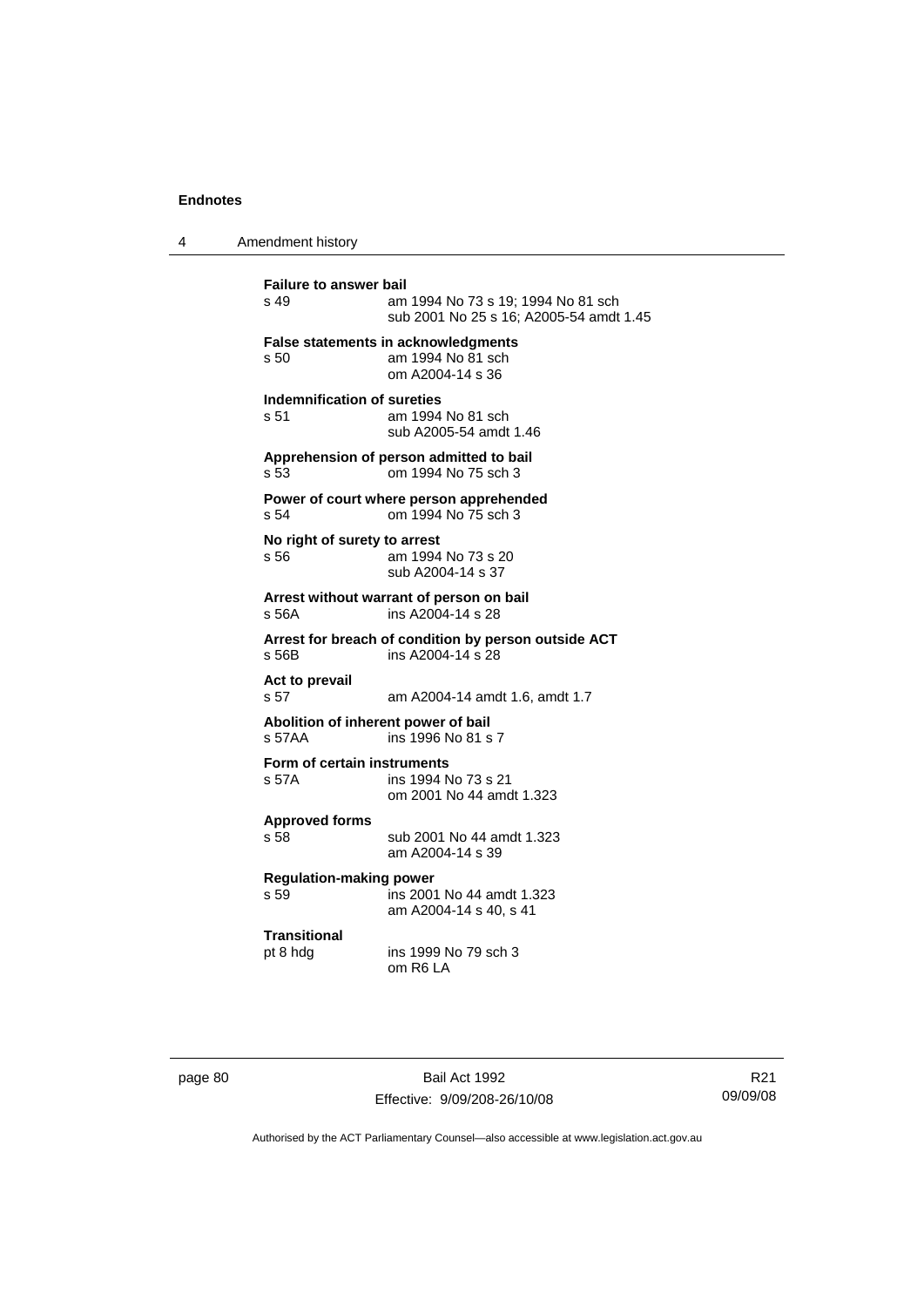**Failure to answer bail**
s 49 am 1994 No 73 s 19; 1994 No 81 sch
sub 2001 No 25 s 16; A2005-54 amdt 1.45

**False statements in acknowledgments**
s 50 am 1994 No 81 sch
om A2004-14 s 36

**Indemnification of sureties**
s 51 am 1994 No 81 sch
sub A2005-54 amdt 1.46

**Apprehension of person admitted to bail**
s 53 om 1994 No 75 sch 3

**Power of court where person apprehended**
s 54 om 1994 No 75 sch 3

**No right of surety to arrest**
s 56 am 1994 No 73 s 20
sub A2004-14 s 37

**Arrest without warrant of person on bail**
s 56A ins A2004-14 s 28

**Arrest for breach of condition by person outside ACT**
s 56B ins A2004-14 s 28

**Act to prevail**
s 57 am A2004-14 amdt 1.6, amdt 1.7

**Abolition of inherent power of bail**
s 57AA ins 1996 No 81 s 7

**Form of certain instruments**
s 57A ins 1994 No 73 s 21
om 2001 No 44 amdt 1.323

**Approved forms**
s 58 sub 2001 No 44 amdt 1.323
am A2004-14 s 39

**Regulation-making power**
s 59 ins 2001 No 44 amdt 1.323
am A2004-14 s 40, s 41

**Transitional**
pt 8 hdg ins 1999 No 79 sch 3
om R6 LA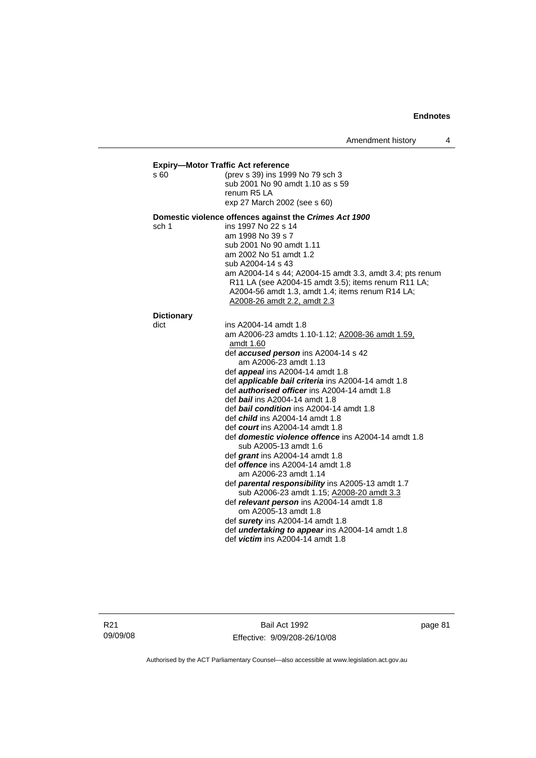**Expiry—Motor Traffic Act reference**

s 60 (prev s 39) ins 1999 No 79 sch 3
sub 2001 No 90 amdt 1.10 as s 59
renum R5 LA
exp 27 March 2002 (see s 60)

**Domestic violence offences against the *Crimes Act 1900***

sch 1 ins 1997 No 22 s 14
am 1998 No 39 s 7
sub 2001 No 90 amdt 1.11
am 2002 No 51 amdt 1.2
sub A2004-14 s 43
am A2004-14 s 44; A2004-15 amdt 3.3, amdt 3.4; pts renum R11 LA (see A2004-15 amdt 3.5); items renum R11 LA; A2004-56 amdt 1.3, amdt 1.4; items renum R14 LA; A2008-26 amdt 2.2, amdt 2.3

**Dictionary**

dict ins A2004-14 amdt 1.8
am A2006-23 amdts 1.10-1.12; A2008-36 amdt 1.59, amdt 1.60
def ***accused person*** ins A2004-14 s 42
am A2006-23 amdt 1.13
def ***appeal*** ins A2004-14 amdt 1.8
def ***applicable bail criteria*** ins A2004-14 amdt 1.8
def ***authorised officer*** ins A2004-14 amdt 1.8
def ***bail*** ins A2004-14 amdt 1.8
def ***bail condition*** ins A2004-14 amdt 1.8
def ***child*** ins A2004-14 amdt 1.8
def ***court*** ins A2004-14 amdt 1.8
def ***domestic violence offence*** ins A2004-14 amdt 1.8
sub A2005-13 amdt 1.6
def ***grant*** ins A2004-14 amdt 1.8
def ***offence*** ins A2004-14 amdt 1.8
am A2006-23 amdt 1.14
def ***parental responsibility*** ins A2005-13 amdt 1.7
sub A2006-23 amdt 1.15; A2008-20 amdt 3.3
def ***relevant person*** ins A2004-14 amdt 1.8
om A2005-13 amdt 1.8
def ***surety*** ins A2004-14 amdt 1.8
def ***undertaking to appear*** ins A2004-14 amdt 1.8
def ***victim*** ins A2004-14 amdt 1.8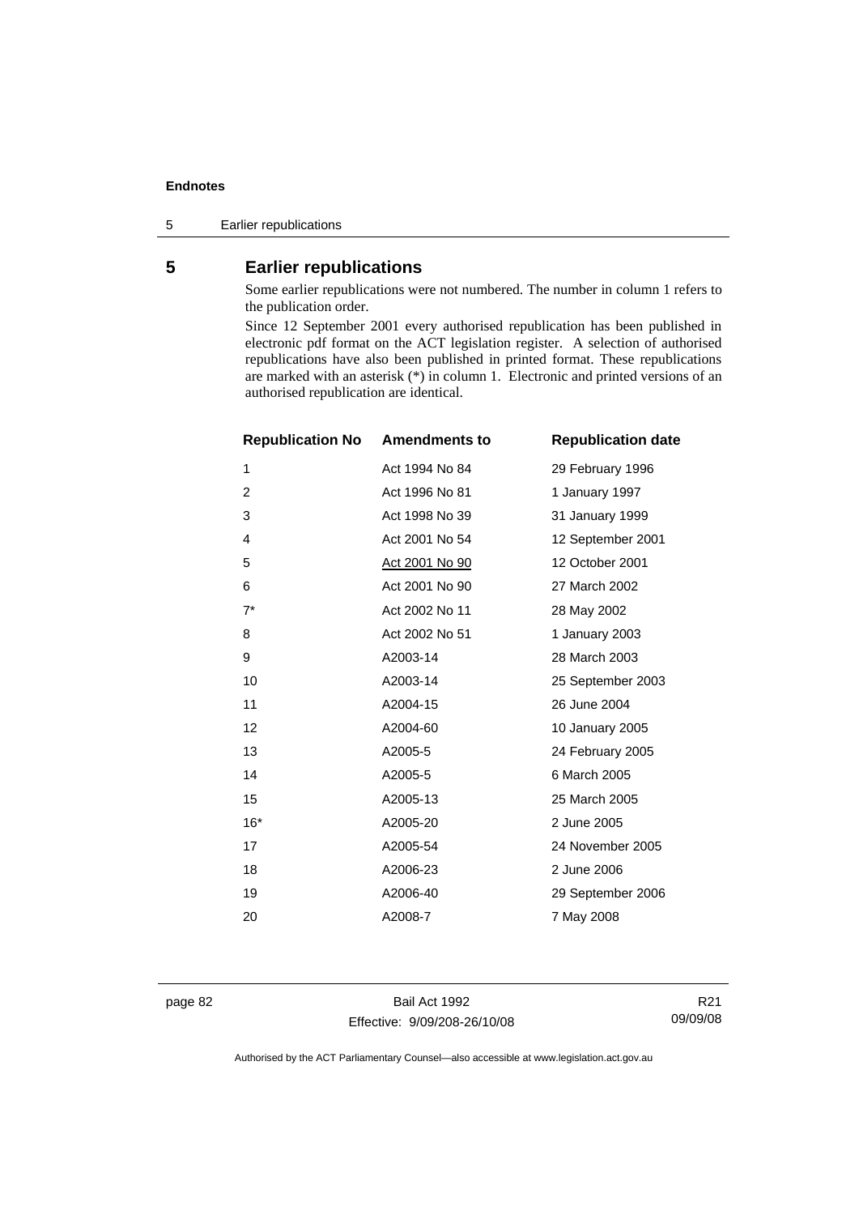## 5 Earlier republications

Some earlier republications were not numbered. The number in column 1 refers to the publication order.

Since 12 September 2001 every authorised republication has been published in electronic pdf format on the ACT legislation register. A selection of authorised republications have also been published in printed format. These republications are marked with an asterisk (*) in column 1. Electronic and printed versions of an authorised republication are identical.

| Republication No | Amendments to | Republication date |
|---|---|---|
| 1 | Act 1994 No 84 | 29 February 1996 |
| 2 | Act 1996 No 81 | 1 January 1997 |
| 3 | Act 1998 No 39 | 31 January 1999 |
| 4 | Act 2001 No 54 | 12 September 2001 |
| 5 | Act 2001 No 90 | 12 October 2001 |
| 6 | Act 2001 No 90 | 27 March 2002 |
| 7* | Act 2002 No 11 | 28 May 2002 |
| 8 | Act 2002 No 51 | 1 January 2003 |
| 9 | A2003-14 | 28 March 2003 |
| 10 | A2003-14 | 25 September 2003 |
| 11 | A2004-15 | 26 June 2004 |
| 12 | A2004-60 | 10 January 2005 |
| 13 | A2005-5 | 24 February 2005 |
| 14 | A2005-5 | 6 March 2005 |
| 15 | A2005-13 | 25 March 2005 |
| 16* | A2005-20 | 2 June 2005 |
| 17 | A2005-54 | 24 November 2005 |
| 18 | A2006-23 | 2 June 2006 |
| 19 | A2006-40 | 29 September 2006 |
| 20 | A2008-7 | 7 May 2008 |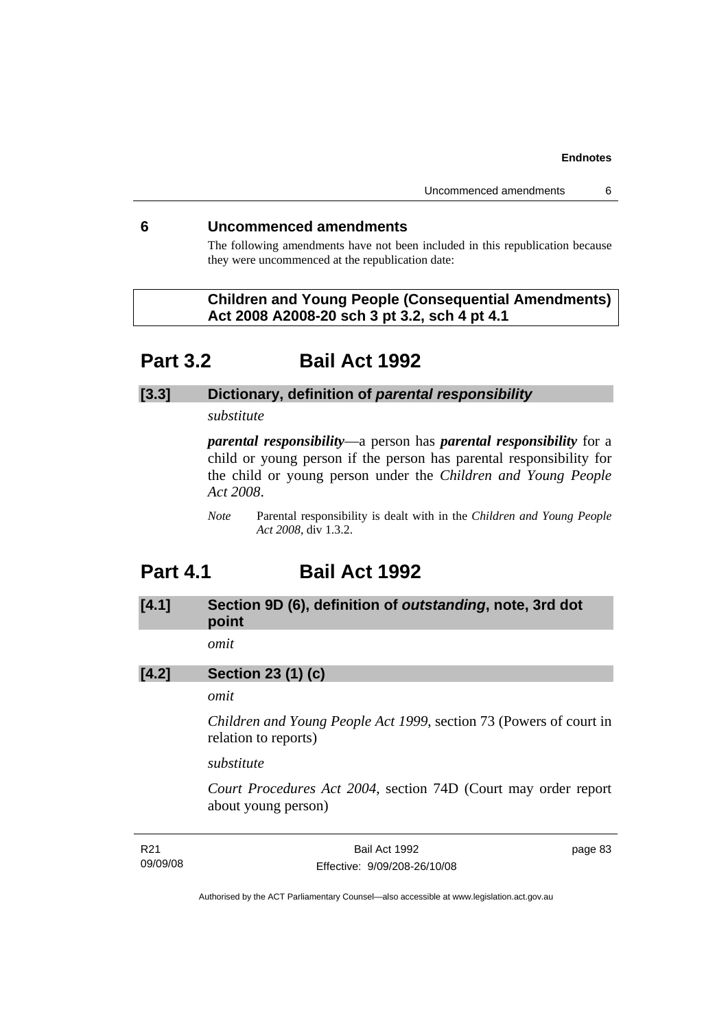## 6 Uncommenced amendments

The following amendments have not been included in this republication because they were uncommenced at the republication date:

**Children and Young People (Consequential Amendments) Act 2008 A2008-20 sch 3 pt 3.2, sch 4 pt 4.1**

# Part 3.2 Bail Act 1992

### [3.3] Dictionary, definition of *parental responsibility*

*substitute*

***parental responsibility***—a person has ***parental responsibility*** for a child or young person if the person has parental responsibility for the child or young person under the *Children and Young People Act 2008*.

*Note* Parental responsibility is dealt with in the *Children and Young People Act 2008*, div 1.3.2.

# Part 4.1 Bail Act 1992

### [4.1] Section 9D (6), definition of *outstanding*, note, 3rd dot point

*omit*

### [4.2] Section 23 (1) (c)

*omit*

*Children and Young People Act 1999*, section 73 (Powers of court in relation to reports)

*substitute*

*Court Procedures Act 2004*, section 74D (Court may order report about young person)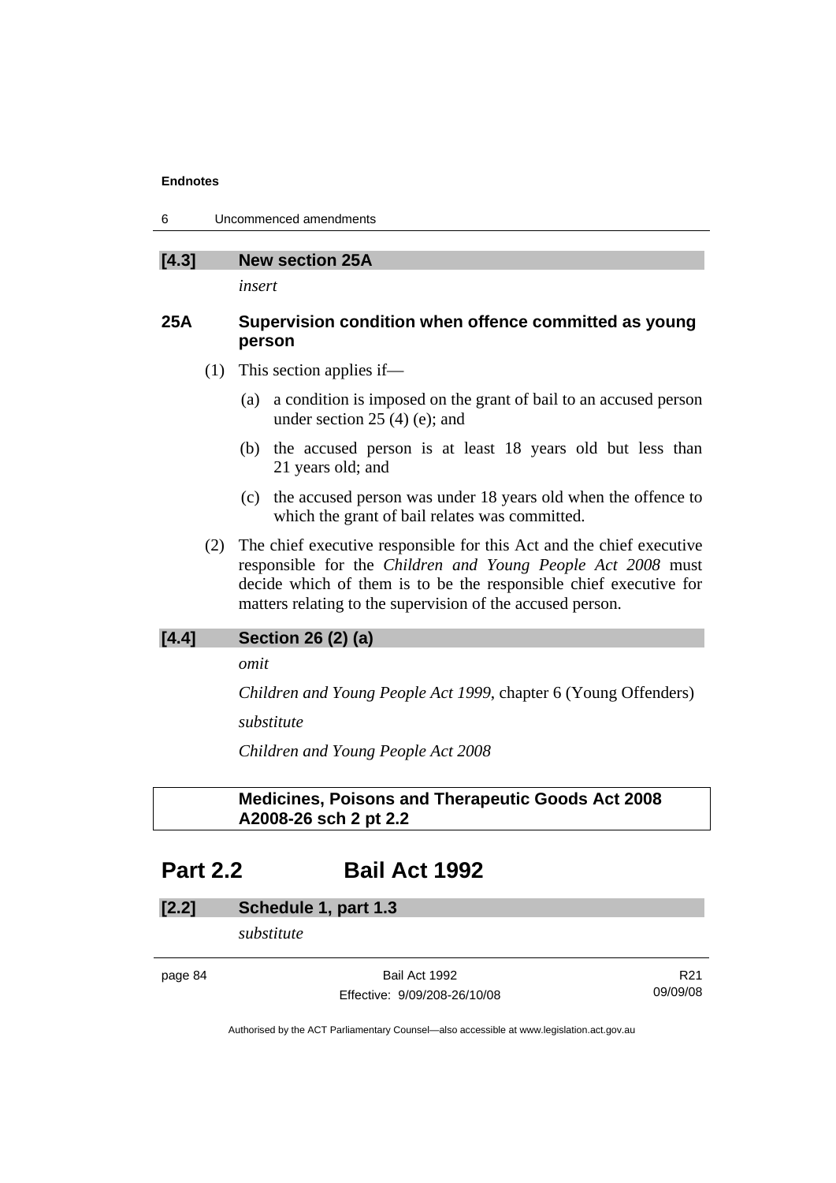**[4.3] New section 25A**

*insert*

**25A Supervision condition when offence committed as young person**

(1) This section applies if—

(a) a condition is imposed on the grant of bail to an accused person under section 25 (4) (e); and

(b) the accused person is at least 18 years old but less than 21 years old; and

(c) the accused person was under 18 years old when the offence to which the grant of bail relates was committed.

(2) The chief executive responsible for this Act and the chief executive responsible for the *Children and Young People Act 2008* must decide which of them is to be the responsible chief executive for matters relating to the supervision of the accused person.

**[4.4] Section 26 (2) (a)**

*omit*

*Children and Young People Act 1999*, chapter 6 (Young Offenders)

*substitute*

*Children and Young People Act 2008*

**Medicines, Poisons and Therapeutic Goods Act 2008 A2008-26 sch 2 pt 2.2**

## Part 2.2 Bail Act 1992

**[2.2] Schedule 1, part 1.3**

*substitute*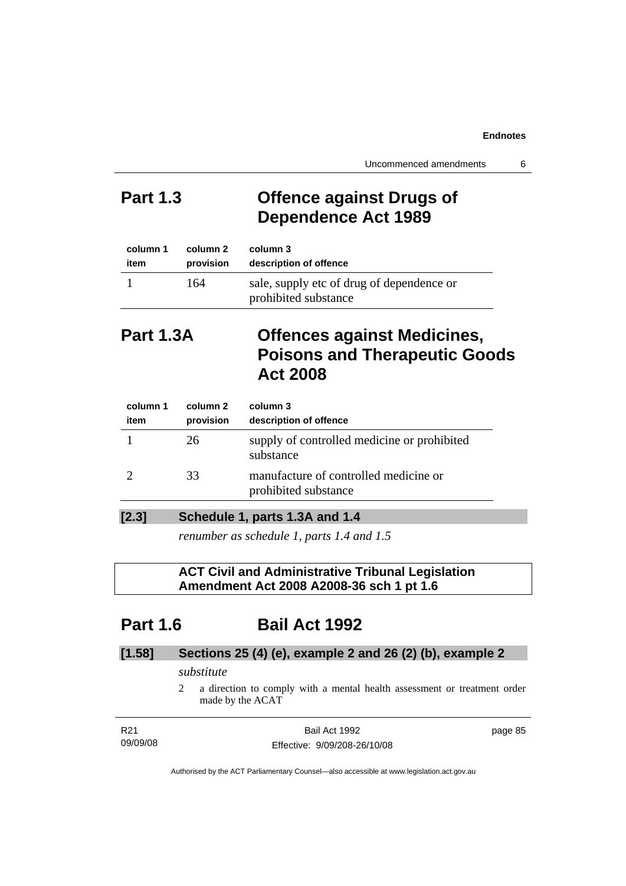# Part 1.3 Offence against Drugs of Dependence Act 1989

| column 1 item | column 2 provision | column 3 description of offence |
|---|---|---|
| 1 | 164 | sale, supply etc of drug of dependence or prohibited substance |

# Part 1.3A Offences against Medicines, Poisons and Therapeutic Goods Act 2008

| column 1 item | column 2 provision | column 3 description of offence |
|---|---|---|
| 1 | 26 | supply of controlled medicine or prohibited substance |
| 2 | 33 | manufacture of controlled medicine or prohibited substance |

### [2.3] Schedule 1, parts 1.3A and 1.4

*renumber as schedule 1, parts 1.4 and 1.5*

**ACT Civil and Administrative Tribunal Legislation Amendment Act 2008 A2008-36 sch 1 pt 1.6**

# Part 1.6 Bail Act 1992

### [1.58] Sections 25 (4) (e), example 2 and 26 (2) (b), example 2

*substitute*

2 a direction to comply with a mental health assessment or treatment order made by the ACAT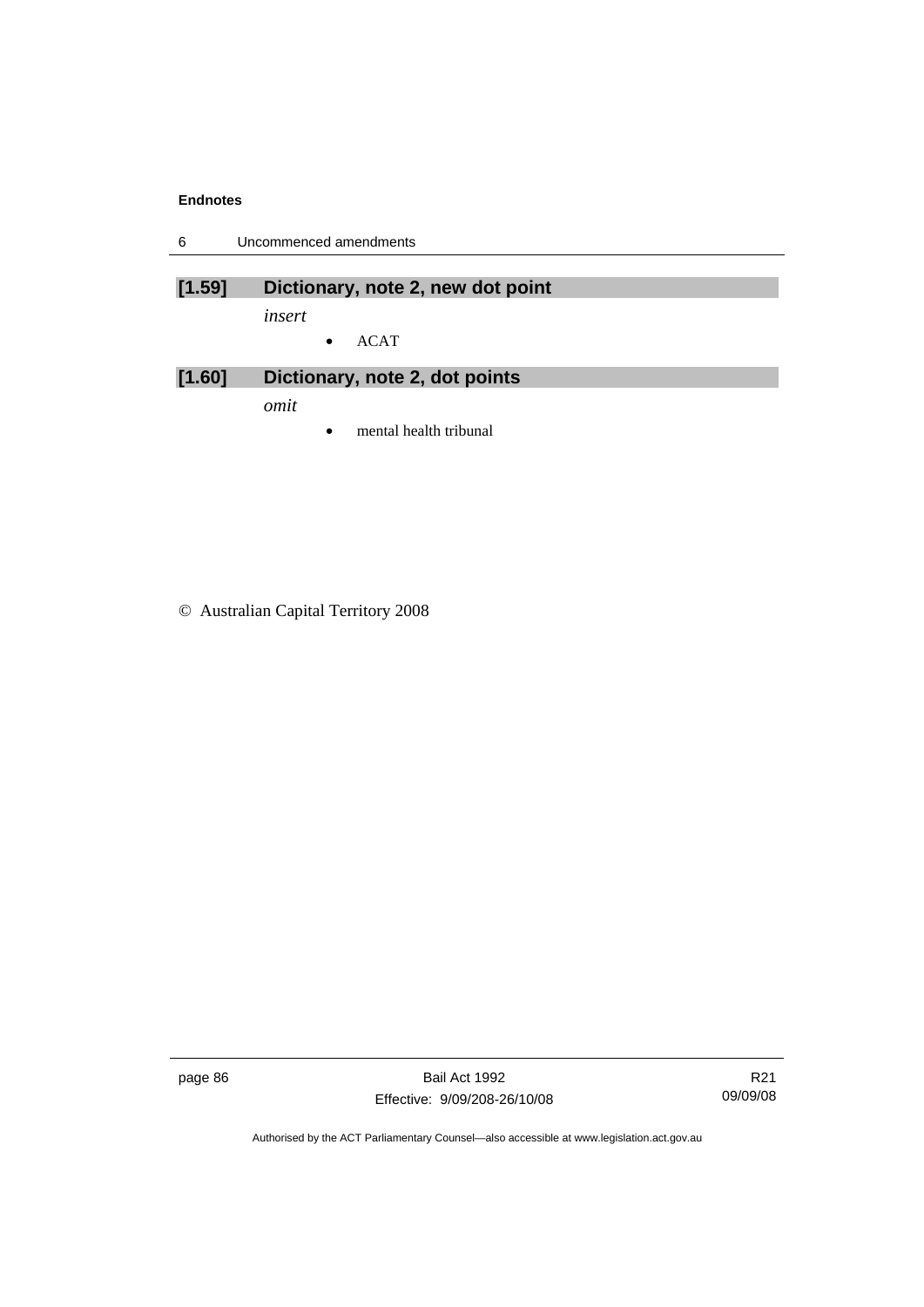**[1.59] Dictionary, note 2, new dot point**

*insert*

- ACAT

**[1.60] Dictionary, note 2, dot points**

*omit*

- mental health tribunal

© Australian Capital Territory 2008